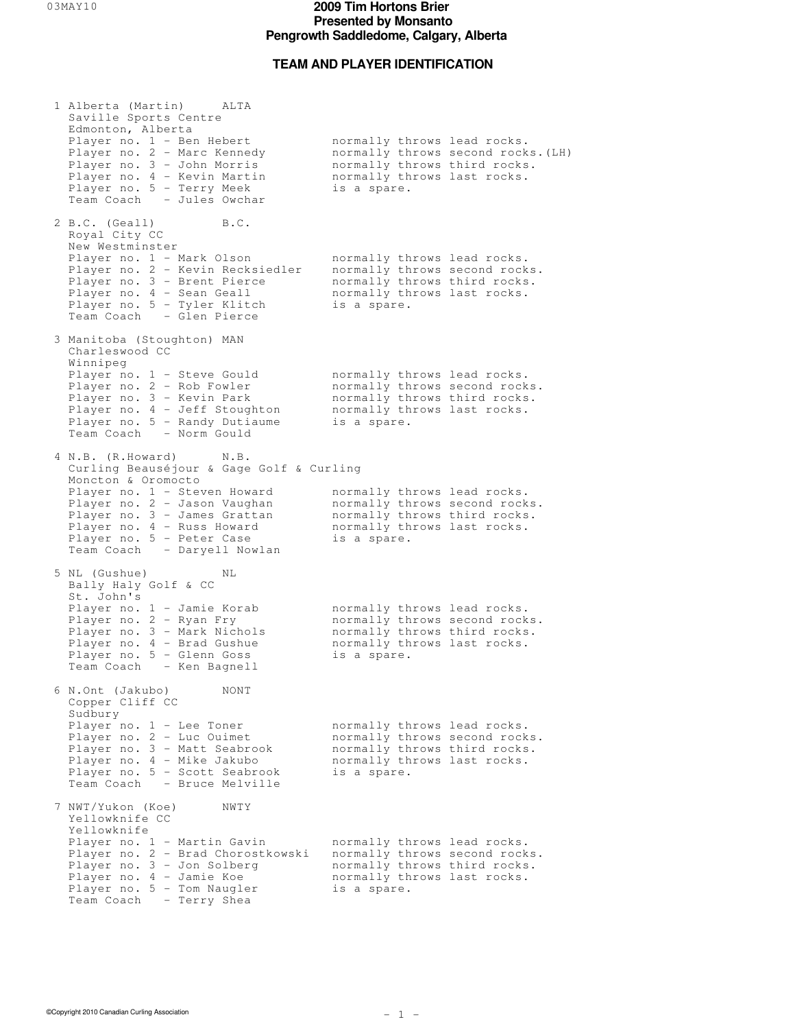# 2009 Tim Hortons Brier
# Presented by Monsanto
# Pengrowth Saddledome, Calgary, Alberta

## TEAM AND PLAYER IDENTIFICATION

1 Alberta (Martin) ALTA
Saville Sports Centre
Edmonton, Alberta

| | |
|---|---|
| Player no. 1 - Ben Hebert | normally throws lead rocks. |
| Player no. 2 - Marc Kennedy | normally throws second rocks.(LH) |
| Player no. 3 - John Morris | normally throws third rocks. |
| Player no. 4 - Kevin Martin | normally throws last rocks. |
| Player no. 5 - Terry Meek | is a spare. |
| Team Coach - Jules Owchar | |

2 B.C. (Geall) B.C.
Royal City CC
New Westminster

| | |
|---|---|
| Player no. 1 - Mark Olson | normally throws lead rocks. |
| Player no. 2 - Kevin Recksiedler | normally throws second rocks. |
| Player no. 3 - Brent Pierce | normally throws third rocks. |
| Player no. 4 - Sean Geall | normally throws last rocks. |
| Player no. 5 - Tyler Klitch | is a spare. |
| Team Coach - Glen Pierce | |

3 Manitoba (Stoughton) MAN
Charleswood CC
Winnipeg

| | |
|---|---|
| Player no. 1 - Steve Gould | normally throws lead rocks. |
| Player no. 2 - Rob Fowler | normally throws second rocks. |
| Player no. 3 - Kevin Park | normally throws third rocks. |
| Player no. 4 - Jeff Stoughton | normally throws last rocks. |
| Player no. 5 - Randy Dutiaume | is a spare. |
| Team Coach - Norm Gould | |

4 N.B. (R.Howard) N.B.
Curling Beauséjour & Gage Golf & Curling
Moncton & Oromocto

| | |
|---|---|
| Player no. 1 - Steven Howard | normally throws lead rocks. |
| Player no. 2 - Jason Vaughan | normally throws second rocks. |
| Player no. 3 - James Grattan | normally throws third rocks. |
| Player no. 4 - Russ Howard | normally throws last rocks. |
| Player no. 5 - Peter Case | is a spare. |
| Team Coach - Daryell Nowlan | |

5 NL (Gushue) NL
Bally Haly Golf & CC
St. John's

| | |
|---|---|
| Player no. 1 - Jamie Korab | normally throws lead rocks. |
| Player no. 2 - Ryan Fry | normally throws second rocks. |
| Player no. 3 - Mark Nichols | normally throws third rocks. |
| Player no. 4 - Brad Gushue | normally throws last rocks. |
| Player no. 5 - Glenn Goss | is a spare. |
| Team Coach - Ken Bagnell | |

6 N.Ont (Jakubo) NONT
Copper Cliff CC
Sudbury

| | |
|---|---|
| Player no. 1 - Lee Toner | normally throws lead rocks. |
| Player no. 2 - Luc Ouimet | normally throws second rocks. |
| Player no. 3 - Matt Seabrook | normally throws third rocks. |
| Player no. 4 - Mike Jakubo | normally throws last rocks. |
| Player no. 5 - Scott Seabrook | is a spare. |
| Team Coach - Bruce Melville | |

7 NWT/Yukon (Koe) NWTY
Yellowknife CC
Yellowknife

| | |
|---|---|
| Player no. 1 - Martin Gavin | normally throws lead rocks. |
| Player no. 2 - Brad Chorostkowski | normally throws second rocks. |
| Player no. 3 - Jon Solberg | normally throws third rocks. |
| Player no. 4 - Jamie Koe | normally throws last rocks. |
| Player no. 5 - Tom Naugler | is a spare. |
| Team Coach - Terry Shea | |

©Copyright 2010 Canadian Curling Association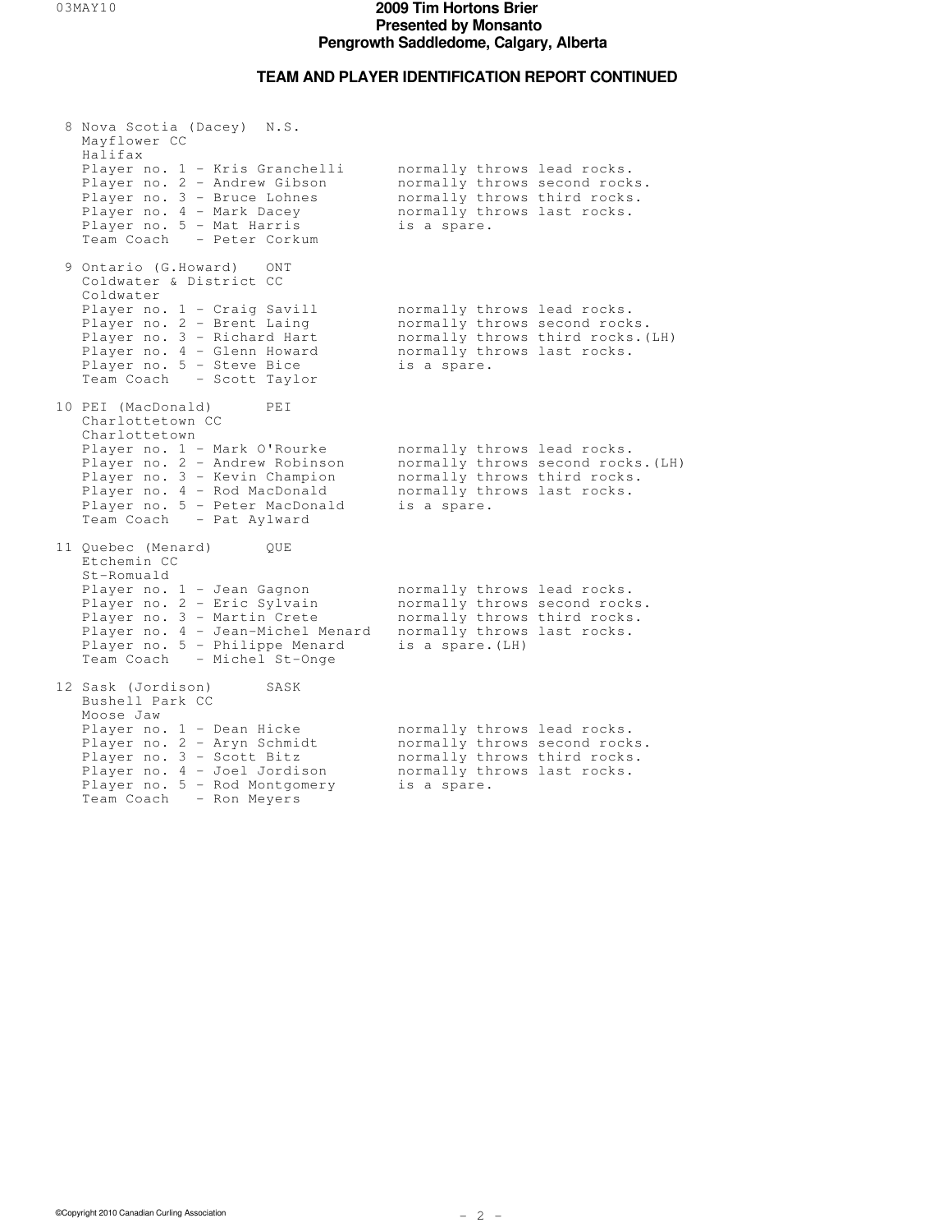# 2009 Tim Hortons Brier
# Presented by Monsanto
# Pengrowth Saddledome, Calgary, Alberta

## TEAM AND PLAYER IDENTIFICATION REPORT CONTINUED

```
 8 Nova Scotia (Dacey)  N.S.
   Mayflower CC
   Halifax
   Player no. 1 - Kris Granchelli      normally throws lead rocks.
   Player no. 2 - Andrew Gibson        normally throws second rocks.
   Player no. 3 - Bruce Lohnes         normally throws third rocks.
   Player no. 4 - Mark Dacey           normally throws last rocks.
   Player no. 5 - Mat Harris           is a spare.
   Team Coach   - Peter Corkum

 9 Ontario (G.Howard)   ONT
   Coldwater & District CC
   Coldwater
   Player no. 1 - Craig Savill         normally throws lead rocks.
   Player no. 2 - Brent Laing          normally throws second rocks.
   Player no. 3 - Richard Hart         normally throws third rocks.(LH)
   Player no. 4 - Glenn Howard         normally throws last rocks.
   Player no. 5 - Steve Bice           is a spare.
   Team Coach   - Scott Taylor

10 PEI (MacDonald)      PEI
   Charlottetown CC
   Charlottetown
   Player no. 1 - Mark O'Rourke        normally throws lead rocks.
   Player no. 2 - Andrew Robinson      normally throws second rocks.(LH)
   Player no. 3 - Kevin Champion       normally throws third rocks.
   Player no. 4 - Rod MacDonald        normally throws last rocks.
   Player no. 5 - Peter MacDonald      is a spare.
   Team Coach   - Pat Aylward

11 Quebec (Menard)      QUE
   Etchemin CC
   St-Romuald
   Player no. 1 - Jean Gagnon          normally throws lead rocks.
   Player no. 2 - Eric Sylvain         normally throws second rocks.
   Player no. 3 - Martin Crete         normally throws third rocks.
   Player no. 4 - Jean-Michel Menard   normally throws last rocks.
   Player no. 5 - Philippe Menard      is a spare.(LH)
   Team Coach   - Michel St-Onge

12 Sask (Jordison)      SASK
   Bushell Park CC
   Moose Jaw
   Player no. 1 - Dean Hicke           normally throws lead rocks.
   Player no. 2 - Aryn Schmidt         normally throws second rocks.
   Player no. 3 - Scott Bitz           normally throws third rocks.
   Player no. 4 - Joel Jordison        normally throws last rocks.
   Player no. 5 - Rod Montgomery       is a spare.
   Team Coach   - Ron Meyers
```

©Copyright 2010 Canadian Curling Association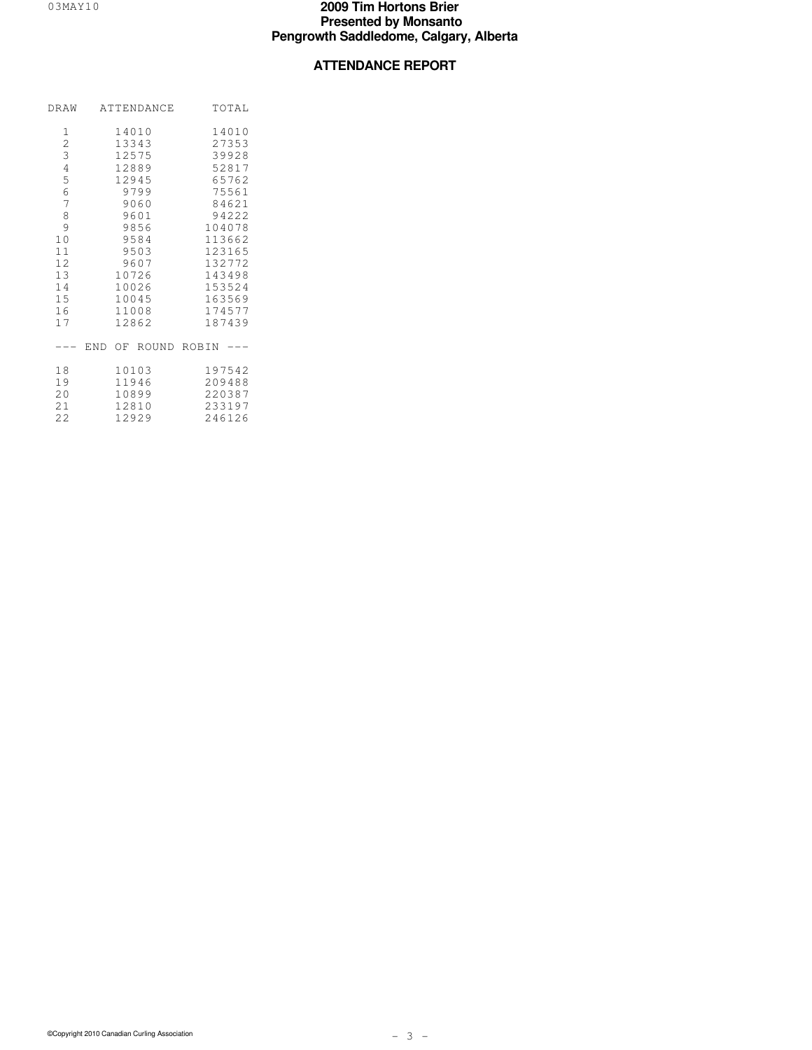# 2009 Tim Hortons Brier
## Presented by Monsanto
## Pengrowth Saddledome, Calgary, Alberta

## ATTENDANCE REPORT

| DRAW | ATTENDANCE | TOTAL |
|---|---|---|
| 1 | 14010 | 14010 |
| 2 | 13343 | 27353 |
| 3 | 12575 | 39928 |
| 4 | 12889 | 52817 |
| 5 | 12945 | 65762 |
| 6 | 9799 | 75561 |
| 7 | 9060 | 84621 |
| 8 | 9601 | 94222 |
| 9 | 9856 | 104078 |
| 10 | 9584 | 113662 |
| 11 | 9503 | 123165 |
| 12 | 9607 | 132772 |
| 13 | 10726 | 143498 |
| 14 | 10026 | 153524 |
| 15 | 10045 | 163569 |
| 16 | 11008 | 174577 |
| 17 | 12862 | 187439 |
| --- END OF ROUND ROBIN --- | | |
| 18 | 10103 | 197542 |
| 19 | 11946 | 209488 |
| 20 | 10899 | 220387 |
| 21 | 12810 | 233197 |
| 22 | 12929 | 246126 |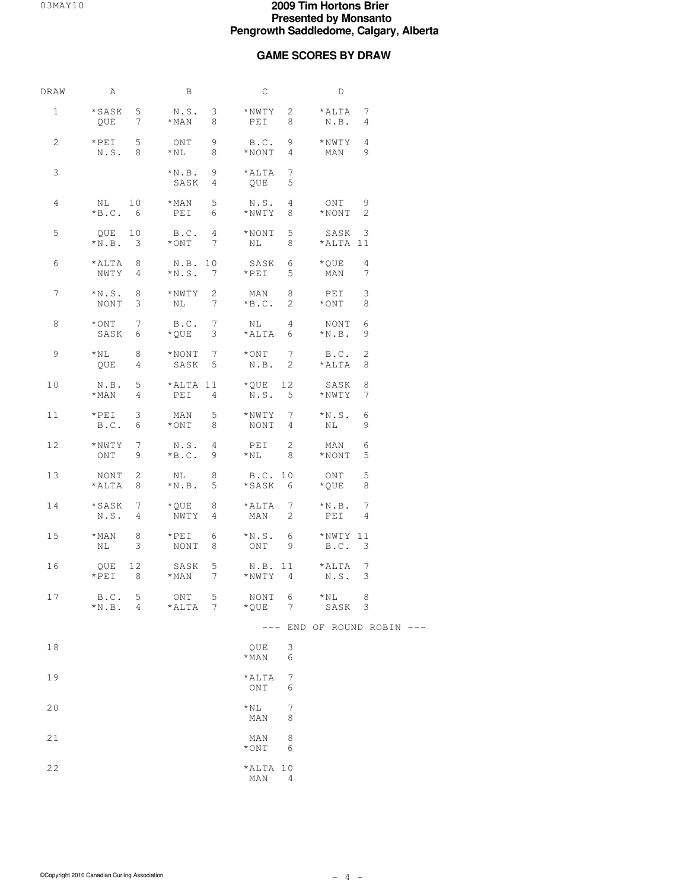# 2009 Tim Hortons Brier
## Presented by Monsanto
## Pengrowth Saddledome, Calgary, Alberta

### GAME SCORES BY DRAW

| DRAW | A | | B | | C | | D | |
|---|---|---|---|---|---|---|---|---|
| 1 | *SASK | 5 | N.S. | 3 | *NWTY | 2 | *ALTA | 7 |
| | QUE | 7 | *MAN | 8 | PEI | 8 | N.B. | 4 |
| 2 | *PEI | 5 | ONT | 9 | B.C. | 9 | *NWTY | 4 |
| | N.S. | 8 | *NL | 8 | *NONT | 4 | MAN | 9 |
| 3 | | | *N.B. | 9 | *ALTA | 7 | | |
| | | | SASK | 4 | QUE | 5 | | |
| 4 | NL | 10 | *MAN | 5 | N.S. | 4 | ONT | 9 |
| | *B.C. | 6 | PEI | 6 | *NWTY | 8 | *NONT | 2 |
| 5 | QUE | 10 | B.C. | 4 | *NONT | 5 | SASK | 3 |
| | *N.B. | 3 | *ONT | 7 | NL | 8 | *ALTA | 11 |
| 6 | *ALTA | 8 | N.B. | 10 | SASK | 6 | *QUE | 4 |
| | NWTY | 4 | *N.S. | 7 | *PEI | 5 | MAN | 7 |
| 7 | *N.S. | 8 | *NWTY | 2 | MAN | 8 | PEI | 3 |
| | NONT | 3 | NL | 7 | *B.C. | 2 | *ONT | 8 |
| 8 | *ONT | 7 | B.C. | 7 | NL | 4 | NONT | 6 |
| | SASK | 6 | *QUE | 3 | *ALTA | 6 | *N.B. | 9 |
| 9 | *NL | 8 | *NONT | 7 | *ONT | 7 | B.C. | 2 |
| | QUE | 4 | SASK | 5 | N.B. | 2 | *ALTA | 8 |
| 10 | N.B. | 5 | *ALTA | 11 | *QUE | 12 | SASK | 8 |
| | *MAN | 4 | PEI | 4 | N.S. | 5 | *NWTY | 7 |
| 11 | *PEI | 3 | MAN | 5 | *NWTY | 7 | *N.S. | 6 |
| | B.C. | 6 | *ONT | 8 | NONT | 4 | NL | 9 |
| 12 | *NWTY | 7 | N.S. | 4 | PEI | 2 | MAN | 6 |
| | ONT | 9 | *B.C. | 9 | *NL | 8 | *NONT | 5 |
| 13 | NONT | 2 | NL | 8 | B.C. | 10 | ONT | 5 |
| | *ALTA | 8 | *N.B. | 5 | *SASK | 6 | *QUE | 8 |
| 14 | *SASK | 7 | *QUE | 8 | *ALTA | 7 | *N.B. | 7 |
| | N.S. | 4 | NWTY | 4 | MAN | 2 | PEI | 4 |
| 15 | *MAN | 8 | *PEI | 6 | *N.S. | 6 | *NWTY | 11 |
| | NL | 3 | NONT | 8 | ONT | 9 | B.C. | 3 |
| 16 | QUE | 12 | SASK | 5 | N.B. | 11 | *ALTA | 7 |
| | *PEI | 8 | *MAN | 7 | *NWTY | 4 | N.S. | 3 |
| 17 | B.C. | 5 | ONT | 5 | NONT | 6 | *NL | 8 |
| | *N.B. | 4 | *ALTA | 7 | *QUE | 7 | SASK | 3 |

--- END OF ROUND ROBIN ---

| DRAW | C | |
|---|---|---|
| 18 | QUE | 3 |
| | *MAN | 6 |
| 19 | *ALTA | 7 |
| | ONT | 6 |
| 20 | *NL | 7 |
| | MAN | 8 |
| 21 | MAN | 8 |
| | *ONT | 6 |
| 22 | *ALTA | 10 |
| | MAN | 4 |

©Copyright 2010 Canadian Curling Association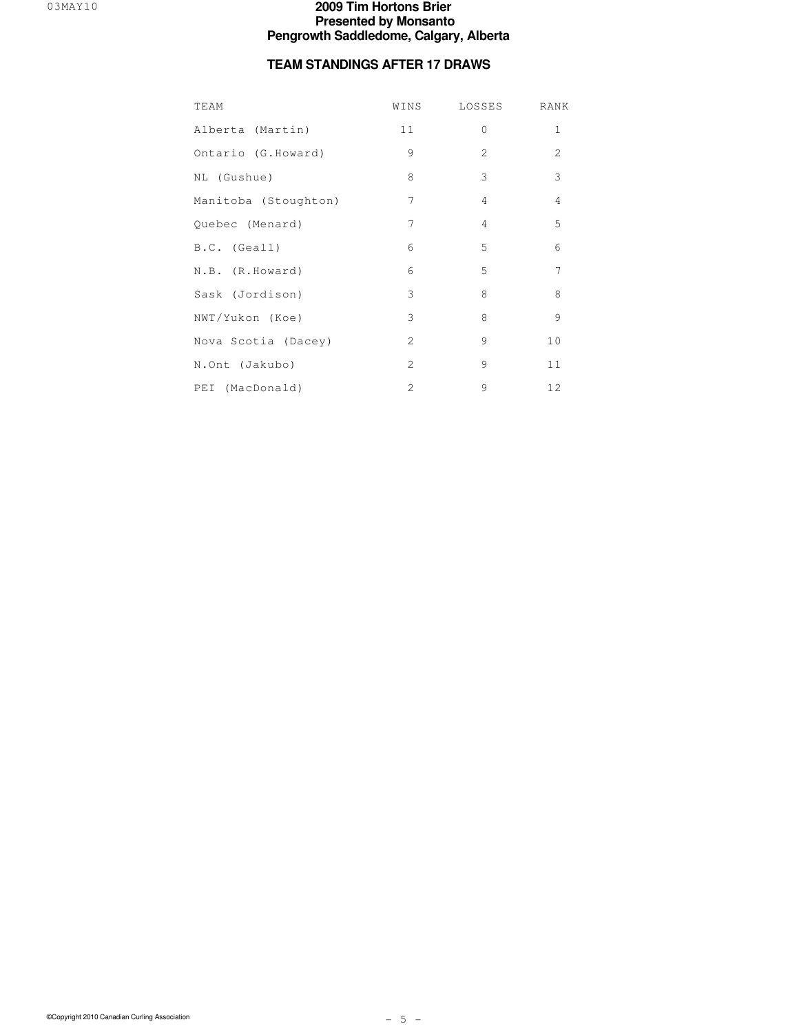# 2009 Tim Hortons Brier
## Presented by Monsanto
## Pengrowth Saddledome, Calgary, Alberta

### TEAM STANDINGS AFTER 17 DRAWS

| TEAM | WINS | LOSSES | RANK |
|---|---|---|---|
| Alberta (Martin) | 11 | 0 | 1 |
| Ontario (G.Howard) | 9 | 2 | 2 |
| NL (Gushue) | 8 | 3 | 3 |
| Manitoba (Stoughton) | 7 | 4 | 4 |
| Quebec (Menard) | 7 | 4 | 5 |
| B.C. (Geall) | 6 | 5 | 6 |
| N.B. (R.Howard) | 6 | 5 | 7 |
| Sask (Jordison) | 3 | 8 | 8 |
| NWT/Yukon (Koe) | 3 | 8 | 9 |
| Nova Scotia (Dacey) | 2 | 9 | 10 |
| N.Ont (Jakubo) | 2 | 9 | 11 |
| PEI (MacDonald) | 2 | 9 | 12 |

©Copyright 2010 Canadian Curling Association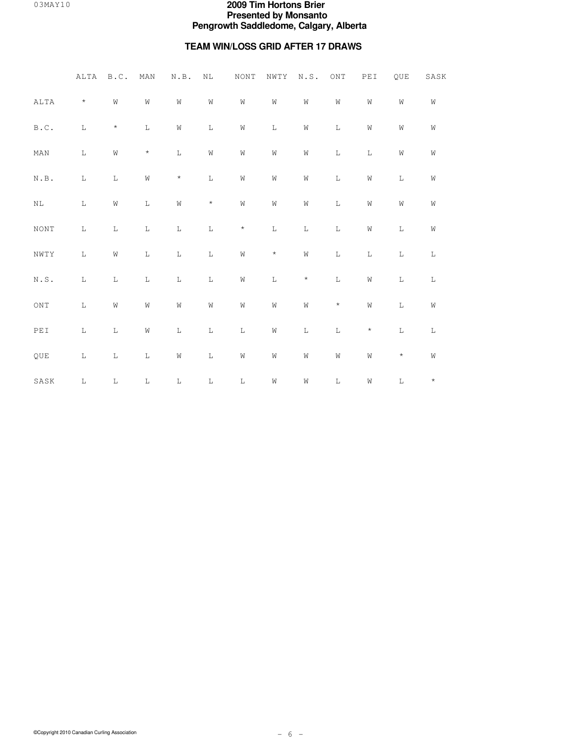# 2009 Tim Hortons Brier
## Presented by Monsanto
## Pengrowth Saddledome, Calgary, Alberta

### TEAM WIN/LOSS GRID AFTER 17 DRAWS

| | ALTA | B.C. | MAN | N.B. | NL | NONT | NWTY | N.S. | ONT | PEI | QUE | SASK |
|---|---|---|---|---|---|---|---|---|---|---|---|---|
| ALTA | * | W | W | W | W | W | W | W | W | W | W | W |
| B.C. | L | * | L | W | L | W | L | W | L | W | W | W |
| MAN | L | W | * | L | W | W | W | W | L | L | W | W |
| N.B. | L | L | W | * | L | W | W | W | L | W | L | W |
| NL | L | W | L | W | * | W | W | W | L | W | W | W |
| NONT | L | L | L | L | L | * | L | L | L | W | L | W |
| NWTY | L | W | L | L | L | W | * | W | L | L | L | L |
| N.S. | L | L | L | L | L | W | L | * | L | W | L | L |
| ONT | L | W | W | W | W | W | W | W | * | W | L | W |
| PEI | L | L | W | L | L | L | W | L | L | * | L | L |
| QUE | L | L | L | W | L | W | W | W | W | W | * | W |
| SASK | L | L | L | L | L | L | W | W | L | W | L | * |

©Copyright 2010 Canadian Curling Association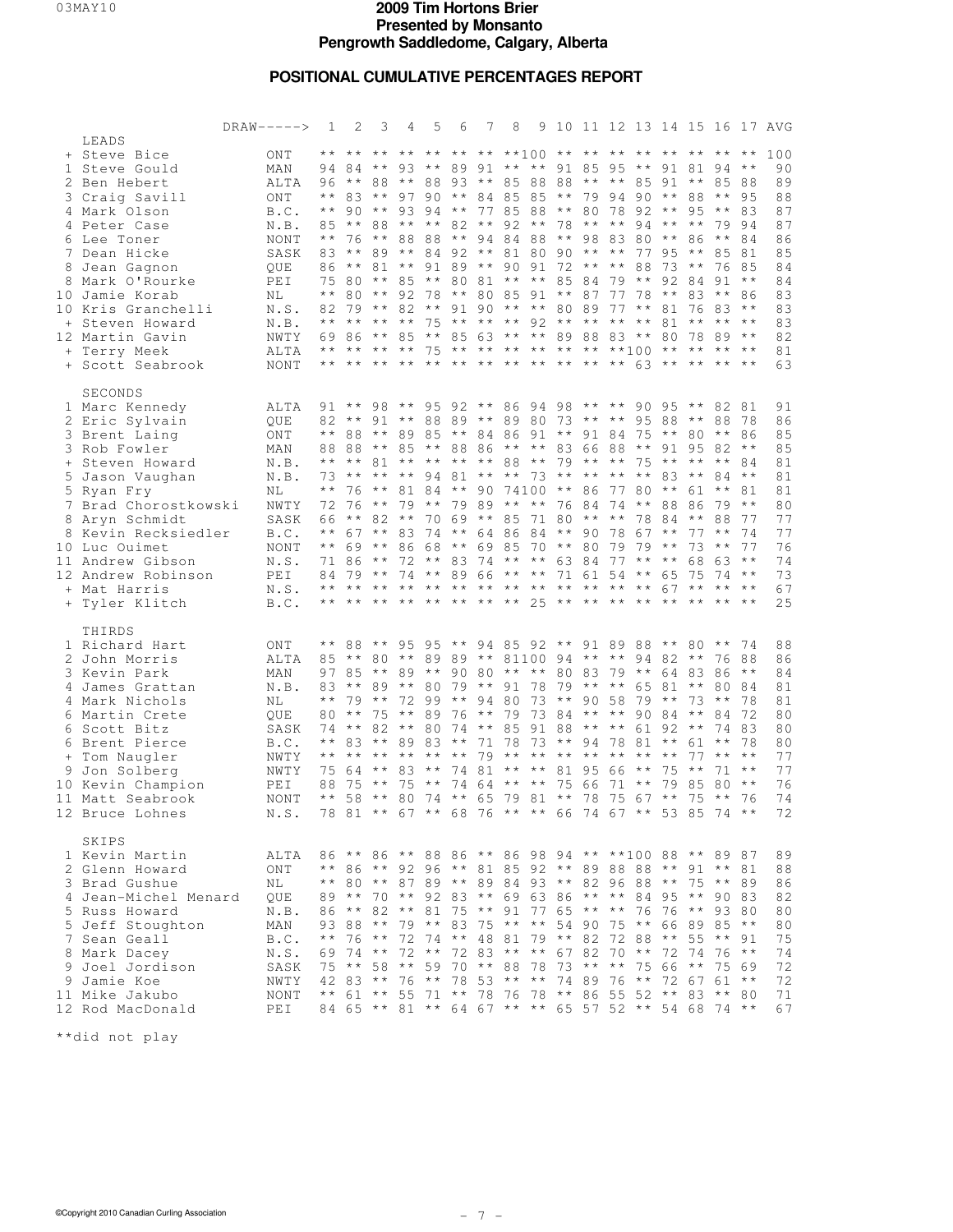# 2009 Tim Hortons Brier
**Presented by Monsanto**
**Pengrowth Saddledome, Calgary, Alberta**

## POSITIONAL CUMULATIVE PERCENTAGES REPORT

| | | DRAW-----> | 1 | 2 | 3 | 4 | 5 | 6 | 7 | 8 | 9 | 10 | 11 | 12 | 13 | 14 | 15 | 16 | 17 | AVG |
|---|---|---|---|---|---|---|---|---|---|---|---|---|---|---|---|---|---|---|---|---|
| **LEADS** | | | | | | | | | | | | | | | | | | | | |
| + | Steve Bice | ONT | ** | ** | ** | ** | ** | ** | ** | ** | 100 | ** | ** | ** | ** | ** | ** | ** | ** | 100 |
| 1 | Steve Gould | MAN | 94 | 84 | ** | 93 | ** | 89 | 91 | ** | ** | 91 | 85 | 95 | ** | 91 | 81 | 94 | ** | 90 |
| 2 | Ben Hebert | ALTA | 96 | ** | 88 | ** | 88 | 93 | ** | 85 | 88 | 88 | ** | ** | 85 | 91 | ** | 85 | 88 | 89 |
| 3 | Craig Savill | ONT | ** | 83 | ** | 97 | 90 | ** | 84 | 85 | 85 | ** | 79 | 94 | 90 | ** | 88 | ** | 95 | 88 |
| 4 | Mark Olson | B.C. | ** | 90 | ** | 93 | 94 | ** | 77 | 85 | 88 | ** | 80 | 78 | 92 | ** | 95 | ** | 83 | 87 |
| 4 | Peter Case | N.B. | 85 | ** | 88 | ** | ** | 82 | ** | 92 | ** | 78 | ** | ** | 94 | ** | ** | 79 | 94 | 87 |
| 6 | Lee Toner | NONT | ** | 76 | ** | 88 | 88 | ** | 94 | 84 | 88 | ** | 98 | 83 | 80 | ** | 86 | ** | 84 | 86 |
| 7 | Dean Hicke | SASK | 83 | ** | 89 | ** | 84 | 92 | ** | 81 | 80 | 90 | ** | ** | 77 | 95 | ** | 85 | 81 | 85 |
| 8 | Jean Gagnon | QUE | 86 | ** | 81 | ** | 91 | 89 | ** | 90 | 91 | 72 | ** | ** | 88 | 73 | ** | 76 | 85 | 84 |
| 8 | Mark O'Rourke | PEI | 75 | 80 | ** | 85 | ** | 80 | 81 | ** | ** | 85 | 84 | 79 | ** | 92 | 84 | 91 | ** | 84 |
| 10 | Jamie Korab | NL | ** | 80 | ** | 92 | 78 | ** | 80 | 85 | 91 | ** | 87 | 77 | 78 | ** | 83 | ** | 86 | 83 |
| 10 | Kris Granchelli | N.S. | 82 | 79 | ** | 82 | ** | 91 | 90 | ** | ** | 80 | 89 | 77 | ** | 81 | 76 | 83 | ** | 83 |
| + | Steven Howard | N.B. | ** | ** | ** | ** | 75 | ** | ** | ** | 92 | ** | ** | ** | ** | 81 | ** | ** | ** | 83 |
| 12 | Martin Gavin | NWTY | 69 | 86 | ** | 85 | ** | 85 | 63 | ** | ** | 89 | 88 | 83 | ** | 80 | 78 | 89 | ** | 82 |
| + | Terry Meek | ALTA | ** | ** | ** | ** | 75 | ** | ** | ** | ** | ** | ** | ** | 100 | ** | ** | ** | ** | 81 |
| + | Scott Seabrook | NONT | ** | ** | ** | ** | ** | ** | ** | ** | ** | ** | ** | ** | 63 | ** | ** | ** | ** | 63 |
| **SECONDS** | | | | | | | | | | | | | | | | | | | | |
| 1 | Marc Kennedy | ALTA | 91 | ** | 98 | ** | 95 | 92 | ** | 86 | 94 | 98 | ** | ** | 90 | 95 | ** | 82 | 81 | 91 |
| 2 | Eric Sylvain | QUE | 82 | ** | 91 | ** | 88 | 89 | ** | 89 | 80 | 73 | ** | ** | 95 | 88 | ** | 88 | 78 | 86 |
| 3 | Brent Laing | ONT | ** | 88 | ** | 89 | 85 | ** | 84 | 86 | 91 | ** | 91 | 84 | 75 | ** | 80 | ** | 86 | 85 |
| 3 | Rob Fowler | MAN | 88 | 88 | ** | 85 | ** | 88 | 86 | ** | ** | 83 | 66 | 88 | ** | 91 | 95 | 82 | ** | 85 |
| + | Steven Howard | N.B. | ** | ** | 81 | ** | ** | ** | ** | 88 | ** | 79 | ** | ** | 75 | ** | ** | ** | 84 | 81 |
| 5 | Jason Vaughan | N.B. | 73 | ** | ** | ** | 94 | 81 | ** | ** | 73 | ** | ** | ** | ** | 83 | ** | 84 | ** | 81 |
| 5 | Ryan Fry | NL | ** | 76 | ** | 81 | 84 | ** | 90 | 74 | 100 | ** | 86 | 77 | 80 | ** | 61 | ** | 81 | 81 |
| 7 | Brad Chorostkowski | NWTY | 72 | 76 | ** | 79 | ** | 79 | 89 | ** | ** | 76 | 84 | 74 | ** | 88 | 86 | 79 | ** | 80 |
| 8 | Aryn Schmidt | SASK | 66 | ** | 82 | ** | 70 | 69 | ** | 85 | 71 | 80 | ** | ** | 78 | 84 | ** | 88 | 77 | 77 |
| 8 | Kevin Recksiedler | B.C. | ** | 67 | ** | 83 | 74 | ** | 64 | 86 | 84 | ** | 90 | 78 | 67 | ** | 77 | ** | 74 | 77 |
| 10 | Luc Ouimet | NONT | ** | 69 | ** | 86 | 68 | ** | 69 | 85 | 70 | ** | 80 | 79 | 79 | ** | 73 | ** | 77 | 76 |
| 11 | Andrew Gibson | N.S. | 71 | 86 | ** | 72 | ** | 83 | 74 | ** | ** | 63 | 84 | 77 | ** | ** | 68 | 63 | ** | 74 |
| 12 | Andrew Robinson | PEI | 84 | 79 | ** | 74 | ** | 89 | 66 | ** | ** | 71 | 61 | 54 | ** | 65 | 75 | 74 | ** | 73 |
| + | Mat Harris | N.S. | ** | ** | ** | ** | ** | ** | ** | ** | ** | ** | ** | ** | ** | 67 | ** | ** | ** | 67 |
| + | Tyler Klitch | B.C. | ** | ** | ** | ** | ** | ** | ** | ** | 25 | ** | ** | ** | ** | ** | ** | ** | ** | 25 |
| **THIRDS** | | | | | | | | | | | | | | | | | | | | |
| 1 | Richard Hart | ONT | ** | 88 | ** | 95 | 95 | ** | 94 | 85 | 92 | ** | 91 | 89 | 88 | ** | 80 | ** | 74 | 88 |
| 2 | John Morris | ALTA | 85 | ** | 80 | ** | 89 | 89 | ** | 81 | 100 | 94 | ** | ** | 94 | 82 | ** | 76 | 88 | 86 |
| 3 | Kevin Park | MAN | 97 | 85 | ** | 89 | ** | 90 | 80 | ** | ** | 80 | 83 | 79 | ** | 64 | 83 | 86 | ** | 84 |
| 4 | James Grattan | N.B. | 83 | ** | 89 | ** | 80 | 79 | ** | 91 | 78 | 79 | ** | ** | 65 | 81 | ** | 80 | 84 | 81 |
| 4 | Mark Nichols | NL | ** | 79 | ** | 72 | 99 | ** | 94 | 80 | 73 | ** | 90 | 58 | 79 | ** | 73 | ** | 78 | 81 |
| 6 | Martin Crete | QUE | 80 | ** | 75 | ** | 89 | 76 | ** | 79 | 73 | 84 | ** | ** | 90 | 84 | ** | 84 | 72 | 80 |
| 6 | Scott Bitz | SASK | 74 | ** | 82 | ** | 80 | 74 | ** | 85 | 91 | 88 | ** | ** | 61 | 92 | ** | 74 | 83 | 80 |
| 6 | Brent Pierce | B.C. | ** | 83 | ** | 89 | 83 | ** | 71 | 78 | 73 | ** | 94 | 78 | 81 | ** | 61 | ** | 78 | 80 |
| + | Tom Naugler | NWTY | ** | ** | ** | ** | ** | ** | 79 | ** | ** | ** | ** | ** | ** | ** | 77 | ** | ** | 77 |
| 9 | Jon Solberg | NWTY | 75 | 64 | ** | 83 | ** | 74 | 81 | ** | ** | 81 | 95 | 66 | ** | 75 | ** | 71 | ** | 77 |
| 10 | Kevin Champion | PEI | 88 | 75 | ** | 75 | ** | 74 | 64 | ** | ** | 75 | 66 | 71 | ** | 79 | 85 | 80 | ** | 76 |
| 11 | Matt Seabrook | NONT | ** | 58 | ** | 80 | 74 | ** | 65 | 79 | 81 | ** | 78 | 75 | 67 | ** | 75 | ** | 76 | 74 |
| 12 | Bruce Lohnes | N.S. | 78 | 81 | ** | 67 | ** | 68 | 76 | ** | ** | 66 | 74 | 67 | ** | 53 | 85 | 74 | ** | 72 |
| **SKIPS** | | | | | | | | | | | | | | | | | | | | |
| 1 | Kevin Martin | ALTA | 86 | ** | 86 | ** | 88 | 86 | ** | 86 | 98 | 94 | ** | ** | 100 | 88 | ** | 89 | 87 | 89 |
| 2 | Glenn Howard | ONT | ** | 86 | ** | 92 | 96 | ** | 81 | 85 | 92 | ** | 89 | 88 | 88 | ** | 91 | ** | 81 | 88 |
| 3 | Brad Gushue | NL | ** | 80 | ** | 87 | 89 | ** | 89 | 84 | 93 | ** | 82 | 96 | 88 | ** | 75 | ** | 89 | 86 |
| 4 | Jean-Michel Menard | QUE | 89 | ** | 70 | ** | 92 | 83 | ** | 69 | 63 | 86 | ** | ** | 84 | 95 | ** | 90 | 83 | 82 |
| 5 | Russ Howard | N.B. | 86 | ** | 82 | ** | 81 | 75 | ** | 91 | 77 | 65 | ** | ** | 76 | 76 | ** | 93 | 80 | 80 |
| 5 | Jeff Stoughton | MAN | 93 | 88 | ** | 79 | ** | 83 | 75 | ** | ** | 54 | 90 | 75 | ** | 66 | 89 | 85 | ** | 80 |
| 7 | Sean Geall | B.C. | ** | 76 | ** | 72 | 74 | ** | 48 | 81 | 79 | ** | 82 | 72 | 88 | ** | 55 | ** | 91 | 75 |
| 8 | Mark Dacey | N.S. | 69 | 74 | ** | 72 | ** | 72 | 83 | ** | ** | 67 | 82 | 70 | ** | 72 | 74 | 76 | ** | 74 |
| 9 | Joel Jordison | SASK | 75 | ** | 58 | ** | 59 | 70 | ** | 88 | 78 | 73 | ** | ** | 75 | 66 | ** | 75 | 69 | 72 |
| 9 | Jamie Koe | NWTY | 42 | 83 | ** | 76 | ** | 78 | 53 | ** | ** | 74 | 89 | 76 | ** | 72 | 67 | 61 | ** | 72 |
| 11 | Mike Jakubo | NONT | ** | 61 | ** | 55 | 71 | ** | 78 | 76 | 78 | ** | 86 | 55 | 52 | ** | 83 | ** | 80 | 71 |
| 12 | Rod MacDonald | PEI | 84 | 65 | ** | 81 | ** | 64 | 67 | ** | ** | 65 | 57 | 52 | ** | 54 | 68 | 74 | ** | 67 |

**did not play

©Copyright 2010 Canadian Curling Association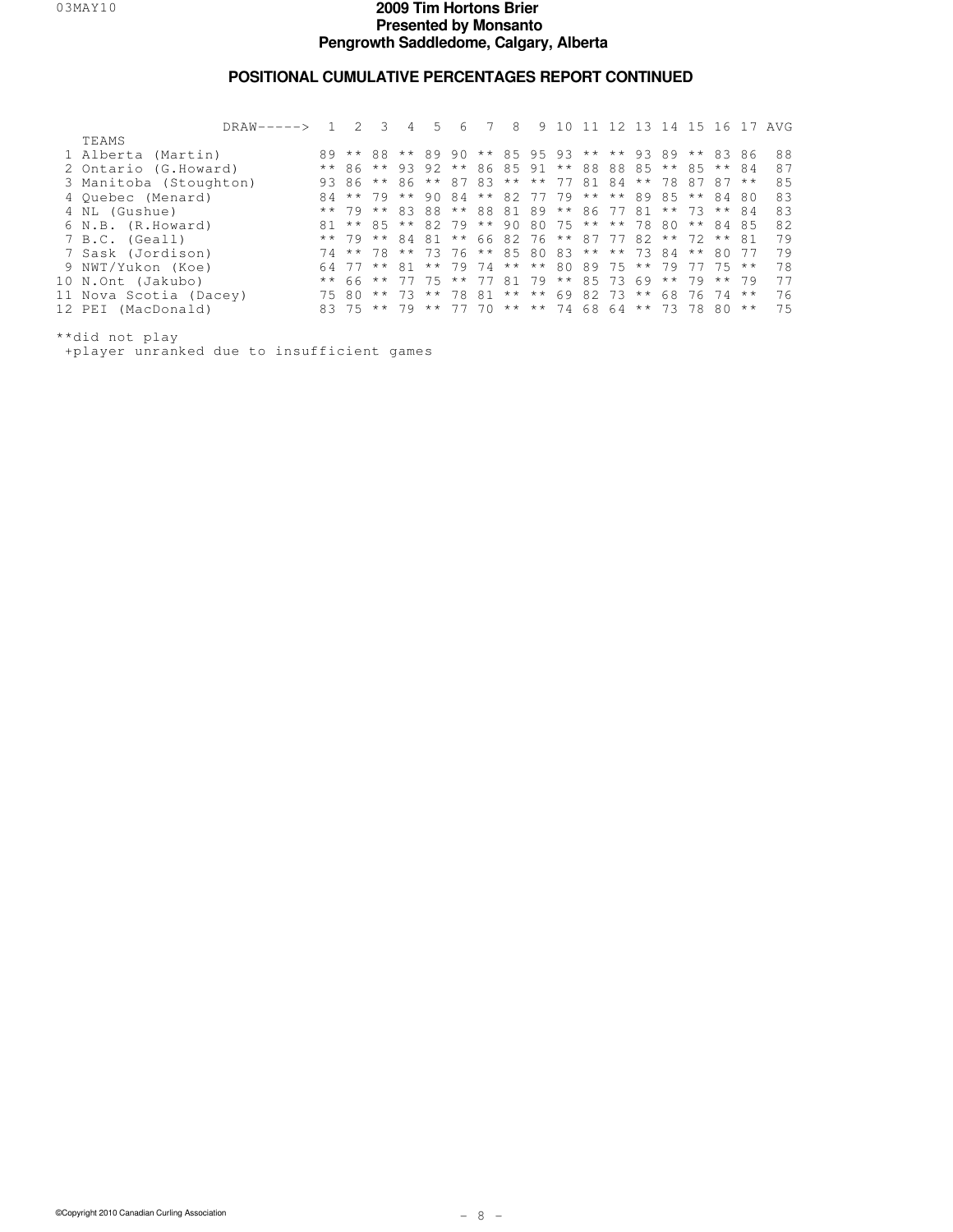# 2009 Tim Hortons Brier
## Presented by Monsanto
## Pengrowth Saddledome, Calgary, Alberta

### POSITIONAL CUMULATIVE PERCENTAGES REPORT CONTINUED

| TEAMS | 1 | 2 | 3 | 4 | 5 | 6 | 7 | 8 | 9 | 10 | 11 | 12 | 13 | 14 | 15 | 16 | 17 | AVG |
|---|---|---|---|---|---|---|---|---|---|---|---|---|---|---|---|---|---|---|
| 1 Alberta (Martin) | 89 | ** | 88 | ** | 89 | 90 | ** | 85 | 95 | 93 | ** | ** | 93 | 89 | ** | 83 | 86 | 88 |
| 2 Ontario (G.Howard) | ** | 86 | ** | 93 | 92 | ** | 86 | 85 | 91 | ** | 88 | 88 | 85 | ** | 85 | ** | 84 | 87 |
| 3 Manitoba (Stoughton) | 93 | 86 | ** | 86 | ** | 87 | 83 | ** | ** | 77 | 81 | 84 | ** | 78 | 87 | 87 | ** | 85 |
| 4 Quebec (Menard) | 84 | ** | 79 | ** | 90 | 84 | ** | 82 | 77 | 79 | ** | ** | 89 | 85 | ** | 84 | 80 | 83 |
| 4 NL (Gushue) | ** | 79 | ** | 83 | 88 | ** | 88 | 81 | 89 | ** | 86 | 77 | 81 | ** | 73 | ** | 84 | 83 |
| 6 N.B. (R.Howard) | 81 | ** | 85 | ** | 82 | 79 | ** | 90 | 80 | 75 | ** | ** | 78 | 80 | ** | 84 | 85 | 82 |
| 7 B.C. (Geall) | ** | 79 | ** | 84 | 81 | ** | 66 | 82 | 76 | ** | 87 | 77 | 82 | ** | 72 | ** | 81 | 79 |
| 7 Sask (Jordison) | 74 | ** | 78 | ** | 73 | 76 | ** | 85 | 80 | 83 | ** | ** | 73 | 84 | ** | 80 | 77 | 79 |
| 9 NWT/Yukon (Koe) | 64 | 77 | ** | 81 | ** | 79 | 74 | ** | ** | 80 | 89 | 75 | ** | 79 | 77 | 75 | ** | 78 |
| 10 N.Ont (Jakubo) | ** | 66 | ** | 77 | 75 | ** | 77 | 81 | 79 | ** | 85 | 73 | 69 | ** | 79 | ** | 79 | 77 |
| 11 Nova Scotia (Dacey) | 75 | 80 | ** | 73 | ** | 78 | 81 | ** | ** | 69 | 82 | 73 | ** | 68 | 76 | 74 | ** | 76 |
| 12 PEI (MacDonald) | 83 | 75 | ** | 79 | ** | 77 | 70 | ** | ** | 74 | 68 | 64 | ** | 73 | 78 | 80 | ** | 75 |

**did not play

+player unranked due to insufficient games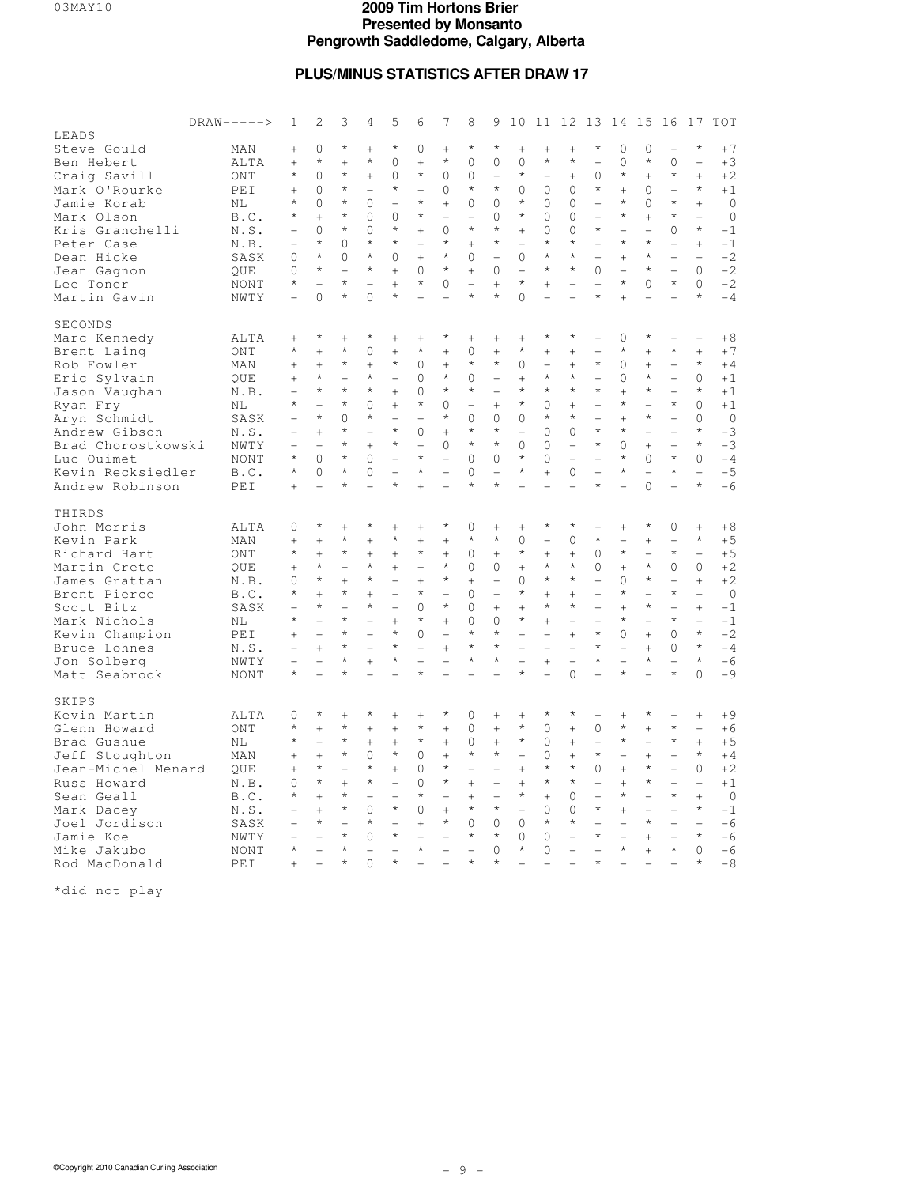# 2009 Tim Hortons Brier
## Presented by Monsanto
## Pengrowth Saddledome, Calgary, Alberta

### PLUS/MINUS STATISTICS AFTER DRAW 17

| DRAW-----> | | 1 | 2 | 3 | 4 | 5 | 6 | 7 | 8 | 9 | 10 | 11 | 12 | 13 | 14 | 15 | 16 | 17 | TOT |
|---|---|---|---|---|---|---|---|---|---|---|---|---|---|---|---|---|---|---|---|
| **LEADS** | | | | | | | | | | | | | | | | | | | |
| Steve Gould | MAN | + | 0 | * | + | * | 0 | + | * | * | + | + | + | * | 0 | 0 | + | * | +7 |
| Ben Hebert | ALTA | + | * | + | * | 0 | + | * | 0 | 0 | 0 | * | * | + | 0 | * | 0 | – | +3 |
| Craig Savill | ONT | * | 0 | * | + | 0 | * | 0 | 0 | – | * | – | + | 0 | * | + | * | + | +2 |
| Mark O'Rourke | PEI | + | 0 | * | – | * | – | 0 | * | * | 0 | 0 | 0 | * | + | 0 | + | * | +1 |
| Jamie Korab | NL | * | 0 | * | 0 | – | * | + | 0 | 0 | * | 0 | 0 | – | * | 0 | * | + | 0 |
| Mark Olson | B.C. | * | + | * | 0 | 0 | * | – | – | 0 | * | 0 | 0 | + | * | + | * | – | 0 |
| Kris Granchelli | N.S. | – | 0 | * | 0 | * | + | 0 | * | * | + | 0 | 0 | * | – | – | 0 | * | -1 |
| Peter Case | N.B. | – | * | 0 | * | * | – | * | + | * | – | * | * | + | * | * | – | + | -1 |
| Dean Hicke | SASK | 0 | * | 0 | * | 0 | + | * | 0 | – | 0 | * | * | – | + | * | – | – | -2 |
| Jean Gagnon | QUE | 0 | * | – | * | + | 0 | * | + | 0 | – | * | * | 0 | – | * | – | 0 | -2 |
| Lee Toner | NONT | * | – | * | – | + | * | 0 | – | + | * | + | – | – | * | 0 | * | 0 | -2 |
| Martin Gavin | NWTY | – | 0 | * | 0 | * | – | – | * | * | 0 | – | – | * | + | – | + | * | -4 |
| **SECONDS** | | | | | | | | | | | | | | | | | | | |
| Marc Kennedy | ALTA | + | * | + | * | + | + | * | + | + | + | * | * | + | 0 | * | + | – | +8 |
| Brent Laing | ONT | * | + | * | 0 | + | * | + | 0 | + | * | + | + | – | * | + | * | + | +7 |
| Rob Fowler | MAN | + | + | * | + | * | 0 | + | * | * | 0 | – | + | * | 0 | + | – | * | +4 |
| Eric Sylvain | QUE | + | * | – | * | – | 0 | * | 0 | – | + | * | * | + | 0 | * | + | 0 | +1 |
| Jason Vaughan | N.B. | – | * | * | * | + | 0 | * | * | – | * | * | * | * | + | * | + | + | +1 |
| Ryan Fry | NL | * | – | * | 0 | + | * | 0 | – | + | * | 0 | + | + | * | – | * | 0 | +1 |
| Aryn Schmidt | SASK | – | * | 0 | * | – | – | * | 0 | 0 | 0 | * | * | + | + | * | + | 0 | 0 |
| Andrew Gibson | N.S. | – | + | * | – | * | 0 | + | * | * | – | 0 | 0 | * | * | – | – | * | -3 |
| Brad Chorostkowski | NWTY | – | – | * | + | * | – | 0 | * | * | 0 | 0 | – | * | 0 | + | – | * | -3 |
| Luc Ouimet | NONT | * | 0 | * | 0 | – | * | – | 0 | 0 | * | 0 | – | – | * | 0 | * | 0 | -4 |
| Kevin Recksiedler | B.C. | * | 0 | * | 0 | – | * | – | 0 | – | * | + | 0 | – | * | – | * | – | -5 |
| Andrew Robinson | PEI | + | – | * | – | * | + | – | * | * | – | – | – | * | – | 0 | – | * | -6 |
| **THIRDS** | | | | | | | | | | | | | | | | | | | |
| John Morris | ALTA | 0 | * | + | * | + | + | * | 0 | + | + | * | * | + | + | * | 0 | + | +8 |
| Kevin Park | MAN | + | + | * | + | * | + | + | * | * | 0 | – | 0 | * | – | + | + | * | +5 |
| Richard Hart | ONT | * | + | * | + | + | * | + | 0 | + | * | + | + | 0 | * | – | * | – | +5 |
| Martin Crete | QUE | + | * | – | * | + | – | * | 0 | 0 | + | * | * | 0 | + | * | 0 | 0 | +2 |
| James Grattan | N.B. | 0 | * | + | * | – | + | * | + | – | 0 | * | * | – | 0 | * | + | + | +2 |
| Brent Pierce | B.C. | * | + | * | + | – | * | – | 0 | – | * | + | + | + | * | – | * | – | 0 |
| Scott Bitz | SASK | – | * | – | * | – | 0 | * | 0 | + | + | * | * | – | + | * | – | + | -1 |
| Mark Nichols | NL | * | – | * | – | + | * | + | 0 | 0 | * | + | – | + | * | – | * | – | -1 |
| Kevin Champion | PEI | + | – | * | – | * | 0 | – | * | * | – | – | + | * | 0 | + | 0 | * | -2 |
| Bruce Lohnes | N.S. | – | + | * | – | * | – | + | * | * | – | – | – | * | – | + | 0 | * | -4 |
| Jon Solberg | NWTY | – | – | * | + | * | – | – | * | * | – | + | – | * | – | * | – | * | -6 |
| Matt Seabrook | NONT | * | – | * | – | – | * | – | – | – | * | – | 0 | – | * | – | * | 0 | -9 |
| **SKIPS** | | | | | | | | | | | | | | | | | | | |
| Kevin Martin | ALTA | 0 | * | + | * | + | + | * | 0 | + | + | * | * | + | + | * | + | + | +9 |
| Glenn Howard | ONT | * | + | * | + | + | * | + | 0 | + | * | 0 | + | 0 | * | + | * | – | +6 |
| Brad Gushue | NL | * | – | * | + | + | * | + | 0 | + | * | 0 | + | + | * | – | * | + | +5 |
| Jeff Stoughton | MAN | + | + | * | 0 | * | 0 | + | * | * | – | 0 | + | * | – | + | + | * | +4 |
| Jean-Michel Menard | QUE | + | * | – | * | + | 0 | * | – | – | + | * | * | 0 | + | * | + | 0 | +2 |
| Russ Howard | N.B. | 0 | * | + | * | – | 0 | * | + | – | + | * | * | – | + | * | + | – | +1 |
| Sean Geall | B.C. | * | + | * | – | – | * | – | + | – | * | + | 0 | + | * | – | * | + | 0 |
| Mark Dacey | N.S. | – | + | * | 0 | * | 0 | + | * | * | – | 0 | 0 | * | + | – | – | * | -1 |
| Joel Jordison | SASK | – | * | – | * | – | + | * | 0 | 0 | 0 | * | * | – | – | * | – | – | -6 |
| Jamie Koe | NWTY | – | – | * | 0 | * | – | – | * | * | 0 | 0 | – | * | – | + | – | * | -6 |
| Mike Jakubo | NONT | * | – | * | – | – | * | – | – | 0 | * | 0 | – | – | * | + | * | 0 | -6 |
| Rod MacDonald | PEI | + | – | * | 0 | * | – | – | * | * | – | – | – | * | – | – | – | * | -8 |

*did not play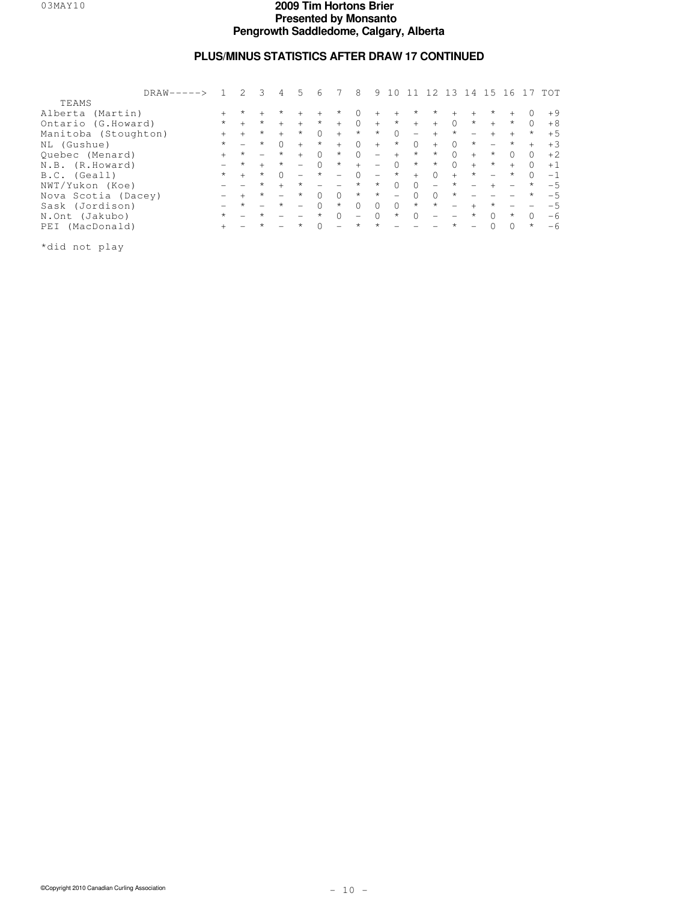# 2009 Tim Hortons Brier
## Presented by Monsanto
## Pengrowth Saddledome, Calgary, Alberta

## PLUS/MINUS STATISTICS AFTER DRAW 17 CONTINUED

| TEAMS | 1 | 2 | 3 | 4 | 5 | 6 | 7 | 8 | 9 | 10 | 11 | 12 | 13 | 14 | 15 | 16 | 17 | TOT |
|---|---|---|---|---|---|---|---|---|---|---|---|---|---|---|---|---|---|---|
| Alberta (Martin) | + | * | + | * | + | + | * | 0 | + | + | * | * | + | + | * | + | 0 | +9 |
| Ontario (G.Howard) | * | + | * | + | + | * | + | 0 | + | * | + | + | 0 | * | + | * | 0 | +8 |
| Manitoba (Stoughton) | + | + | * | + | * | 0 | + | * | * | 0 | - | + | * | - | + | + | * | +5 |
| NL (Gushue) | * | - | * | 0 | + | * | + | 0 | + | * | 0 | + | 0 | * | - | * | + | +3 |
| Quebec (Menard) | + | * | - | * | + | 0 | * | 0 | - | + | * | * | 0 | + | * | 0 | 0 | +2 |
| N.B. (R.Howard) | - | * | + | * | - | 0 | * | + | - | 0 | * | * | 0 | + | * | + | 0 | +1 |
| B.C. (Geall) | * | + | * | 0 | - | * | - | 0 | - | * | + | 0 | + | * | - | * | 0 | -1 |
| NWT/Yukon (Koe) | - | - | * | + | * | - | - | * | * | 0 | 0 | - | * | - | + | - | * | -5 |
| Nova Scotia (Dacey) | - | + | * | - | * | 0 | 0 | * | * | - | 0 | 0 | * | - | - | - | * | -5 |
| Sask (Jordison) | - | * | - | * | - | 0 | * | 0 | 0 | 0 | * | * | - | + | * | - | - | -5 |
| N.Ont (Jakubo) | * | - | * | - | - | * | 0 | - | 0 | * | 0 | - | - | * | 0 | * | 0 | -6 |
| PEI (MacDonald) | + | - | * | - | * | 0 | - | * | * | - | - | - | * | - | 0 | 0 | * | -6 |

*did not play

©Copyright 2010 Canadian Curling Association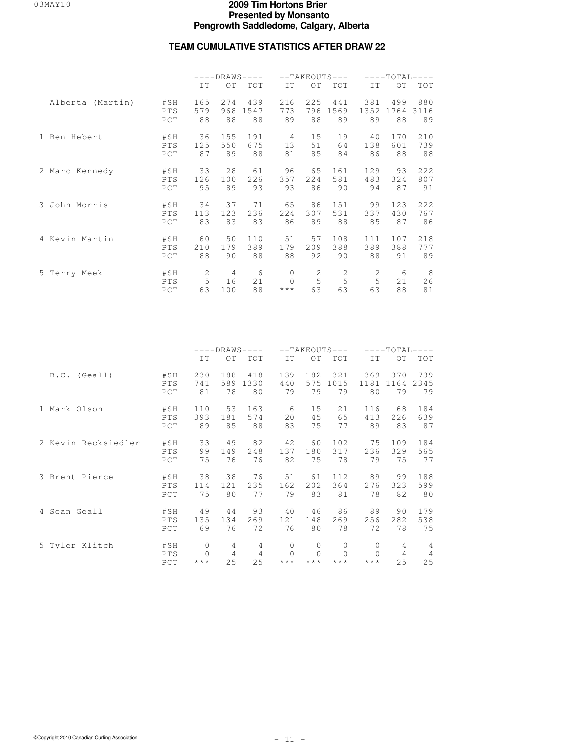# 2009 Tim Hortons Brier
## Presented by Monsanto
## Pengrowth Saddledome, Calgary, Alberta

### TEAM CUMULATIVE STATISTICS AFTER DRAW 22

| | | DRAWS | | | TAKEOUTS | | | TOTAL | | |
|---|---|---|---|---|---|---|---|---|---|---|
| | | IT | OT | TOT | IT | OT | TOT | IT | OT | TOT |
| Alberta (Martin) | #SH | 165 | 274 | 439 | 216 | 225 | 441 | 381 | 499 | 880 |
| | PTS | 579 | 968 | 1547 | 773 | 796 | 1569 | 1352 | 1764 | 3116 |
| | PCT | 88 | 88 | 88 | 89 | 88 | 89 | 89 | 88 | 89 |
| 1 Ben Hebert | #SH | 36 | 155 | 191 | 4 | 15 | 19 | 40 | 170 | 210 |
| | PTS | 125 | 550 | 675 | 13 | 51 | 64 | 138 | 601 | 739 |
| | PCT | 87 | 89 | 88 | 81 | 85 | 84 | 86 | 88 | 88 |
| 2 Marc Kennedy | #SH | 33 | 28 | 61 | 96 | 65 | 161 | 129 | 93 | 222 |
| | PTS | 126 | 100 | 226 | 357 | 224 | 581 | 483 | 324 | 807 |
| | PCT | 95 | 89 | 93 | 93 | 86 | 90 | 94 | 87 | 91 |
| 3 John Morris | #SH | 34 | 37 | 71 | 65 | 86 | 151 | 99 | 123 | 222 |
| | PTS | 113 | 123 | 236 | 224 | 307 | 531 | 337 | 430 | 767 |
| | PCT | 83 | 83 | 83 | 86 | 89 | 88 | 85 | 87 | 86 |
| 4 Kevin Martin | #SH | 60 | 50 | 110 | 51 | 57 | 108 | 111 | 107 | 218 |
| | PTS | 210 | 179 | 389 | 179 | 209 | 388 | 389 | 388 | 777 |
| | PCT | 88 | 90 | 88 | 88 | 92 | 90 | 88 | 91 | 89 |
| 5 Terry Meek | #SH | 2 | 4 | 6 | 0 | 2 | 2 | 2 | 6 | 8 |
| | PTS | 5 | 16 | 21 | 0 | 5 | 5 | 5 | 21 | 26 |
| | PCT | 63 | 100 | 88 | *** | 63 | 63 | 63 | 88 | 81 |

| | | DRAWS | | | TAKEOUTS | | | TOTAL | | |
|---|---|---|---|---|---|---|---|---|---|---|
| | | IT | OT | TOT | IT | OT | TOT | IT | OT | TOT |
| B.C. (Geall) | #SH | 230 | 188 | 418 | 139 | 182 | 321 | 369 | 370 | 739 |
| | PTS | 741 | 589 | 1330 | 440 | 575 | 1015 | 1181 | 1164 | 2345 |
| | PCT | 81 | 78 | 80 | 79 | 79 | 79 | 80 | 79 | 79 |
| 1 Mark Olson | #SH | 110 | 53 | 163 | 6 | 15 | 21 | 116 | 68 | 184 |
| | PTS | 393 | 181 | 574 | 20 | 45 | 65 | 413 | 226 | 639 |
| | PCT | 89 | 85 | 88 | 83 | 75 | 77 | 89 | 83 | 87 |
| 2 Kevin Recksiedler | #SH | 33 | 49 | 82 | 42 | 60 | 102 | 75 | 109 | 184 |
| | PTS | 99 | 149 | 248 | 137 | 180 | 317 | 236 | 329 | 565 |
| | PCT | 75 | 76 | 76 | 82 | 75 | 78 | 79 | 75 | 77 |
| 3 Brent Pierce | #SH | 38 | 38 | 76 | 51 | 61 | 112 | 89 | 99 | 188 |
| | PTS | 114 | 121 | 235 | 162 | 202 | 364 | 276 | 323 | 599 |
| | PCT | 75 | 80 | 77 | 79 | 83 | 81 | 78 | 82 | 80 |
| 4 Sean Geall | #SH | 49 | 44 | 93 | 40 | 46 | 86 | 89 | 90 | 179 |
| | PTS | 135 | 134 | 269 | 121 | 148 | 269 | 256 | 282 | 538 |
| | PCT | 69 | 76 | 72 | 76 | 80 | 78 | 72 | 78 | 75 |
| 5 Tyler Klitch | #SH | 0 | 4 | 4 | 0 | 0 | 0 | 0 | 4 | 4 |
| | PTS | 0 | 4 | 4 | 0 | 0 | 0 | 0 | 4 | 4 |
| | PCT | *** | 25 | 25 | *** | *** | *** | *** | 25 | 25 |

©Copyright 2010 Canadian Curling Association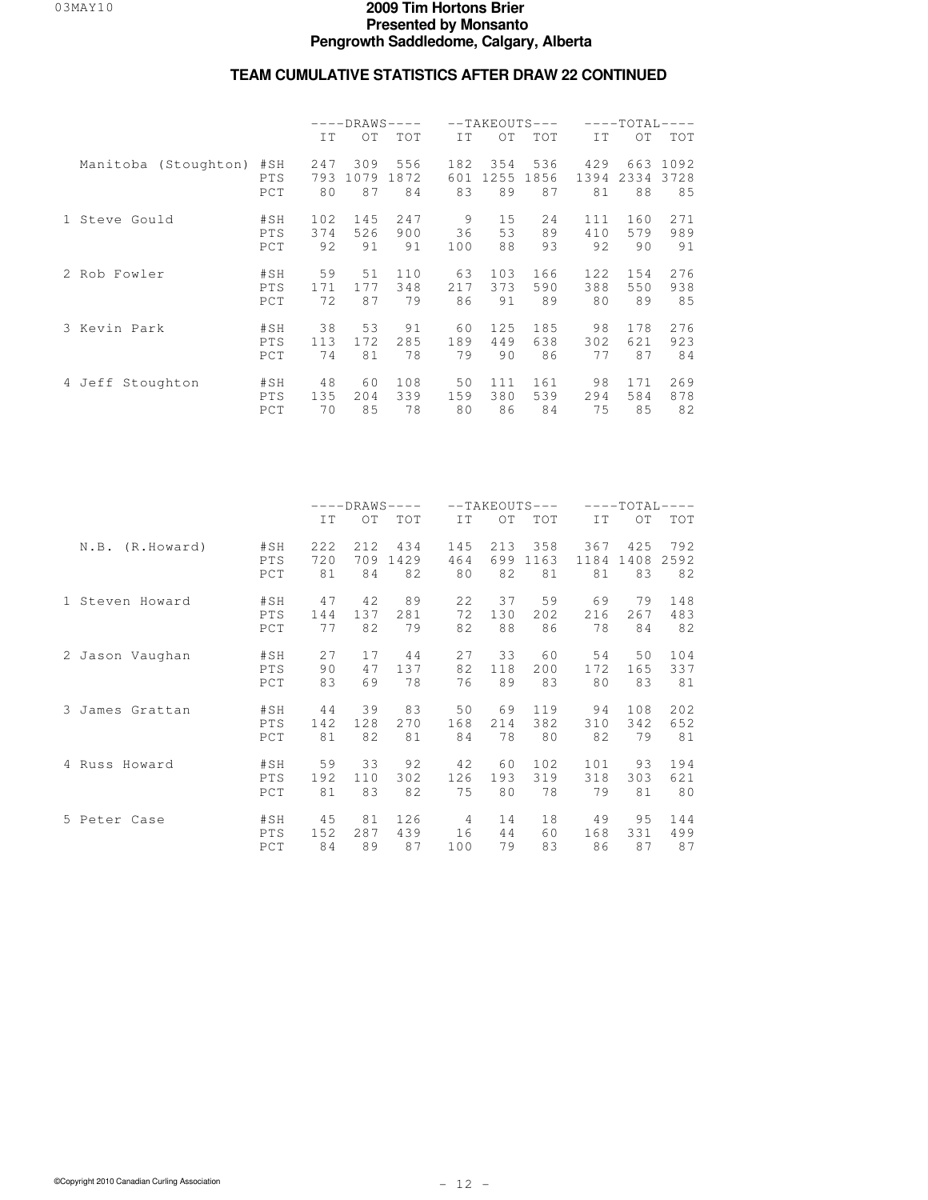# 2009 Tim Hortons Brier
**Presented by Monsanto**
**Pengrowth Saddledome, Calgary, Alberta**

## TEAM CUMULATIVE STATISTICS AFTER DRAW 22 CONTINUED

| | | DRAWS | | | TAKEOUTS | | | TOTAL | | |
|---|---|---|---|---|---|---|---|---|---|---|
| | | IT | OT | TOT | IT | OT | TOT | IT | OT | TOT |
| Manitoba (Stoughton) | #SH | 247 | 309 | 556 | 182 | 354 | 536 | 429 | 663 | 1092 |
| | PTS | 793 | 1079 | 1872 | 601 | 1255 | 1856 | 1394 | 2334 | 3728 |
| | PCT | 80 | 87 | 84 | 83 | 89 | 87 | 81 | 88 | 85 |
| 1 Steve Gould | #SH | 102 | 145 | 247 | 9 | 15 | 24 | 111 | 160 | 271 |
| | PTS | 374 | 526 | 900 | 36 | 53 | 89 | 410 | 579 | 989 |
| | PCT | 92 | 91 | 91 | 100 | 88 | 93 | 92 | 90 | 91 |
| 2 Rob Fowler | #SH | 59 | 51 | 110 | 63 | 103 | 166 | 122 | 154 | 276 |
| | PTS | 171 | 177 | 348 | 217 | 373 | 590 | 388 | 550 | 938 |
| | PCT | 72 | 87 | 79 | 86 | 91 | 89 | 80 | 89 | 85 |
| 3 Kevin Park | #SH | 38 | 53 | 91 | 60 | 125 | 185 | 98 | 178 | 276 |
| | PTS | 113 | 172 | 285 | 189 | 449 | 638 | 302 | 621 | 923 |
| | PCT | 74 | 81 | 78 | 79 | 90 | 86 | 77 | 87 | 84 |
| 4 Jeff Stoughton | #SH | 48 | 60 | 108 | 50 | 111 | 161 | 98 | 171 | 269 |
| | PTS | 135 | 204 | 339 | 159 | 380 | 539 | 294 | 584 | 878 |
| | PCT | 70 | 85 | 78 | 80 | 86 | 84 | 75 | 85 | 82 |

| | | DRAWS | | | TAKEOUTS | | | TOTAL | | |
|---|---|---|---|---|---|---|---|---|---|---|
| | | IT | OT | TOT | IT | OT | TOT | IT | OT | TOT |
| N.B. (R.Howard) | #SH | 222 | 212 | 434 | 145 | 213 | 358 | 367 | 425 | 792 |
| | PTS | 720 | 709 | 1429 | 464 | 699 | 1163 | 1184 | 1408 | 2592 |
| | PCT | 81 | 84 | 82 | 80 | 82 | 81 | 81 | 83 | 82 |
| 1 Steven Howard | #SH | 47 | 42 | 89 | 22 | 37 | 59 | 69 | 79 | 148 |
| | PTS | 144 | 137 | 281 | 72 | 130 | 202 | 216 | 267 | 483 |
| | PCT | 77 | 82 | 79 | 82 | 88 | 86 | 78 | 84 | 82 |
| 2 Jason Vaughan | #SH | 27 | 17 | 44 | 27 | 33 | 60 | 54 | 50 | 104 |
| | PTS | 90 | 47 | 137 | 82 | 118 | 200 | 172 | 165 | 337 |
| | PCT | 83 | 69 | 78 | 76 | 89 | 83 | 80 | 83 | 81 |
| 3 James Grattan | #SH | 44 | 39 | 83 | 50 | 69 | 119 | 94 | 108 | 202 |
| | PTS | 142 | 128 | 270 | 168 | 214 | 382 | 310 | 342 | 652 |
| | PCT | 81 | 82 | 81 | 84 | 78 | 80 | 82 | 79 | 81 |
| 4 Russ Howard | #SH | 59 | 33 | 92 | 42 | 60 | 102 | 101 | 93 | 194 |
| | PTS | 192 | 110 | 302 | 126 | 193 | 319 | 318 | 303 | 621 |
| | PCT | 81 | 83 | 82 | 75 | 80 | 78 | 79 | 81 | 80 |
| 5 Peter Case | #SH | 45 | 81 | 126 | 4 | 14 | 18 | 49 | 95 | 144 |
| | PTS | 152 | 287 | 439 | 16 | 44 | 60 | 168 | 331 | 499 |
| | PCT | 84 | 89 | 87 | 100 | 79 | 83 | 86 | 87 | 87 |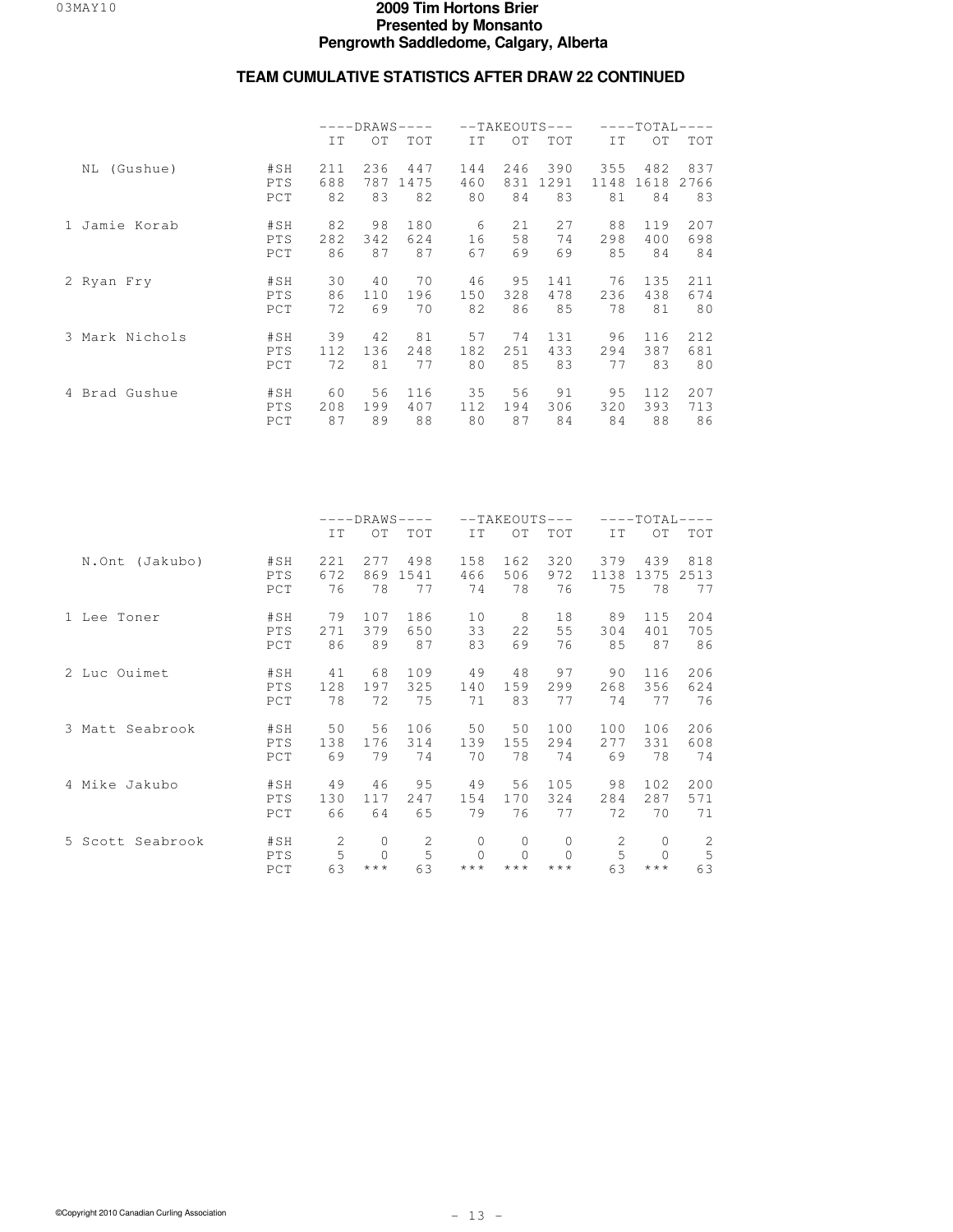# 2009 Tim Hortons Brier
## Presented by Monsanto
### Pengrowth Saddledome, Calgary, Alberta

## TEAM CUMULATIVE STATISTICS AFTER DRAW 22 CONTINUED

| | | DRAWS | | | TAKEOUTS | | | TOTAL | | |
|---|---|---|---|---|---|---|---|---|---|---|
| | | IT | OT | TOT | IT | OT | TOT | IT | OT | TOT |
| NL (Gushue) | #SH | 211 | 236 | 447 | 144 | 246 | 390 | 355 | 482 | 837 |
| | PTS | 688 | 787 | 1475 | 460 | 831 | 1291 | 1148 | 1618 | 2766 |
| | PCT | 82 | 83 | 82 | 80 | 84 | 83 | 81 | 84 | 83 |
| 1 Jamie Korab | #SH | 82 | 98 | 180 | 6 | 21 | 27 | 88 | 119 | 207 |
| | PTS | 282 | 342 | 624 | 16 | 58 | 74 | 298 | 400 | 698 |
| | PCT | 86 | 87 | 87 | 67 | 69 | 69 | 85 | 84 | 84 |
| 2 Ryan Fry | #SH | 30 | 40 | 70 | 46 | 95 | 141 | 76 | 135 | 211 |
| | PTS | 86 | 110 | 196 | 150 | 328 | 478 | 236 | 438 | 674 |
| | PCT | 72 | 69 | 70 | 82 | 86 | 85 | 78 | 81 | 80 |
| 3 Mark Nichols | #SH | 39 | 42 | 81 | 57 | 74 | 131 | 96 | 116 | 212 |
| | PTS | 112 | 136 | 248 | 182 | 251 | 433 | 294 | 387 | 681 |
| | PCT | 72 | 81 | 77 | 80 | 85 | 83 | 77 | 83 | 80 |
| 4 Brad Gushue | #SH | 60 | 56 | 116 | 35 | 56 | 91 | 95 | 112 | 207 |
| | PTS | 208 | 199 | 407 | 112 | 194 | 306 | 320 | 393 | 713 |
| | PCT | 87 | 89 | 88 | 80 | 87 | 84 | 84 | 88 | 86 |

| | | DRAWS | | | TAKEOUTS | | | TOTAL | | |
|---|---|---|---|---|---|---|---|---|---|---|
| | | IT | OT | TOT | IT | OT | TOT | IT | OT | TOT |
| N.Ont (Jakubo) | #SH | 221 | 277 | 498 | 158 | 162 | 320 | 379 | 439 | 818 |
| | PTS | 672 | 869 | 1541 | 466 | 506 | 972 | 1138 | 1375 | 2513 |
| | PCT | 76 | 78 | 77 | 74 | 78 | 76 | 75 | 78 | 77 |
| 1 Lee Toner | #SH | 79 | 107 | 186 | 10 | 8 | 18 | 89 | 115 | 204 |
| | PTS | 271 | 379 | 650 | 33 | 22 | 55 | 304 | 401 | 705 |
| | PCT | 86 | 89 | 87 | 83 | 69 | 76 | 85 | 87 | 86 |
| 2 Luc Ouimet | #SH | 41 | 68 | 109 | 49 | 48 | 97 | 90 | 116 | 206 |
| | PTS | 128 | 197 | 325 | 140 | 159 | 299 | 268 | 356 | 624 |
| | PCT | 78 | 72 | 75 | 71 | 83 | 77 | 74 | 77 | 76 |
| 3 Matt Seabrook | #SH | 50 | 56 | 106 | 50 | 50 | 100 | 100 | 106 | 206 |
| | PTS | 138 | 176 | 314 | 139 | 155 | 294 | 277 | 331 | 608 |
| | PCT | 69 | 79 | 74 | 70 | 78 | 74 | 69 | 78 | 74 |
| 4 Mike Jakubo | #SH | 49 | 46 | 95 | 49 | 56 | 105 | 98 | 102 | 200 |
| | PTS | 130 | 117 | 247 | 154 | 170 | 324 | 284 | 287 | 571 |
| | PCT | 66 | 64 | 65 | 79 | 76 | 77 | 72 | 70 | 71 |
| 5 Scott Seabrook | #SH | 2 | 0 | 2 | 0 | 0 | 0 | 2 | 0 | 2 |
| | PTS | 5 | 0 | 5 | 0 | 0 | 0 | 5 | 0 | 5 |
| | PCT | 63 | *** | 63 | *** | *** | *** | 63 | *** | 63 |

©Copyright 2010 Canadian Curling Association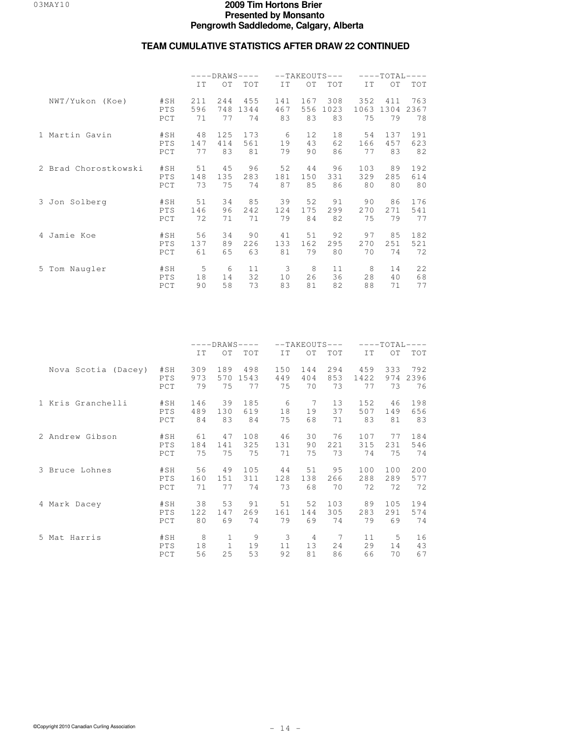# 2009 Tim Hortons Brier
**Presented by Monsanto**
**Pengrowth Saddledome, Calgary, Alberta**

## TEAM CUMULATIVE STATISTICS AFTER DRAW 22 CONTINUED

| | | DRAWS | | | TAKEOUTS | | | TOTAL | | |
|---|---|---|---|---|---|---|---|---|---|---|
| | | IT | OT | TOT | IT | OT | TOT | IT | OT | TOT |
| NWT/Yukon (Koe) | #SH | 211 | 244 | 455 | 141 | 167 | 308 | 352 | 411 | 763 |
| | PTS | 596 | 748 | 1344 | 467 | 556 | 1023 | 1063 | 1304 | 2367 |
| | PCT | 71 | 77 | 74 | 83 | 83 | 83 | 75 | 79 | 78 |
| 1 Martin Gavin | #SH | 48 | 125 | 173 | 6 | 12 | 18 | 54 | 137 | 191 |
| | PTS | 147 | 414 | 561 | 19 | 43 | 62 | 166 | 457 | 623 |
| | PCT | 77 | 83 | 81 | 79 | 90 | 86 | 77 | 83 | 82 |
| 2 Brad Chorostkowski | #SH | 51 | 45 | 96 | 52 | 44 | 96 | 103 | 89 | 192 |
| | PTS | 148 | 135 | 283 | 181 | 150 | 331 | 329 | 285 | 614 |
| | PCT | 73 | 75 | 74 | 87 | 85 | 86 | 80 | 80 | 80 |
| 3 Jon Solberg | #SH | 51 | 34 | 85 | 39 | 52 | 91 | 90 | 86 | 176 |
| | PTS | 146 | 96 | 242 | 124 | 175 | 299 | 270 | 271 | 541 |
| | PCT | 72 | 71 | 71 | 79 | 84 | 82 | 75 | 79 | 77 |
| 4 Jamie Koe | #SH | 56 | 34 | 90 | 41 | 51 | 92 | 97 | 85 | 182 |
| | PTS | 137 | 89 | 226 | 133 | 162 | 295 | 270 | 251 | 521 |
| | PCT | 61 | 65 | 63 | 81 | 79 | 80 | 70 | 74 | 72 |
| 5 Tom Naugler | #SH | 5 | 6 | 11 | 3 | 8 | 11 | 8 | 14 | 22 |
| | PTS | 18 | 14 | 32 | 10 | 26 | 36 | 28 | 40 | 68 |
| | PCT | 90 | 58 | 73 | 83 | 81 | 82 | 88 | 71 | 77 |

| | | DRAWS | | | TAKEOUTS | | | TOTAL | | |
|---|---|---|---|---|---|---|---|---|---|---|
| | | IT | OT | TOT | IT | OT | TOT | IT | OT | TOT |
| Nova Scotia (Dacey) | #SH | 309 | 189 | 498 | 150 | 144 | 294 | 459 | 333 | 792 |
| | PTS | 973 | 570 | 1543 | 449 | 404 | 853 | 1422 | 974 | 2396 |
| | PCT | 79 | 75 | 77 | 75 | 70 | 73 | 77 | 73 | 76 |
| 1 Kris Granchelli | #SH | 146 | 39 | 185 | 6 | 7 | 13 | 152 | 46 | 198 |
| | PTS | 489 | 130 | 619 | 18 | 19 | 37 | 507 | 149 | 656 |
| | PCT | 84 | 83 | 84 | 75 | 68 | 71 | 83 | 81 | 83 |
| 2 Andrew Gibson | #SH | 61 | 47 | 108 | 46 | 30 | 76 | 107 | 77 | 184 |
| | PTS | 184 | 141 | 325 | 131 | 90 | 221 | 315 | 231 | 546 |
| | PCT | 75 | 75 | 75 | 71 | 75 | 73 | 74 | 75 | 74 |
| 3 Bruce Lohnes | #SH | 56 | 49 | 105 | 44 | 51 | 95 | 100 | 100 | 200 |
| | PTS | 160 | 151 | 311 | 128 | 138 | 266 | 288 | 289 | 577 |
| | PCT | 71 | 77 | 74 | 73 | 68 | 70 | 72 | 72 | 72 |
| 4 Mark Dacey | #SH | 38 | 53 | 91 | 51 | 52 | 103 | 89 | 105 | 194 |
| | PTS | 122 | 147 | 269 | 161 | 144 | 305 | 283 | 291 | 574 |
| | PCT | 80 | 69 | 74 | 79 | 69 | 74 | 79 | 69 | 74 |
| 5 Mat Harris | #SH | 8 | 1 | 9 | 3 | 4 | 7 | 11 | 5 | 16 |
| | PTS | 18 | 1 | 19 | 11 | 13 | 24 | 29 | 14 | 43 |
| | PCT | 56 | 25 | 53 | 92 | 81 | 86 | 66 | 70 | 67 |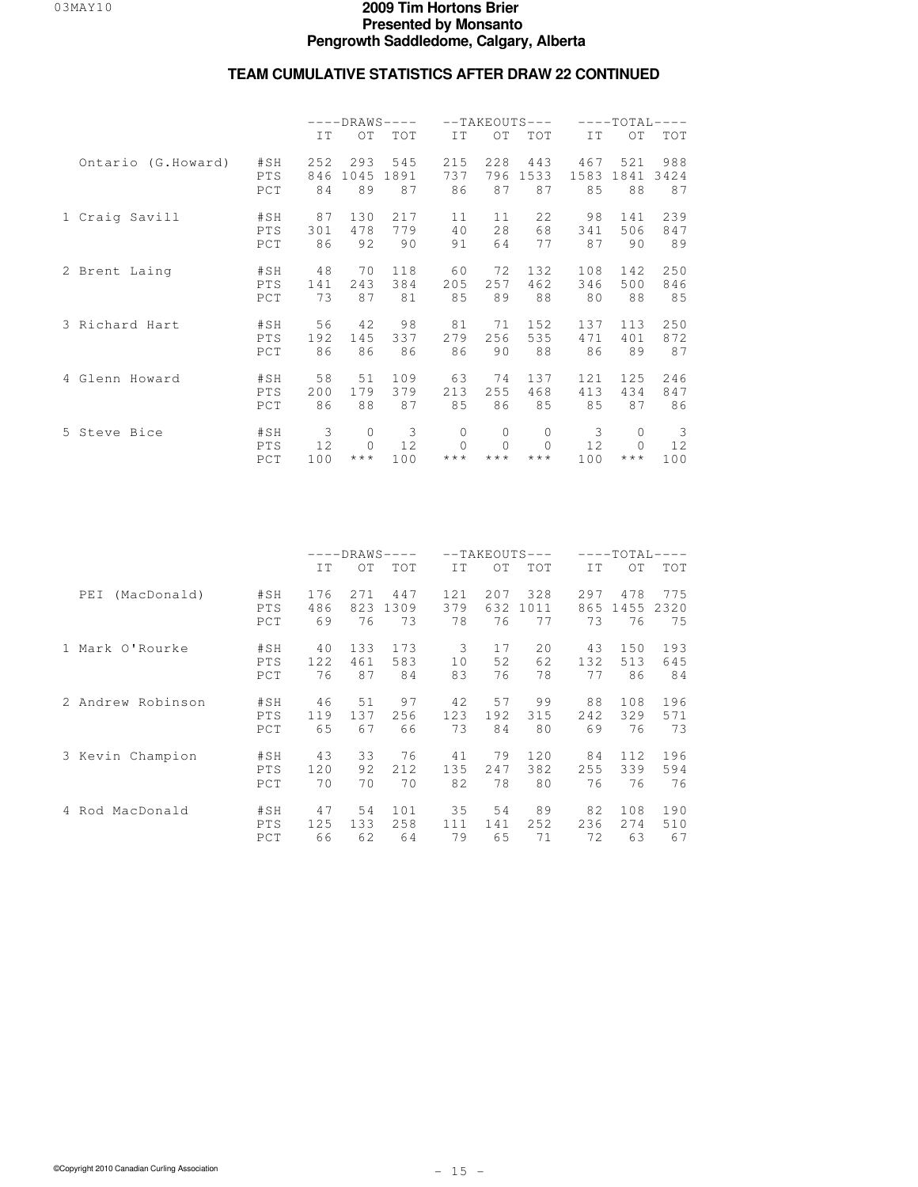# 2009 Tim Hortons Brier
## Presented by Monsanto
## Pengrowth Saddledome, Calgary, Alberta

### TEAM CUMULATIVE STATISTICS AFTER DRAW 22 CONTINUED

| | | DRAWS | | | TAKEOUTS | | | TOTAL | | |
|---|---|---|---|---|---|---|---|---|---|---|
| | | IT | OT | TOT | IT | OT | TOT | IT | OT | TOT |
| Ontario (G.Howard) | #SH | 252 | 293 | 545 | 215 | 228 | 443 | 467 | 521 | 988 |
| | PTS | 846 | 1045 | 1891 | 737 | 796 | 1533 | 1583 | 1841 | 3424 |
| | PCT | 84 | 89 | 87 | 86 | 87 | 87 | 85 | 88 | 87 |
| 1 Craig Savill | #SH | 87 | 130 | 217 | 11 | 11 | 22 | 98 | 141 | 239 |
| | PTS | 301 | 478 | 779 | 40 | 28 | 68 | 341 | 506 | 847 |
| | PCT | 86 | 92 | 90 | 91 | 64 | 77 | 87 | 90 | 89 |
| 2 Brent Laing | #SH | 48 | 70 | 118 | 60 | 72 | 132 | 108 | 142 | 250 |
| | PTS | 141 | 243 | 384 | 205 | 257 | 462 | 346 | 500 | 846 |
| | PCT | 73 | 87 | 81 | 85 | 89 | 88 | 80 | 88 | 85 |
| 3 Richard Hart | #SH | 56 | 42 | 98 | 81 | 71 | 152 | 137 | 113 | 250 |
| | PTS | 192 | 145 | 337 | 279 | 256 | 535 | 471 | 401 | 872 |
| | PCT | 86 | 86 | 86 | 86 | 90 | 88 | 86 | 89 | 87 |
| 4 Glenn Howard | #SH | 58 | 51 | 109 | 63 | 74 | 137 | 121 | 125 | 246 |
| | PTS | 200 | 179 | 379 | 213 | 255 | 468 | 413 | 434 | 847 |
| | PCT | 86 | 88 | 87 | 85 | 86 | 85 | 85 | 87 | 86 |
| 5 Steve Bice | #SH | 3 | 0 | 3 | 0 | 0 | 0 | 3 | 0 | 3 |
| | PTS | 12 | 0 | 12 | 0 | 0 | 0 | 12 | 0 | 12 |
| | PCT | 100 | *** | 100 | *** | *** | *** | 100 | *** | 100 |

| | | DRAWS | | | TAKEOUTS | | | TOTAL | | |
|---|---|---|---|---|---|---|---|---|---|---|
| | | IT | OT | TOT | IT | OT | TOT | IT | OT | TOT |
| PEI (MacDonald) | #SH | 176 | 271 | 447 | 121 | 207 | 328 | 297 | 478 | 775 |
| | PTS | 486 | 823 | 1309 | 379 | 632 | 1011 | 865 | 1455 | 2320 |
| | PCT | 69 | 76 | 73 | 78 | 76 | 77 | 73 | 76 | 75 |
| 1 Mark O'Rourke | #SH | 40 | 133 | 173 | 3 | 17 | 20 | 43 | 150 | 193 |
| | PTS | 122 | 461 | 583 | 10 | 52 | 62 | 132 | 513 | 645 |
| | PCT | 76 | 87 | 84 | 83 | 76 | 78 | 77 | 86 | 84 |
| 2 Andrew Robinson | #SH | 46 | 51 | 97 | 42 | 57 | 99 | 88 | 108 | 196 |
| | PTS | 119 | 137 | 256 | 123 | 192 | 315 | 242 | 329 | 571 |
| | PCT | 65 | 67 | 66 | 73 | 84 | 80 | 69 | 76 | 73 |
| 3 Kevin Champion | #SH | 43 | 33 | 76 | 41 | 79 | 120 | 84 | 112 | 196 |
| | PTS | 120 | 92 | 212 | 135 | 247 | 382 | 255 | 339 | 594 |
| | PCT | 70 | 70 | 70 | 82 | 78 | 80 | 76 | 76 | 76 |
| 4 Rod MacDonald | #SH | 47 | 54 | 101 | 35 | 54 | 89 | 82 | 108 | 190 |
| | PTS | 125 | 133 | 258 | 111 | 141 | 252 | 236 | 274 | 510 |
| | PCT | 66 | 62 | 64 | 79 | 65 | 71 | 72 | 63 | 67 |

©Copyright 2010 Canadian Curling Association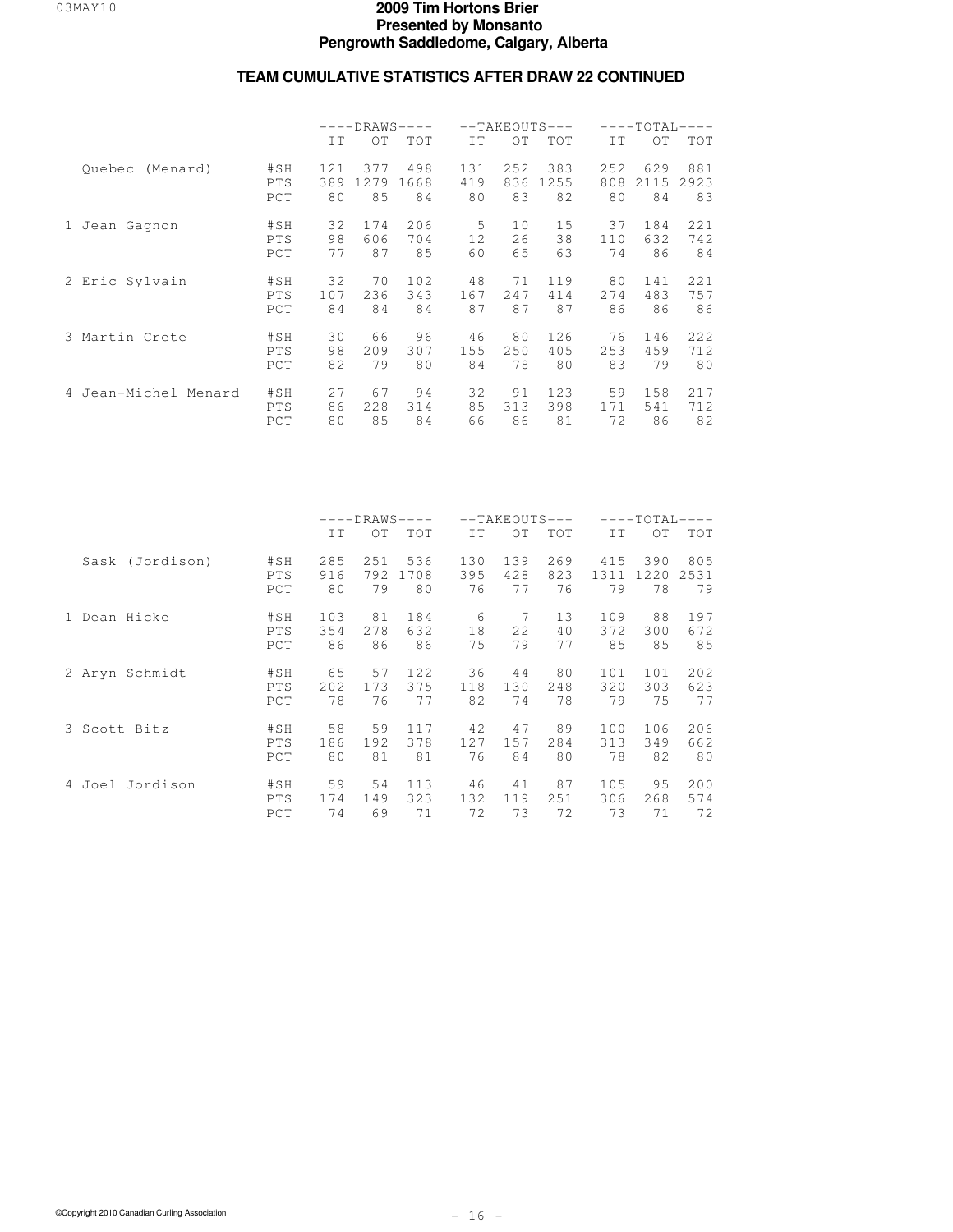# 2009 Tim Hortons Brier
## Presented by Monsanto
## Pengrowth Saddledome, Calgary, Alberta

### TEAM CUMULATIVE STATISTICS AFTER DRAW 22 CONTINUED

| | | DRAWS | | | TAKEOUTS | | | TOTAL | | |
|---|---|---|---|---|---|---|---|---|---|---|
| | | IT | OT | TOT | IT | OT | TOT | IT | OT | TOT |
| Quebec (Menard) | #SH | 121 | 377 | 498 | 131 | 252 | 383 | 252 | 629 | 881 |
| | PTS | 389 | 1279 | 1668 | 419 | 836 | 1255 | 808 | 2115 | 2923 |
| | PCT | 80 | 85 | 84 | 80 | 83 | 82 | 80 | 84 | 83 |
| 1 Jean Gagnon | #SH | 32 | 174 | 206 | 5 | 10 | 15 | 37 | 184 | 221 |
| | PTS | 98 | 606 | 704 | 12 | 26 | 38 | 110 | 632 | 742 |
| | PCT | 77 | 87 | 85 | 60 | 65 | 63 | 74 | 86 | 84 |
| 2 Eric Sylvain | #SH | 32 | 70 | 102 | 48 | 71 | 119 | 80 | 141 | 221 |
| | PTS | 107 | 236 | 343 | 167 | 247 | 414 | 274 | 483 | 757 |
| | PCT | 84 | 84 | 84 | 87 | 87 | 87 | 86 | 86 | 86 |
| 3 Martin Crete | #SH | 30 | 66 | 96 | 46 | 80 | 126 | 76 | 146 | 222 |
| | PTS | 98 | 209 | 307 | 155 | 250 | 405 | 253 | 459 | 712 |
| | PCT | 82 | 79 | 80 | 84 | 78 | 80 | 83 | 79 | 80 |
| 4 Jean-Michel Menard | #SH | 27 | 67 | 94 | 32 | 91 | 123 | 59 | 158 | 217 |
| | PTS | 86 | 228 | 314 | 85 | 313 | 398 | 171 | 541 | 712 |
| | PCT | 80 | 85 | 84 | 66 | 86 | 81 | 72 | 86 | 82 |

| | | DRAWS | | | TAKEOUTS | | | TOTAL | | |
|---|---|---|---|---|---|---|---|---|---|---|
| | | IT | OT | TOT | IT | OT | TOT | IT | OT | TOT |
| Sask (Jordison) | #SH | 285 | 251 | 536 | 130 | 139 | 269 | 415 | 390 | 805 |
| | PTS | 916 | 792 | 1708 | 395 | 428 | 823 | 1311 | 1220 | 2531 |
| | PCT | 80 | 79 | 80 | 76 | 77 | 76 | 79 | 78 | 79 |
| 1 Dean Hicke | #SH | 103 | 81 | 184 | 6 | 7 | 13 | 109 | 88 | 197 |
| | PTS | 354 | 278 | 632 | 18 | 22 | 40 | 372 | 300 | 672 |
| | PCT | 86 | 86 | 86 | 75 | 79 | 77 | 85 | 85 | 85 |
| 2 Aryn Schmidt | #SH | 65 | 57 | 122 | 36 | 44 | 80 | 101 | 101 | 202 |
| | PTS | 202 | 173 | 375 | 118 | 130 | 248 | 320 | 303 | 623 |
| | PCT | 78 | 76 | 77 | 82 | 74 | 78 | 79 | 75 | 77 |
| 3 Scott Bitz | #SH | 58 | 59 | 117 | 42 | 47 | 89 | 100 | 106 | 206 |
| | PTS | 186 | 192 | 378 | 127 | 157 | 284 | 313 | 349 | 662 |
| | PCT | 80 | 81 | 81 | 76 | 84 | 80 | 78 | 82 | 80 |
| 4 Joel Jordison | #SH | 59 | 54 | 113 | 46 | 41 | 87 | 105 | 95 | 200 |
| | PTS | 174 | 149 | 323 | 132 | 119 | 251 | 306 | 268 | 574 |
| | PCT | 74 | 69 | 71 | 72 | 73 | 72 | 73 | 71 | 72 |

©Copyright 2010 Canadian Curling Association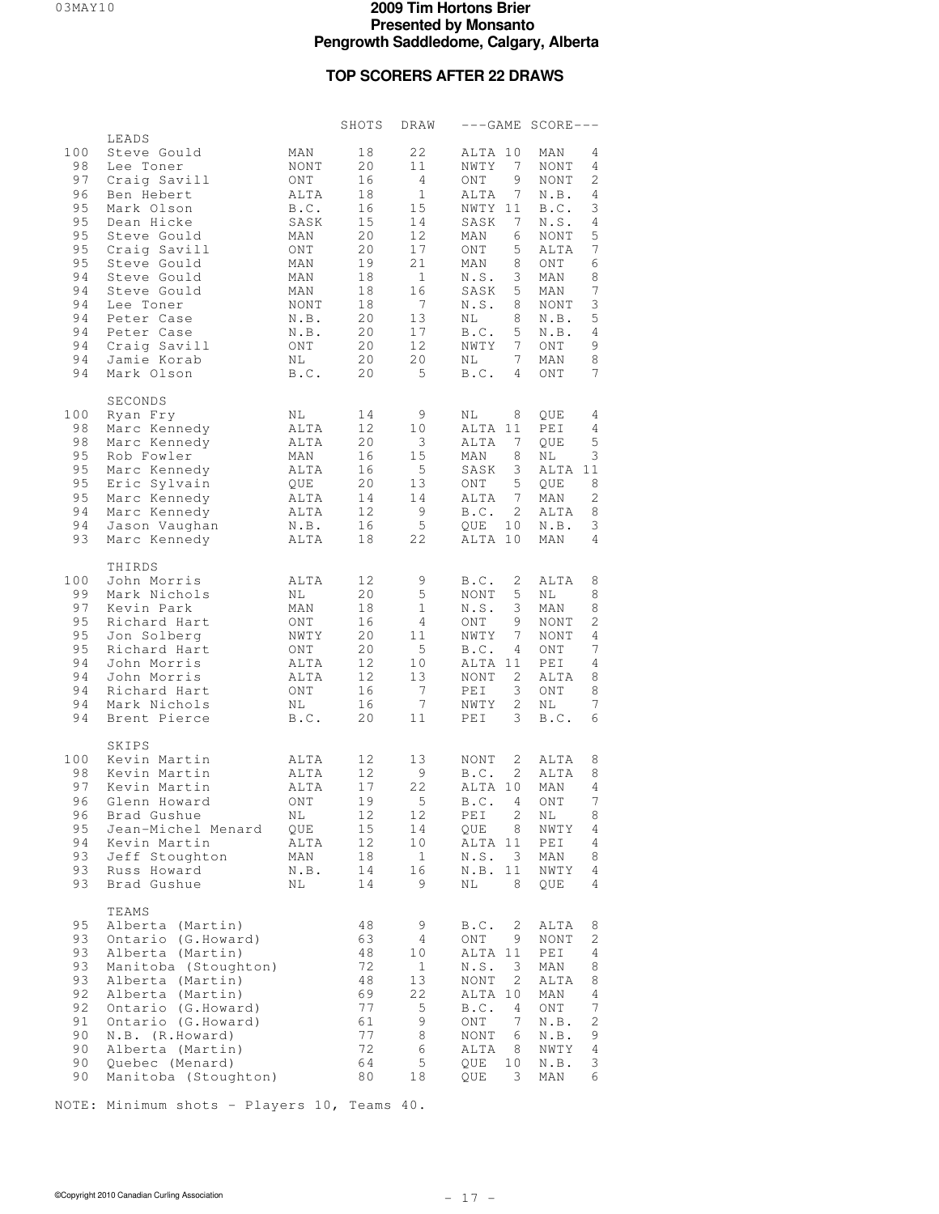# 2009 Tim Hortons Brier
## Presented by Monsanto
## Pengrowth Saddledome, Calgary, Alberta

### TOP SCORERS AFTER 22 DRAWS

| % | Player | Team | SHOTS | DRAW | ---GAME | SCORE--- |
|---|---|---|---|---|---|---|
| | **LEADS** | | | | | |
| 100 | Steve Gould | MAN | 18 | 22 | ALTA 10 | MAN 4 |
| 98 | Lee Toner | NONT | 20 | 11 | NWTY 7 | NONT 4 |
| 97 | Craig Savill | ONT | 16 | 4 | ONT 9 | NONT 2 |
| 96 | Ben Hebert | ALTA | 18 | 1 | ALTA 7 | N.B. 4 |
| 95 | Mark Olson | B.C. | 16 | 15 | NWTY 11 | B.C. 3 |
| 95 | Dean Hicke | SASK | 15 | 14 | SASK 7 | N.S. 4 |
| 95 | Steve Gould | MAN | 20 | 12 | MAN 6 | NONT 5 |
| 95 | Craig Savill | ONT | 20 | 17 | ONT 5 | ALTA 7 |
| 95 | Steve Gould | MAN | 19 | 21 | MAN 8 | ONT 6 |
| 94 | Steve Gould | MAN | 18 | 1 | N.S. 3 | MAN 8 |
| 94 | Steve Gould | MAN | 18 | 16 | SASK 5 | MAN 7 |
| 94 | Lee Toner | NONT | 18 | 7 | N.S. 8 | NONT 3 |
| 94 | Peter Case | N.B. | 20 | 13 | NL 8 | N.B. 5 |
| 94 | Peter Case | N.B. | 20 | 17 | B.C. 5 | N.B. 4 |
| 94 | Craig Savill | ONT | 20 | 12 | NWTY 7 | ONT 9 |
| 94 | Jamie Korab | NL | 20 | 20 | NL 7 | MAN 8 |
| 94 | Mark Olson | B.C. | 20 | 5 | B.C. 4 | ONT 7 |
| | **SECONDS** | | | | | |
| 100 | Ryan Fry | NL | 14 | 9 | NL 8 | QUE 4 |
| 98 | Marc Kennedy | ALTA | 12 | 10 | ALTA 11 | PEI 4 |
| 98 | Marc Kennedy | ALTA | 20 | 3 | ALTA 7 | QUE 5 |
| 95 | Rob Fowler | MAN | 16 | 15 | MAN 8 | NL 3 |
| 95 | Marc Kennedy | ALTA | 16 | 5 | SASK 3 | ALTA 11 |
| 95 | Eric Sylvain | QUE | 20 | 13 | ONT 5 | QUE 8 |
| 95 | Marc Kennedy | ALTA | 14 | 14 | ALTA 7 | MAN 2 |
| 94 | Marc Kennedy | ALTA | 12 | 9 | B.C. 2 | ALTA 8 |
| 94 | Jason Vaughan | N.B. | 16 | 5 | QUE 10 | N.B. 3 |
| 93 | Marc Kennedy | ALTA | 18 | 22 | ALTA 10 | MAN 4 |
| | **THIRDS** | | | | | |
| 100 | John Morris | ALTA | 12 | 9 | B.C. 2 | ALTA 8 |
| 99 | Mark Nichols | NL | 20 | 5 | NONT 5 | NL 8 |
| 97 | Kevin Park | MAN | 18 | 1 | N.S. 3 | MAN 8 |
| 95 | Richard Hart | ONT | 16 | 4 | ONT 9 | NONT 2 |
| 95 | Jon Solberg | NWTY | 20 | 11 | NWTY 7 | NONT 4 |
| 95 | Richard Hart | ONT | 20 | 5 | B.C. 4 | ONT 7 |
| 94 | John Morris | ALTA | 12 | 10 | ALTA 11 | PEI 4 |
| 94 | John Morris | ALTA | 12 | 13 | NONT 2 | ALTA 8 |
| 94 | Richard Hart | ONT | 16 | 7 | PEI 3 | ONT 8 |
| 94 | Mark Nichols | NL | 16 | 7 | NWTY 2 | NL 7 |
| 94 | Brent Pierce | B.C. | 20 | 11 | PEI 3 | B.C. 6 |
| | **SKIPS** | | | | | |
| 100 | Kevin Martin | ALTA | 12 | 13 | NONT 2 | ALTA 8 |
| 98 | Kevin Martin | ALTA | 12 | 9 | B.C. 2 | ALTA 8 |
| 97 | Kevin Martin | ALTA | 17 | 22 | ALTA 10 | MAN 4 |
| 96 | Glenn Howard | ONT | 19 | 5 | B.C. 4 | ONT 7 |
| 96 | Brad Gushue | NL | 12 | 12 | PEI 2 | NL 8 |
| 95 | Jean-Michel Menard | QUE | 15 | 14 | QUE 8 | NWTY 4 |
| 94 | Kevin Martin | ALTA | 12 | 10 | ALTA 11 | PEI 4 |
| 93 | Jeff Stoughton | MAN | 18 | 1 | N.S. 3 | MAN 8 |
| 93 | Russ Howard | N.B. | 14 | 16 | N.B. 11 | NWTY 4 |
| 93 | Brad Gushue | NL | 14 | 9 | NL 8 | QUE 4 |
| | **TEAMS** | | | | | |
| 95 | Alberta (Martin) | | 48 | 9 | B.C. 2 | ALTA 8 |
| 93 | Ontario (G.Howard) | | 63 | 4 | ONT 9 | NONT 2 |
| 93 | Alberta (Martin) | | 48 | 10 | ALTA 11 | PEI 4 |
| 93 | Manitoba (Stoughton) | | 72 | 1 | N.S. 3 | MAN 8 |
| 93 | Alberta (Martin) | | 48 | 13 | NONT 2 | ALTA 8 |
| 92 | Alberta (Martin) | | 69 | 22 | ALTA 10 | MAN 4 |
| 92 | Ontario (G.Howard) | | 77 | 5 | B.C. 4 | ONT 7 |
| 91 | Ontario (G.Howard) | | 61 | 9 | ONT 7 | N.B. 2 |
| 90 | N.B. (R.Howard) | | 77 | 8 | NONT 6 | N.B. 9 |
| 90 | Alberta (Martin) | | 72 | 6 | ALTA 8 | NWTY 4 |
| 90 | Quebec (Menard) | | 64 | 5 | QUE 10 | N.B. 3 |
| 90 | Manitoba (Stoughton) | | 80 | 18 | QUE 3 | MAN 6 |

NOTE: Minimum shots - Players 10, Teams 40.

©Copyright 2010 Canadian Curling Association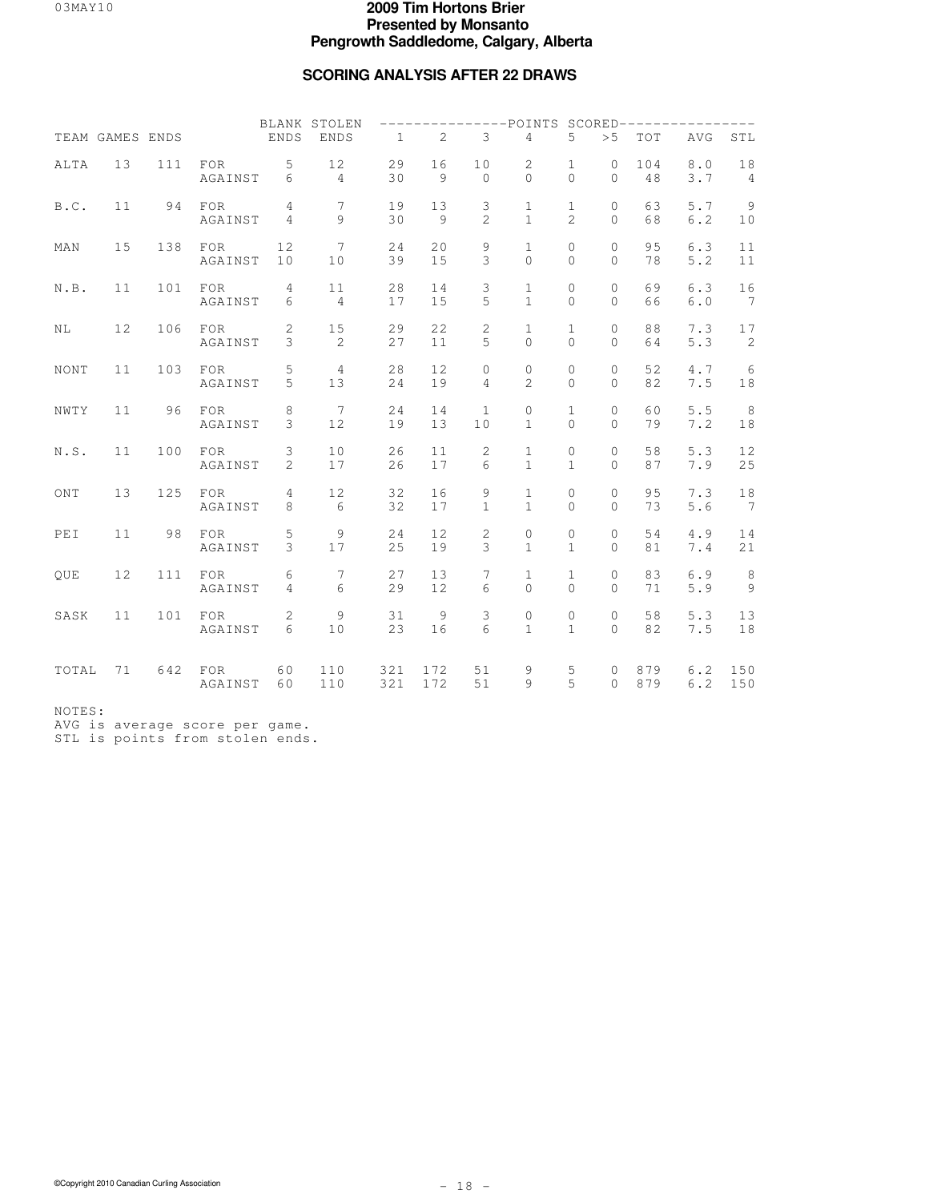# 2009 Tim Hortons Brier
## Presented by Monsanto
## Pengrowth Saddledome, Calgary, Alberta

### SCORING ANALYSIS AFTER 22 DRAWS

| TEAM | GAMES | ENDS | | BLANK ENDS | STOLEN ENDS | 1 | 2 | 3 | 4 | 5 | >5 | TOT | AVG | STL |
|---|---|---|---|---|---|---|---|---|---|---|---|---|---|---|
| | | | | | | POINTS SCORED | | | | | | | | |
| ALTA | 13 | 111 | FOR | 5 | 12 | 29 | 16 | 10 | 2 | 1 | 0 | 104 | 8.0 | 18 |
| | | | AGAINST | 6 | 4 | 30 | 9 | 0 | 0 | 0 | 0 | 48 | 3.7 | 4 |
| B.C. | 11 | 94 | FOR | 4 | 7 | 19 | 13 | 3 | 1 | 1 | 0 | 63 | 5.7 | 9 |
| | | | AGAINST | 4 | 9 | 30 | 9 | 2 | 1 | 2 | 0 | 68 | 6.2 | 10 |
| MAN | 15 | 138 | FOR | 12 | 7 | 24 | 20 | 9 | 1 | 0 | 0 | 95 | 6.3 | 11 |
| | | | AGAINST | 10 | 10 | 39 | 15 | 3 | 0 | 0 | 0 | 78 | 5.2 | 11 |
| N.B. | 11 | 101 | FOR | 4 | 11 | 28 | 14 | 3 | 1 | 0 | 0 | 69 | 6.3 | 16 |
| | | | AGAINST | 6 | 4 | 17 | 15 | 5 | 1 | 0 | 0 | 66 | 6.0 | 7 |
| NL | 12 | 106 | FOR | 2 | 15 | 29 | 22 | 2 | 1 | 1 | 0 | 88 | 7.3 | 17 |
| | | | AGAINST | 3 | 2 | 27 | 11 | 5 | 0 | 0 | 0 | 64 | 5.3 | 2 |
| NONT | 11 | 103 | FOR | 5 | 4 | 28 | 12 | 0 | 0 | 0 | 0 | 52 | 4.7 | 6 |
| | | | AGAINST | 5 | 13 | 24 | 19 | 4 | 2 | 0 | 0 | 82 | 7.5 | 18 |
| NWTY | 11 | 96 | FOR | 8 | 7 | 24 | 14 | 1 | 0 | 1 | 0 | 60 | 5.5 | 8 |
| | | | AGAINST | 3 | 12 | 19 | 13 | 10 | 1 | 0 | 0 | 79 | 7.2 | 18 |
| N.S. | 11 | 100 | FOR | 3 | 10 | 26 | 11 | 2 | 1 | 0 | 0 | 58 | 5.3 | 12 |
| | | | AGAINST | 2 | 17 | 26 | 17 | 6 | 1 | 1 | 0 | 87 | 7.9 | 25 |
| ONT | 13 | 125 | FOR | 4 | 12 | 32 | 16 | 9 | 1 | 0 | 0 | 95 | 7.3 | 18 |
| | | | AGAINST | 8 | 6 | 32 | 17 | 1 | 1 | 0 | 0 | 73 | 5.6 | 7 |
| PEI | 11 | 98 | FOR | 5 | 9 | 24 | 12 | 2 | 0 | 0 | 0 | 54 | 4.9 | 14 |
| | | | AGAINST | 3 | 17 | 25 | 19 | 3 | 1 | 1 | 0 | 81 | 7.4 | 21 |
| QUE | 12 | 111 | FOR | 6 | 7 | 27 | 13 | 7 | 1 | 1 | 0 | 83 | 6.9 | 8 |
| | | | AGAINST | 4 | 6 | 29 | 12 | 6 | 0 | 0 | 0 | 71 | 5.9 | 9 |
| SASK | 11 | 101 | FOR | 2 | 9 | 31 | 9 | 3 | 0 | 0 | 0 | 58 | 5.3 | 13 |
| | | | AGAINST | 6 | 10 | 23 | 16 | 6 | 1 | 1 | 0 | 82 | 7.5 | 18 |
| TOTAL | 71 | 642 | FOR | 60 | 110 | 321 | 172 | 51 | 9 | 5 | 0 | 879 | 6.2 | 150 |
| | | | AGAINST | 60 | 110 | 321 | 172 | 51 | 9 | 5 | 0 | 879 | 6.2 | 150 |

NOTES:
AVG is average score per game.
STL is points from stolen ends.

©Copyright 2010 Canadian Curling Association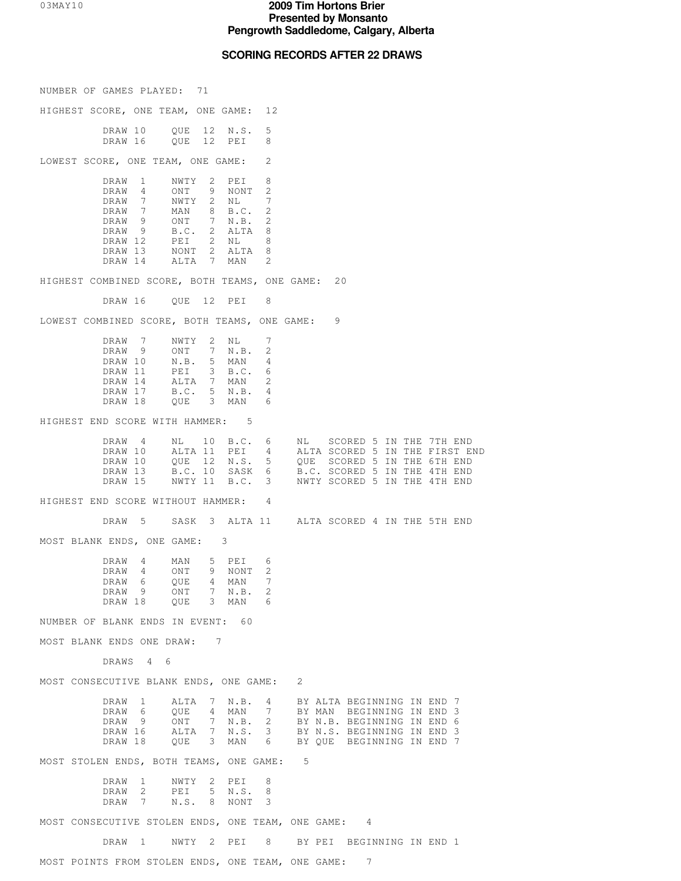# 2009 Tim Hortons Brier
## Presented by Monsanto
## Pengrowth Saddledome, Calgary, Alberta

### SCORING RECORDS AFTER 22 DRAWS

NUMBER OF GAMES PLAYED: 71

HIGHEST SCORE, ONE TEAM, ONE GAME: 12

| Draw | Team | Score | Team | Score |
|---|---|---|---|---|
| DRAW 10 | QUE | 12 | N.S. | 5 |
| DRAW 16 | QUE | 12 | PEI | 8 |

LOWEST SCORE, ONE TEAM, ONE GAME: 2

| Draw | Team | Score | Team | Score |
|---|---|---|---|---|
| DRAW 1 | NWTY | 2 | PEI | 8 |
| DRAW 4 | ONT | 9 | NONT | 2 |
| DRAW 7 | NWTY | 2 | NL | 7 |
| DRAW 7 | MAN | 8 | B.C. | 2 |
| DRAW 9 | ONT | 7 | N.B. | 2 |
| DRAW 9 | B.C. | 2 | ALTA | 8 |
| DRAW 12 | PEI | 2 | NL | 8 |
| DRAW 13 | NONT | 2 | ALTA | 8 |
| DRAW 14 | ALTA | 7 | MAN | 2 |

HIGHEST COMBINED SCORE, BOTH TEAMS, ONE GAME: 20

| Draw | Team | Score | Team | Score |
|---|---|---|---|---|
| DRAW 16 | QUE | 12 | PEI | 8 |

LOWEST COMBINED SCORE, BOTH TEAMS, ONE GAME: 9

| Draw | Team | Score | Team | Score |
|---|---|---|---|---|
| DRAW 7 | NWTY | 2 | NL | 7 |
| DRAW 9 | ONT | 7 | N.B. | 2 |
| DRAW 10 | N.B. | 5 | MAN | 4 |
| DRAW 11 | PEI | 3 | B.C. | 6 |
| DRAW 14 | ALTA | 7 | MAN | 2 |
| DRAW 17 | B.C. | 5 | N.B. | 4 |
| DRAW 18 | QUE | 3 | MAN | 6 |

HIGHEST END SCORE WITH HAMMER: 5

| Draw | Team | Score | Team | Score | Note |
|---|---|---|---|---|---|
| DRAW 4 | NL | 10 | B.C. | 6 | NL SCORED 5 IN THE 7TH END |
| DRAW 10 | ALTA | 11 | PEI | 4 | ALTA SCORED 5 IN THE FIRST END |
| DRAW 10 | QUE | 12 | N.S. | 5 | QUE SCORED 5 IN THE 6TH END |
| DRAW 13 | B.C. | 10 | SASK | 6 | B.C. SCORED 5 IN THE 4TH END |
| DRAW 15 | NWTY | 11 | B.C. | 3 | NWTY SCORED 5 IN THE 4TH END |

HIGHEST END SCORE WITHOUT HAMMER: 4

| Draw | Team | Score | Team | Score | Note |
|---|---|---|---|---|---|
| DRAW 5 | SASK | 3 | ALTA | 11 | ALTA SCORED 4 IN THE 5TH END |

MOST BLANK ENDS, ONE GAME: 3

| Draw | Team | Score | Team | Score |
|---|---|---|---|---|
| DRAW 4 | MAN | 5 | PEI | 6 |
| DRAW 4 | ONT | 9 | NONT | 2 |
| DRAW 6 | QUE | 4 | MAN | 7 |
| DRAW 9 | ONT | 7 | N.B. | 2 |
| DRAW 18 | QUE | 3 | MAN | 6 |

NUMBER OF BLANK ENDS IN EVENT: 60

MOST BLANK ENDS ONE DRAW: 7

DRAWS 4 6

MOST CONSECUTIVE BLANK ENDS, ONE GAME: 2

| Draw | Team | Score | Team | Score | Note |
|---|---|---|---|---|---|
| DRAW 1 | ALTA | 7 | N.B. | 4 | BY ALTA BEGINNING IN END 7 |
| DRAW 6 | QUE | 4 | MAN | 7 | BY MAN BEGINNING IN END 3 |
| DRAW 9 | ONT | 7 | N.B. | 2 | BY N.B. BEGINNING IN END 6 |
| DRAW 16 | ALTA | 7 | N.S. | 3 | BY N.S. BEGINNING IN END 3 |
| DRAW 18 | QUE | 3 | MAN | 6 | BY QUE BEGINNING IN END 7 |

MOST STOLEN ENDS, BOTH TEAMS, ONE GAME: 5

| Draw | Team | Score | Team | Score |
|---|---|---|---|---|
| DRAW 1 | NWTY | 2 | PEI | 8 |
| DRAW 2 | PEI | 5 | N.S. | 8 |
| DRAW 7 | N.S. | 8 | NONT | 3 |

MOST CONSECUTIVE STOLEN ENDS, ONE TEAM, ONE GAME: 4

| Draw | Team | Score | Team | Score | Note |
|---|---|---|---|---|---|
| DRAW 1 | NWTY | 2 | PEI | 8 | BY PEI BEGINNING IN END 1 |

MOST POINTS FROM STOLEN ENDS, ONE TEAM, ONE GAME: 7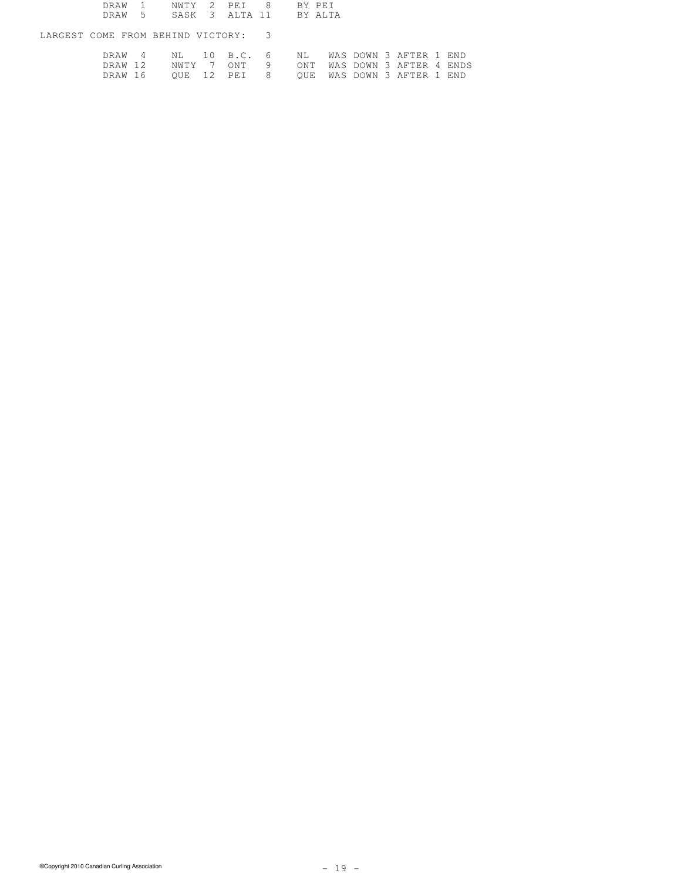| | | | | | |
|---|---|---|---|---|---|
| DRAW 1 | NWTY 2 | PEI 8 | BY PEI | | |
| DRAW 5 | SASK 3 | ALTA 11 | BY ALTA | | |

LARGEST COME FROM BEHIND VICTORY: 3

| | | | | |
|---|---|---|---|---|
| DRAW 4 | NL 10 | B.C. 6 | NL | WAS DOWN 3 AFTER 1 END |
| DRAW 12 | NWTY 7 | ONT 9 | ONT | WAS DOWN 3 AFTER 4 ENDS |
| DRAW 16 | QUE 12 | PEI 8 | QUE | WAS DOWN 3 AFTER 1 END |

©Copyright 2010 Canadian Curling Association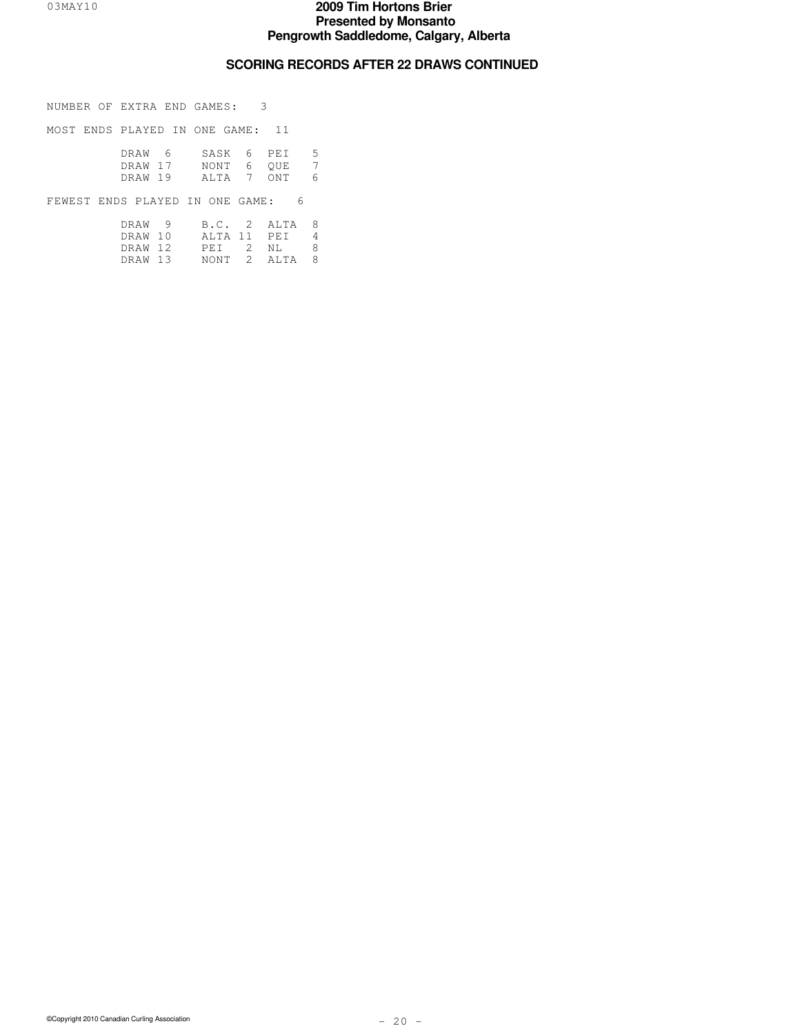# 2009 Tim Hortons Brier
## Presented by Monsanto
## Pengrowth Saddledome, Calgary, Alberta

### SCORING RECORDS AFTER 22 DRAWS CONTINUED

NUMBER OF EXTRA END GAMES: 3

MOST ENDS PLAYED IN ONE GAME: 11

| Draw | Team | Score | Team | Score |
|---|---|---|---|---|
| DRAW 6 | SASK | 6 | PEI | 5 |
| DRAW 17 | NONT | 6 | QUE | 7 |
| DRAW 19 | ALTA | 7 | ONT | 6 |

FEWEST ENDS PLAYED IN ONE GAME: 6

| Draw | Team | Score | Team | Score |
|---|---|---|---|---|
| DRAW 9 | B.C. | 2 | ALTA | 8 |
| DRAW 10 | ALTA | 11 | PEI | 4 |
| DRAW 12 | PEI | 2 | NL | 8 |
| DRAW 13 | NONT | 2 | ALTA | 8 |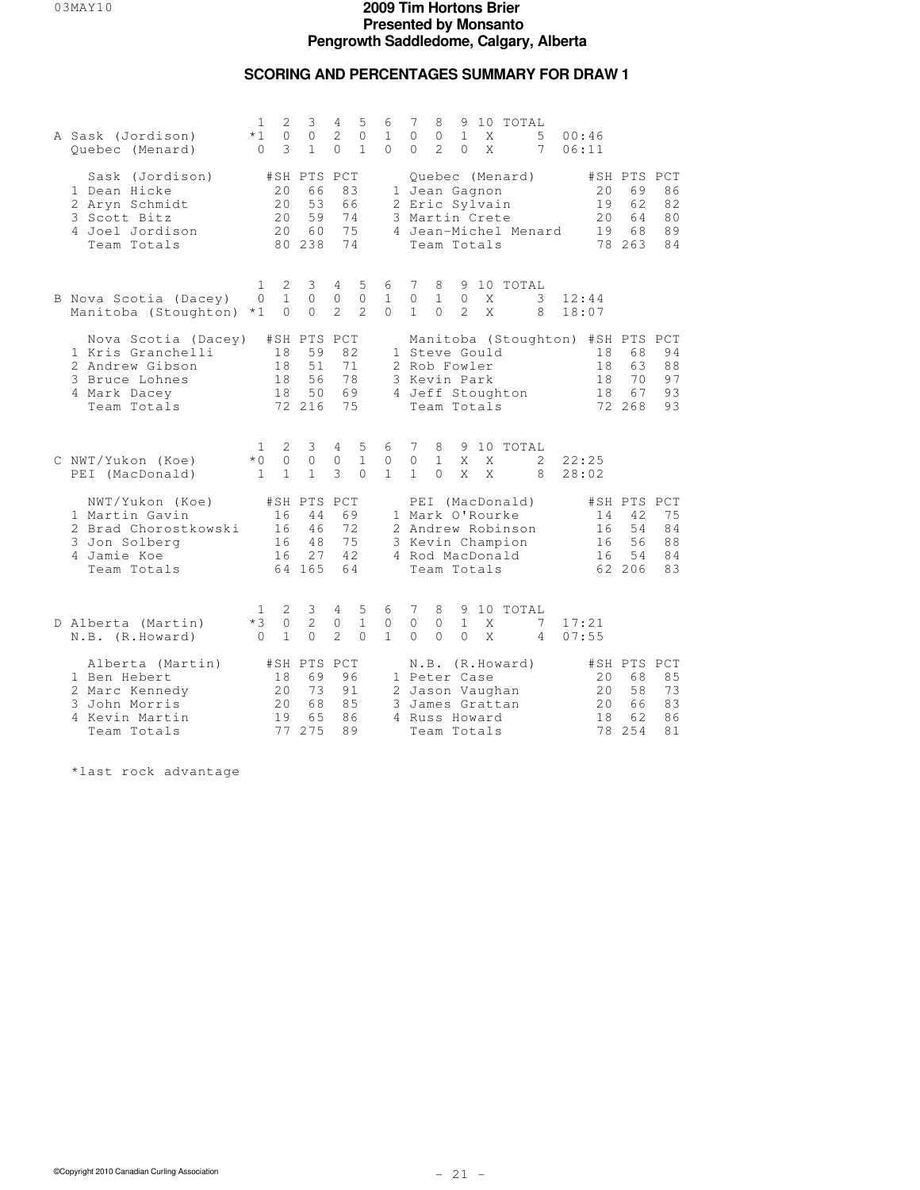# 2009 Tim Hortons Brier
**Presented by Monsanto**
**Pengrowth Saddledome, Calgary, Alberta**

## SCORING AND PERCENTAGES SUMMARY FOR DRAW 1

| | | 1 | 2 | 3 | 4 | 5 | 6 | 7 | 8 | 9 | 10 | TOTAL | |
|---|---|---|---|---|---|---|---|---|---|---|---|---|---|
| A | Sask (Jordison) | *1 | 0 | 0 | 2 | 0 | 1 | 0 | 0 | 1 | X | 5 | 00:46 |
| | Quebec (Menard) | 0 | 3 | 1 | 0 | 1 | 0 | 0 | 2 | 0 | X | 7 | 06:11 |

| Sask (Jordison) | #SH | PTS | PCT | Quebec (Menard) | #SH | PTS | PCT |
|---|---|---|---|---|---|---|---|
| 1 Dean Hicke | 20 | 66 | 83 | 1 Jean Gagnon | 20 | 69 | 86 |
| 2 Aryn Schmidt | 20 | 53 | 66 | 2 Eric Sylvain | 19 | 62 | 82 |
| 3 Scott Bitz | 20 | 59 | 74 | 3 Martin Crete | 20 | 64 | 80 |
| 4 Joel Jordison | 20 | 60 | 75 | 4 Jean-Michel Menard | 19 | 68 | 89 |
| Team Totals | 80 | 238 | 74 | Team Totals | 78 | 263 | 84 |

| | | 1 | 2 | 3 | 4 | 5 | 6 | 7 | 8 | 9 | 10 | TOTAL | |
|---|---|---|---|---|---|---|---|---|---|---|---|---|---|
| B | Nova Scotia (Dacey) | 0 | 1 | 0 | 0 | 0 | 1 | 0 | 1 | 0 | X | 3 | 12:44 |
| | Manitoba (Stoughton) | *1 | 0 | 0 | 2 | 2 | 0 | 1 | 0 | 2 | X | 8 | 18:07 |

| Nova Scotia (Dacey) | #SH | PTS | PCT | Manitoba (Stoughton) | #SH | PTS | PCT |
|---|---|---|---|---|---|---|---|
| 1 Kris Granchelli | 18 | 59 | 82 | 1 Steve Gould | 18 | 68 | 94 |
| 2 Andrew Gibson | 18 | 51 | 71 | 2 Rob Fowler | 18 | 63 | 88 |
| 3 Bruce Lohnes | 18 | 56 | 78 | 3 Kevin Park | 18 | 70 | 97 |
| 4 Mark Dacey | 18 | 50 | 69 | 4 Jeff Stoughton | 18 | 67 | 93 |
| Team Totals | 72 | 216 | 75 | Team Totals | 72 | 268 | 93 |

| | | 1 | 2 | 3 | 4 | 5 | 6 | 7 | 8 | 9 | 10 | TOTAL | |
|---|---|---|---|---|---|---|---|---|---|---|---|---|---|
| C | NWT/Yukon (Koe) | *0 | 0 | 0 | 0 | 1 | 0 | 0 | 1 | X | X | 2 | 22:25 |
| | PEI (MacDonald) | 1 | 1 | 1 | 3 | 0 | 1 | 1 | 0 | X | X | 8 | 28:02 |

| NWT/Yukon (Koe) | #SH | PTS | PCT | PEI (MacDonald) | #SH | PTS | PCT |
|---|---|---|---|---|---|---|---|
| 1 Martin Gavin | 16 | 44 | 69 | 1 Mark O'Rourke | 14 | 42 | 75 |
| 2 Brad Chorostkowski | 16 | 46 | 72 | 2 Andrew Robinson | 16 | 54 | 84 |
| 3 Jon Solberg | 16 | 48 | 75 | 3 Kevin Champion | 16 | 56 | 88 |
| 4 Jamie Koe | 16 | 27 | 42 | 4 Rod MacDonald | 16 | 54 | 84 |
| Team Totals | 64 | 165 | 64 | Team Totals | 62 | 206 | 83 |

| | | 1 | 2 | 3 | 4 | 5 | 6 | 7 | 8 | 9 | 10 | TOTAL | |
|---|---|---|---|---|---|---|---|---|---|---|---|---|---|
| D | Alberta (Martin) | *3 | 0 | 2 | 0 | 1 | 0 | 0 | 0 | 1 | X | 7 | 17:21 |
| | N.B. (R.Howard) | 0 | 1 | 0 | 2 | 0 | 1 | 0 | 0 | 0 | X | 4 | 07:55 |

| Alberta (Martin) | #SH | PTS | PCT | N.B. (R.Howard) | #SH | PTS | PCT |
|---|---|---|---|---|---|---|---|
| 1 Ben Hebert | 18 | 69 | 96 | 1 Peter Case | 20 | 68 | 85 |
| 2 Marc Kennedy | 20 | 73 | 91 | 2 Jason Vaughan | 20 | 58 | 73 |
| 3 John Morris | 20 | 68 | 85 | 3 James Grattan | 20 | 66 | 83 |
| 4 Kevin Martin | 19 | 65 | 86 | 4 Russ Howard | 18 | 62 | 86 |
| Team Totals | 77 | 275 | 89 | Team Totals | 78 | 254 | 81 |

*last rock advantage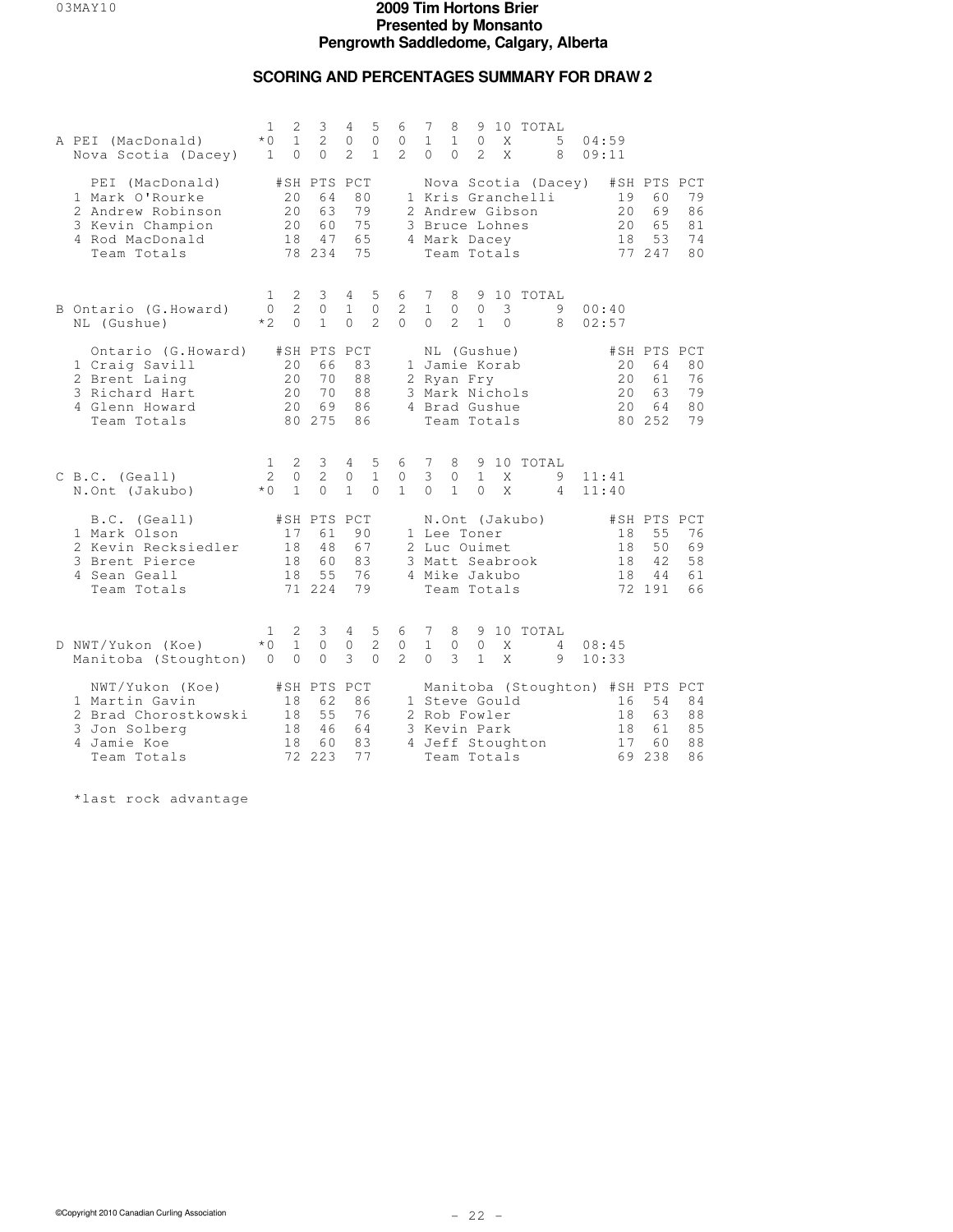# 2009 Tim Hortons Brier
**Presented by Monsanto**
**Pengrowth Saddledome, Calgary, Alberta**

## SCORING AND PERCENTAGES SUMMARY FOR DRAW 2

### A

| | 1 | 2 | 3 | 4 | 5 | 6 | 7 | 8 | 9 | 10 | TOTAL | |
|---|---|---|---|---|---|---|---|---|---|---|---|---|
| PEI (MacDonald) | *0 | 1 | 2 | 0 | 0 | 0 | 1 | 1 | 0 | X | 5 | 04:59 |
| Nova Scotia (Dacey) | 1 | 0 | 0 | 2 | 1 | 2 | 0 | 0 | 2 | X | 8 | 09:11 |

| PEI (MacDonald) | #SH | PTS | PCT | Nova Scotia (Dacey) | #SH | PTS | PCT |
|---|---|---|---|---|---|---|---|
| 1 Mark O'Rourke | 20 | 64 | 80 | 1 Kris Granchelli | 19 | 60 | 79 |
| 2 Andrew Robinson | 20 | 63 | 79 | 2 Andrew Gibson | 20 | 69 | 86 |
| 3 Kevin Champion | 20 | 60 | 75 | 3 Bruce Lohnes | 20 | 65 | 81 |
| 4 Rod MacDonald | 18 | 47 | 65 | 4 Mark Dacey | 18 | 53 | 74 |
| Team Totals | 78 | 234 | 75 | Team Totals | 77 | 247 | 80 |

### B

| | 1 | 2 | 3 | 4 | 5 | 6 | 7 | 8 | 9 | 10 | TOTAL | |
|---|---|---|---|---|---|---|---|---|---|---|---|---|
| Ontario (G.Howard) | 0 | 2 | 0 | 1 | 0 | 2 | 1 | 0 | 0 | 3 | 9 | 00:40 |
| NL (Gushue) | *2 | 0 | 1 | 0 | 2 | 0 | 0 | 2 | 1 | 0 | 8 | 02:57 |

| Ontario (G.Howard) | #SH | PTS | PCT | NL (Gushue) | #SH | PTS | PCT |
|---|---|---|---|---|---|---|---|
| 1 Craig Savill | 20 | 66 | 83 | 1 Jamie Korab | 20 | 64 | 80 |
| 2 Brent Laing | 20 | 70 | 88 | 2 Ryan Fry | 20 | 61 | 76 |
| 3 Richard Hart | 20 | 70 | 88 | 3 Mark Nichols | 20 | 63 | 79 |
| 4 Glenn Howard | 20 | 69 | 86 | 4 Brad Gushue | 20 | 64 | 80 |
| Team Totals | 80 | 275 | 86 | Team Totals | 80 | 252 | 79 |

### C

| | 1 | 2 | 3 | 4 | 5 | 6 | 7 | 8 | 9 | 10 | TOTAL | |
|---|---|---|---|---|---|---|---|---|---|---|---|---|
| B.C. (Geall) | 2 | 0 | 2 | 0 | 1 | 0 | 3 | 0 | 1 | X | 9 | 11:41 |
| N.Ont (Jakubo) | *0 | 1 | 0 | 1 | 0 | 1 | 0 | 1 | 0 | X | 4 | 11:40 |

| B.C. (Geall) | #SH | PTS | PCT | N.Ont (Jakubo) | #SH | PTS | PCT |
|---|---|---|---|---|---|---|---|
| 1 Mark Olson | 17 | 61 | 90 | 1 Lee Toner | 18 | 55 | 76 |
| 2 Kevin Recksiedler | 18 | 48 | 67 | 2 Luc Ouimet | 18 | 50 | 69 |
| 3 Brent Pierce | 18 | 60 | 83 | 3 Matt Seabrook | 18 | 42 | 58 |
| 4 Sean Geall | 18 | 55 | 76 | 4 Mike Jakubo | 18 | 44 | 61 |
| Team Totals | 71 | 224 | 79 | Team Totals | 72 | 191 | 66 |

### D

| | 1 | 2 | 3 | 4 | 5 | 6 | 7 | 8 | 9 | 10 | TOTAL | |
|---|---|---|---|---|---|---|---|---|---|---|---|---|
| NWT/Yukon (Koe) | *0 | 1 | 0 | 0 | 2 | 0 | 1 | 0 | 0 | X | 4 | 08:45 |
| Manitoba (Stoughton) | 0 | 0 | 0 | 3 | 0 | 2 | 0 | 3 | 1 | X | 9 | 10:33 |

| NWT/Yukon (Koe) | #SH | PTS | PCT | Manitoba (Stoughton) | #SH | PTS | PCT |
|---|---|---|---|---|---|---|---|
| 1 Martin Gavin | 18 | 62 | 86 | 1 Steve Gould | 16 | 54 | 84 |
| 2 Brad Chorostkowski | 18 | 55 | 76 | 2 Rob Fowler | 18 | 63 | 88 |
| 3 Jon Solberg | 18 | 46 | 64 | 3 Kevin Park | 18 | 61 | 85 |
| 4 Jamie Koe | 18 | 60 | 83 | 4 Jeff Stoughton | 17 | 60 | 88 |
| Team Totals | 72 | 223 | 77 | Team Totals | 69 | 238 | 86 |

*last rock advantage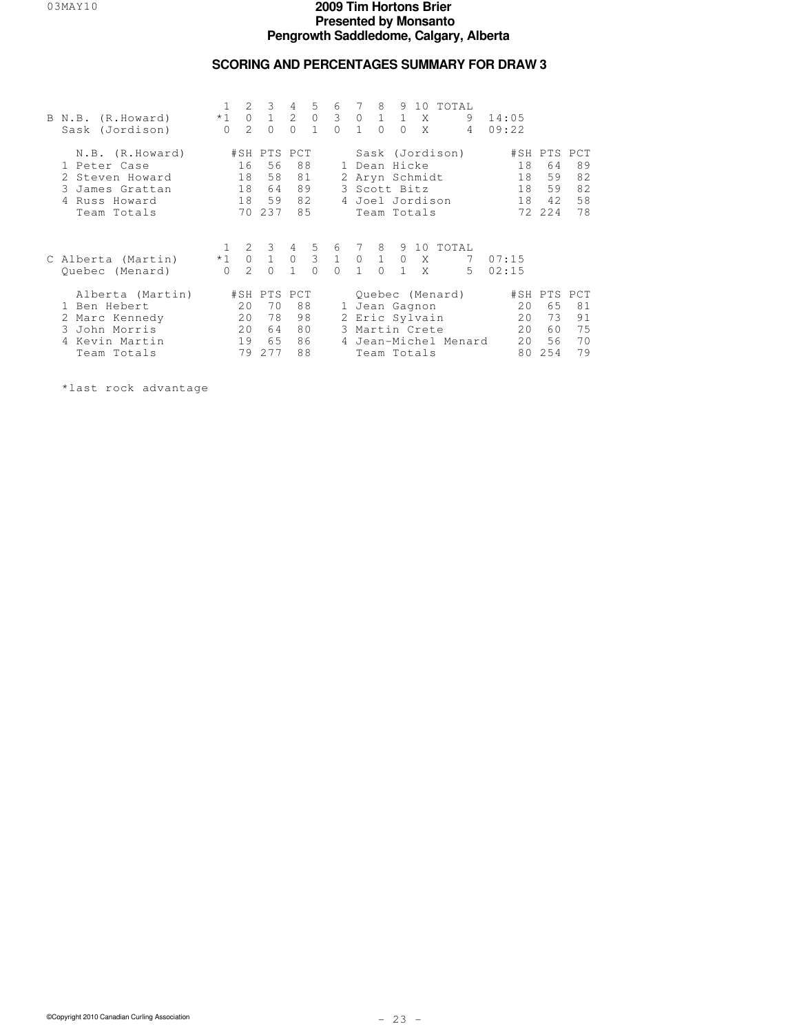# 2009 Tim Hortons Brier
## Presented by Monsanto
### Pengrowth Saddledome, Calgary, Alberta

## SCORING AND PERCENTAGES SUMMARY FOR DRAW 3

| | | 1 | 2 | 3 | 4 | 5 | 6 | 7 | 8 | 9 | 10 | TOTAL | |
|---|---|---|---|---|---|---|---|---|---|---|---|---|---|
| B | N.B. (R.Howard) | *1 | 0 | 1 | 2 | 0 | 3 | 0 | 1 | 1 | X | 9 | 14:05 |
| | Sask (Jordison) | 0 | 2 | 0 | 0 | 1 | 0 | 1 | 0 | 0 | X | 4 | 09:22 |

| N.B. (R.Howard) | #SH | PTS | PCT | Sask (Jordison) | #SH | PTS | PCT |
|---|---|---|---|---|---|---|---|
| 1 Peter Case | 16 | 56 | 88 | 1 Dean Hicke | 18 | 64 | 89 |
| 2 Steven Howard | 18 | 58 | 81 | 2 Aryn Schmidt | 18 | 59 | 82 |
| 3 James Grattan | 18 | 64 | 89 | 3 Scott Bitz | 18 | 59 | 82 |
| 4 Russ Howard | 18 | 59 | 82 | 4 Joel Jordison | 18 | 42 | 58 |
| Team Totals | 70 | 237 | 85 | Team Totals | 72 | 224 | 78 |

| | | 1 | 2 | 3 | 4 | 5 | 6 | 7 | 8 | 9 | 10 | TOTAL | |
|---|---|---|---|---|---|---|---|---|---|---|---|---|---|
| C | Alberta (Martin) | *1 | 0 | 1 | 0 | 3 | 1 | 0 | 1 | 0 | X | 7 | 07:15 |
| | Quebec (Menard) | 0 | 2 | 0 | 1 | 0 | 0 | 1 | 0 | 1 | X | 5 | 02:15 |

| Alberta (Martin) | #SH | PTS | PCT | Quebec (Menard) | #SH | PTS | PCT |
|---|---|---|---|---|---|---|---|
| 1 Ben Hebert | 20 | 70 | 88 | 1 Jean Gagnon | 20 | 65 | 81 |
| 2 Marc Kennedy | 20 | 78 | 98 | 2 Eric Sylvain | 20 | 73 | 91 |
| 3 John Morris | 20 | 64 | 80 | 3 Martin Crete | 20 | 60 | 75 |
| 4 Kevin Martin | 19 | 65 | 86 | 4 Jean-Michel Menard | 20 | 56 | 70 |
| Team Totals | 79 | 277 | 88 | Team Totals | 80 | 254 | 79 |

*last rock advantage

©Copyright 2010 Canadian Curling Association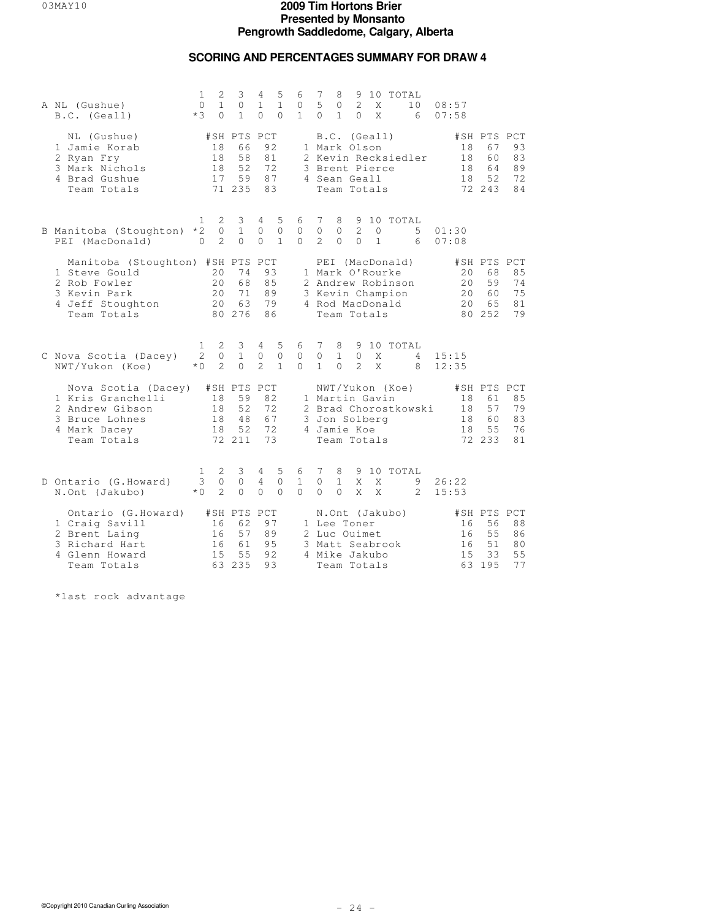# 2009 Tim Hortons Brier
## Presented by Monsanto
## Pengrowth Saddledome, Calgary, Alberta

## SCORING AND PERCENTAGES SUMMARY FOR DRAW 4

### A

| | 1 | 2 | 3 | 4 | 5 | 6 | 7 | 8 | 9 | 10 | TOTAL | |
|---|---|---|---|---|---|---|---|---|---|---|---|---|
| NL (Gushue) | 0 | 1 | 0 | 1 | 1 | 0 | 5 | 0 | 2 | X | 10 | 08:57 |
| B.C. (Geall) | *3 | 0 | 1 | 0 | 0 | 1 | 0 | 1 | 0 | X | 6 | 07:58 |

| NL (Gushue) | #SH | PTS | PCT | B.C. (Geall) | #SH | PTS | PCT |
|---|---|---|---|---|---|---|---|
| 1 Jamie Korab | 18 | 66 | 92 | 1 Mark Olson | 18 | 67 | 93 |
| 2 Ryan Fry | 18 | 58 | 81 | 2 Kevin Recksiedler | 18 | 60 | 83 |
| 3 Mark Nichols | 18 | 52 | 72 | 3 Brent Pierce | 18 | 64 | 89 |
| 4 Brad Gushue | 17 | 59 | 87 | 4 Sean Geall | 18 | 52 | 72 |
| Team Totals | 71 | 235 | 83 | Team Totals | 72 | 243 | 84 |

### B

| | 1 | 2 | 3 | 4 | 5 | 6 | 7 | 8 | 9 | 10 | TOTAL | |
|---|---|---|---|---|---|---|---|---|---|---|---|---|
| Manitoba (Stoughton) | *2 | 0 | 1 | 0 | 0 | 0 | 0 | 0 | 2 | 0 | 5 | 01:30 |
| PEI (MacDonald) | 0 | 2 | 0 | 0 | 1 | 0 | 2 | 0 | 0 | 1 | 6 | 07:08 |

| Manitoba (Stoughton) | #SH | PTS | PCT | PEI (MacDonald) | #SH | PTS | PCT |
|---|---|---|---|---|---|---|---|
| 1 Steve Gould | 20 | 74 | 93 | 1 Mark O'Rourke | 20 | 68 | 85 |
| 2 Rob Fowler | 20 | 68 | 85 | 2 Andrew Robinson | 20 | 59 | 74 |
| 3 Kevin Park | 20 | 71 | 89 | 3 Kevin Champion | 20 | 60 | 75 |
| 4 Jeff Stoughton | 20 | 63 | 79 | 4 Rod MacDonald | 20 | 65 | 81 |
| Team Totals | 80 | 276 | 86 | Team Totals | 80 | 252 | 79 |

### C

| | 1 | 2 | 3 | 4 | 5 | 6 | 7 | 8 | 9 | 10 | TOTAL | |
|---|---|---|---|---|---|---|---|---|---|---|---|---|
| Nova Scotia (Dacey) | 2 | 0 | 1 | 0 | 0 | 0 | 0 | 1 | 0 | X | 4 | 15:15 |
| NWT/Yukon (Koe) | *0 | 2 | 0 | 2 | 1 | 0 | 1 | 0 | 2 | X | 8 | 12:35 |

| Nova Scotia (Dacey) | #SH | PTS | PCT | NWT/Yukon (Koe) | #SH | PTS | PCT |
|---|---|---|---|---|---|---|---|
| 1 Kris Granchelli | 18 | 59 | 82 | 1 Martin Gavin | 18 | 61 | 85 |
| 2 Andrew Gibson | 18 | 52 | 72 | 2 Brad Chorostkowski | 18 | 57 | 79 |
| 3 Bruce Lohnes | 18 | 48 | 67 | 3 Jon Solberg | 18 | 60 | 83 |
| 4 Mark Dacey | 18 | 52 | 72 | 4 Jamie Koe | 18 | 55 | 76 |
| Team Totals | 72 | 211 | 73 | Team Totals | 72 | 233 | 81 |

### D

| | 1 | 2 | 3 | 4 | 5 | 6 | 7 | 8 | 9 | 10 | TOTAL | |
|---|---|---|---|---|---|---|---|---|---|---|---|---|
| Ontario (G.Howard) | 3 | 0 | 0 | 4 | 0 | 1 | 0 | 1 | X | X | 9 | 26:22 |
| N.Ont (Jakubo) | *0 | 2 | 0 | 0 | 0 | 0 | 0 | 0 | X | X | 2 | 15:53 |

| Ontario (G.Howard) | #SH | PTS | PCT | N.Ont (Jakubo) | #SH | PTS | PCT |
|---|---|---|---|---|---|---|---|
| 1 Craig Savill | 16 | 62 | 97 | 1 Lee Toner | 16 | 56 | 88 |
| 2 Brent Laing | 16 | 57 | 89 | 2 Luc Ouimet | 16 | 55 | 86 |
| 3 Richard Hart | 16 | 61 | 95 | 3 Matt Seabrook | 16 | 51 | 80 |
| 4 Glenn Howard | 15 | 55 | 92 | 4 Mike Jakubo | 15 | 33 | 55 |
| Team Totals | 63 | 235 | 93 | Team Totals | 63 | 195 | 77 |

*last rock advantage

©Copyright 2010 Canadian Curling Association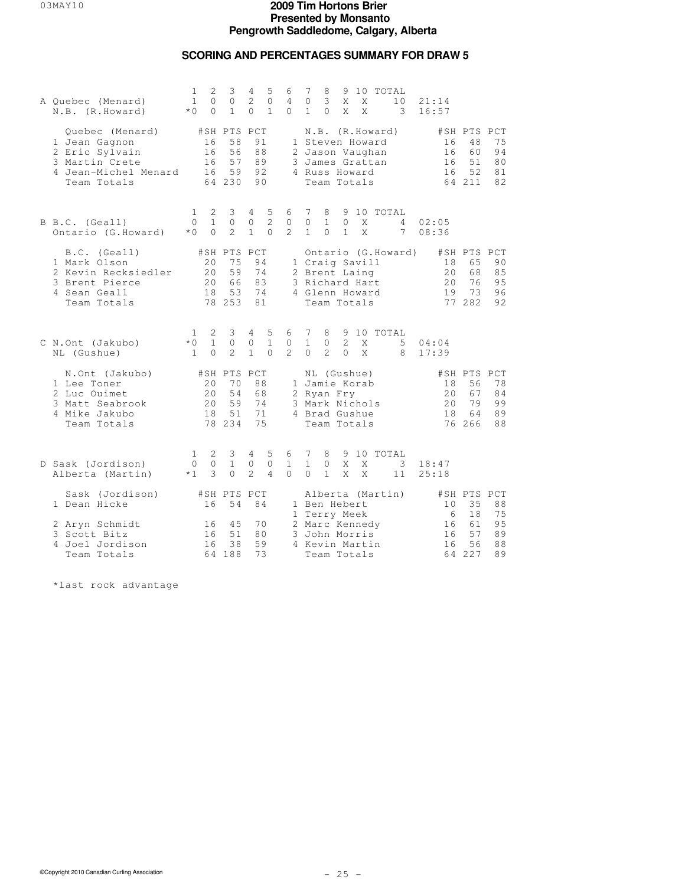# 2009 Tim Hortons Brier
# Presented by Monsanto
# Pengrowth Saddledome, Calgary, Alberta

## SCORING AND PERCENTAGES SUMMARY FOR DRAW 5

| | | 1 | 2 | 3 | 4 | 5 | 6 | 7 | 8 | 9 | 10 | TOTAL | |
|---|---|---|---|---|---|---|---|---|---|---|---|---|---|
| A | Quebec (Menard) | 1 | 0 | 0 | 2 | 0 | 4 | 0 | 3 | X | X | 10 | 21:14 |
| | N.B. (R.Howard) | *0 | 0 | 1 | 0 | 1 | 0 | 1 | 0 | X | X | 3 | 16:57 |

| Quebec (Menard) | #SH | PTS | PCT | N.B. (R.Howard) | #SH | PTS | PCT |
|---|---|---|---|---|---|---|---|
| 1 Jean Gagnon | 16 | 58 | 91 | 1 Steven Howard | 16 | 48 | 75 |
| 2 Eric Sylvain | 16 | 56 | 88 | 2 Jason Vaughan | 16 | 60 | 94 |
| 3 Martin Crete | 16 | 57 | 89 | 3 James Grattan | 16 | 51 | 80 |
| 4 Jean-Michel Menard | 16 | 59 | 92 | 4 Russ Howard | 16 | 52 | 81 |
| Team Totals | 64 | 230 | 90 | Team Totals | 64 | 211 | 82 |

| | | 1 | 2 | 3 | 4 | 5 | 6 | 7 | 8 | 9 | 10 | TOTAL | |
|---|---|---|---|---|---|---|---|---|---|---|---|---|---|
| B | B.C. (Geall) | 0 | 1 | 0 | 0 | 2 | 0 | 0 | 1 | 0 | X | 4 | 02:05 |
| | Ontario (G.Howard) | *0 | 0 | 2 | 1 | 0 | 2 | 1 | 0 | 1 | X | 7 | 08:36 |

| B.C. (Geall) | #SH | PTS | PCT | Ontario (G.Howard) | #SH | PTS | PCT |
|---|---|---|---|---|---|---|---|
| 1 Mark Olson | 20 | 75 | 94 | 1 Craig Savill | 18 | 65 | 90 |
| 2 Kevin Recksiedler | 20 | 59 | 74 | 2 Brent Laing | 20 | 68 | 85 |
| 3 Brent Pierce | 20 | 66 | 83 | 3 Richard Hart | 20 | 76 | 95 |
| 4 Sean Geall | 18 | 53 | 74 | 4 Glenn Howard | 19 | 73 | 96 |
| Team Totals | 78 | 253 | 81 | Team Totals | 77 | 282 | 92 |

| | | 1 | 2 | 3 | 4 | 5 | 6 | 7 | 8 | 9 | 10 | TOTAL | |
|---|---|---|---|---|---|---|---|---|---|---|---|---|---|
| C | N.Ont (Jakubo) | *0 | 1 | 0 | 0 | 1 | 0 | 1 | 0 | 2 | X | 5 | 04:04 |
| | NL (Gushue) | 1 | 0 | 2 | 1 | 0 | 2 | 0 | 2 | 0 | X | 8 | 17:39 |

| N.Ont (Jakubo) | #SH | PTS | PCT | NL (Gushue) | #SH | PTS | PCT |
|---|---|---|---|---|---|---|---|
| 1 Lee Toner | 20 | 70 | 88 | 1 Jamie Korab | 18 | 56 | 78 |
| 2 Luc Ouimet | 20 | 54 | 68 | 2 Ryan Fry | 20 | 67 | 84 |
| 3 Matt Seabrook | 20 | 59 | 74 | 3 Mark Nichols | 20 | 79 | 99 |
| 4 Mike Jakubo | 18 | 51 | 71 | 4 Brad Gushue | 18 | 64 | 89 |
| Team Totals | 78 | 234 | 75 | Team Totals | 76 | 266 | 88 |

| | | 1 | 2 | 3 | 4 | 5 | 6 | 7 | 8 | 9 | 10 | TOTAL | |
|---|---|---|---|---|---|---|---|---|---|---|---|---|---|
| D | Sask (Jordison) | 0 | 0 | 1 | 0 | 0 | 1 | 1 | 0 | X | X | 3 | 18:47 |
| | Alberta (Martin) | *1 | 3 | 0 | 2 | 4 | 0 | 0 | 1 | X | X | 11 | 25:18 |

| Sask (Jordison) | #SH | PTS | PCT | Alberta (Martin) | #SH | PTS | PCT |
|---|---|---|---|---|---|---|---|
| 1 Dean Hicke | 16 | 54 | 84 | 1 Ben Hebert | 10 | 35 | 88 |
| | | | | 1 Terry Meek | 6 | 18 | 75 |
| 2 Aryn Schmidt | 16 | 45 | 70 | 2 Marc Kennedy | 16 | 61 | 95 |
| 3 Scott Bitz | 16 | 51 | 80 | 3 John Morris | 16 | 57 | 89 |
| 4 Joel Jordison | 16 | 38 | 59 | 4 Kevin Martin | 16 | 56 | 88 |
| Team Totals | 64 | 188 | 73 | Team Totals | 64 | 227 | 89 |

*last rock advantage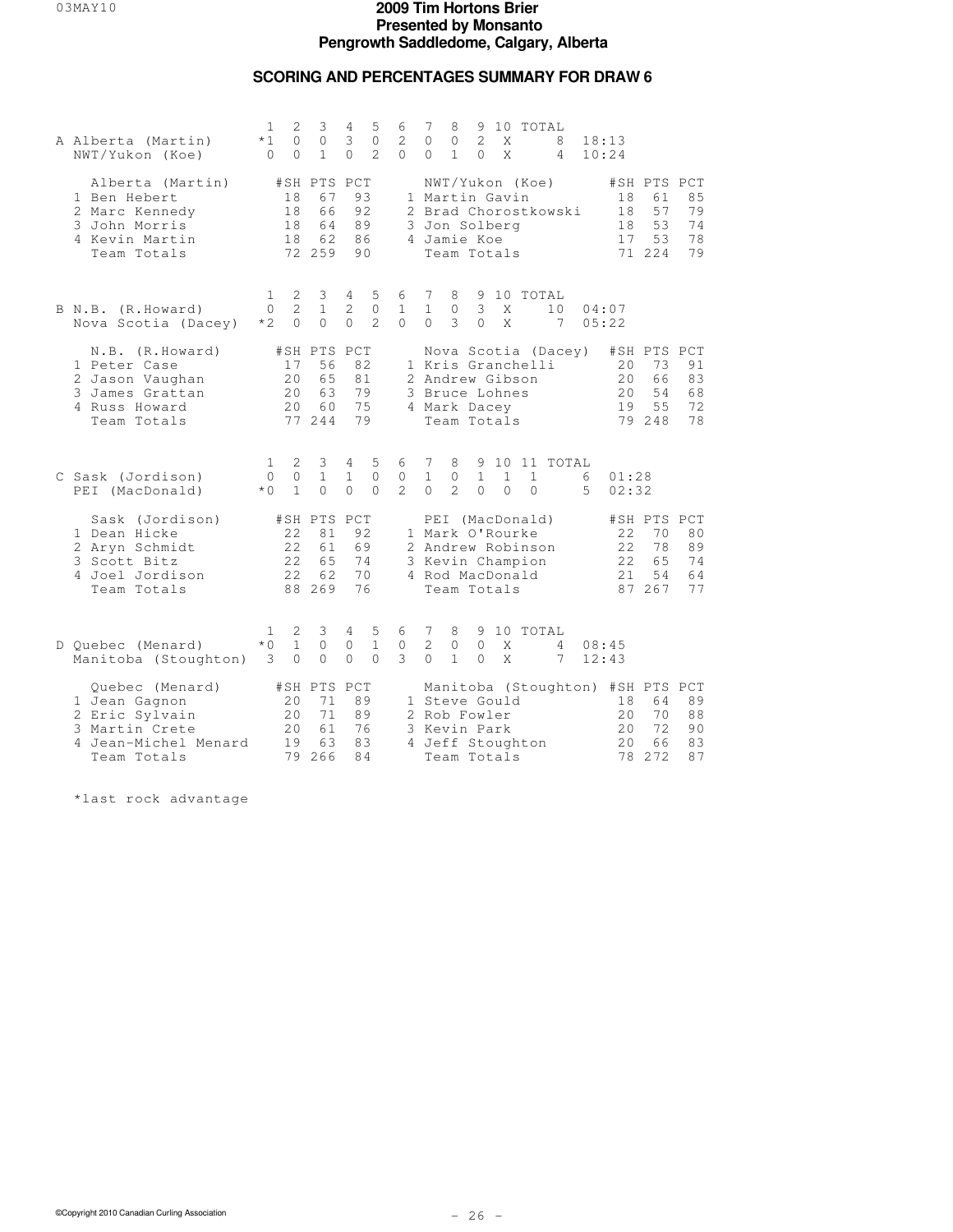# 2009 Tim Hortons Brier
**Presented by Monsanto**
**Pengrowth Saddledome, Calgary, Alberta**

## SCORING AND PERCENTAGES SUMMARY FOR DRAW 6

### A

| | 1 | 2 | 3 | 4 | 5 | 6 | 7 | 8 | 9 | 10 | TOTAL | |
|---|---|---|---|---|---|---|---|---|---|---|---|---|
| Alberta (Martin) | *1 | 0 | 0 | 3 | 0 | 2 | 0 | 0 | 2 | X | 8 | 18:13 |
| NWT/Yukon (Koe) | 0 | 0 | 1 | 0 | 2 | 0 | 0 | 1 | 0 | X | 4 | 10:24 |

| Alberta (Martin) | #SH | PTS | PCT | NWT/Yukon (Koe) | #SH | PTS | PCT |
|---|---|---|---|---|---|---|---|
| 1 Ben Hebert | 18 | 67 | 93 | 1 Martin Gavin | 18 | 61 | 85 |
| 2 Marc Kennedy | 18 | 66 | 92 | 2 Brad Chorostkowski | 18 | 57 | 79 |
| 3 John Morris | 18 | 64 | 89 | 3 Jon Solberg | 18 | 53 | 74 |
| 4 Kevin Martin | 18 | 62 | 86 | 4 Jamie Koe | 17 | 53 | 78 |
| Team Totals | 72 | 259 | 90 | Team Totals | 71 | 224 | 79 |

### B

| | 1 | 2 | 3 | 4 | 5 | 6 | 7 | 8 | 9 | 10 | TOTAL | |
|---|---|---|---|---|---|---|---|---|---|---|---|---|
| N.B. (R.Howard) | 0 | 2 | 1 | 2 | 0 | 1 | 1 | 0 | 3 | X | 10 | 04:07 |
| Nova Scotia (Dacey) | *2 | 0 | 0 | 0 | 2 | 0 | 0 | 3 | 0 | X | 7 | 05:22 |

| N.B. (R.Howard) | #SH | PTS | PCT | Nova Scotia (Dacey) | #SH | PTS | PCT |
|---|---|---|---|---|---|---|---|
| 1 Peter Case | 17 | 56 | 82 | 1 Kris Granchelli | 20 | 73 | 91 |
| 2 Jason Vaughan | 20 | 65 | 81 | 2 Andrew Gibson | 20 | 66 | 83 |
| 3 James Grattan | 20 | 63 | 79 | 3 Bruce Lohnes | 20 | 54 | 68 |
| 4 Russ Howard | 20 | 60 | 75 | 4 Mark Dacey | 19 | 55 | 72 |
| Team Totals | 77 | 244 | 79 | Team Totals | 79 | 248 | 78 |

### C

| | 1 | 2 | 3 | 4 | 5 | 6 | 7 | 8 | 9 | 10 | 11 | TOTAL | |
|---|---|---|---|---|---|---|---|---|---|---|---|---|---|
| Sask (Jordison) | 0 | 0 | 1 | 1 | 0 | 0 | 1 | 0 | 1 | 1 | 1 | 6 | 01:28 |
| PEI (MacDonald) | *0 | 1 | 0 | 0 | 0 | 2 | 0 | 2 | 0 | 0 | 0 | 5 | 02:32 |

| Sask (Jordison) | #SH | PTS | PCT | PEI (MacDonald) | #SH | PTS | PCT |
|---|---|---|---|---|---|---|---|
| 1 Dean Hicke | 22 | 81 | 92 | 1 Mark O'Rourke | 22 | 70 | 80 |
| 2 Aryn Schmidt | 22 | 61 | 69 | 2 Andrew Robinson | 22 | 78 | 89 |
| 3 Scott Bitz | 22 | 65 | 74 | 3 Kevin Champion | 22 | 65 | 74 |
| 4 Joel Jordison | 22 | 62 | 70 | 4 Rod MacDonald | 21 | 54 | 64 |
| Team Totals | 88 | 269 | 76 | Team Totals | 87 | 267 | 77 |

### D

| | 1 | 2 | 3 | 4 | 5 | 6 | 7 | 8 | 9 | 10 | TOTAL | |
|---|---|---|---|---|---|---|---|---|---|---|---|---|
| Quebec (Menard) | *0 | 1 | 0 | 0 | 1 | 0 | 2 | 0 | 0 | X | 4 | 08:45 |
| Manitoba (Stoughton) | 3 | 0 | 0 | 0 | 0 | 3 | 0 | 1 | 0 | X | 7 | 12:43 |

| Quebec (Menard) | #SH | PTS | PCT | Manitoba (Stoughton) | #SH | PTS | PCT |
|---|---|---|---|---|---|---|---|
| 1 Jean Gagnon | 20 | 71 | 89 | 1 Steve Gould | 18 | 64 | 89 |
| 2 Eric Sylvain | 20 | 71 | 89 | 2 Rob Fowler | 20 | 70 | 88 |
| 3 Martin Crete | 20 | 61 | 76 | 3 Kevin Park | 20 | 72 | 90 |
| 4 Jean-Michel Menard | 19 | 63 | 83 | 4 Jeff Stoughton | 20 | 66 | 83 |
| Team Totals | 79 | 266 | 84 | Team Totals | 78 | 272 | 87 |

*last rock advantage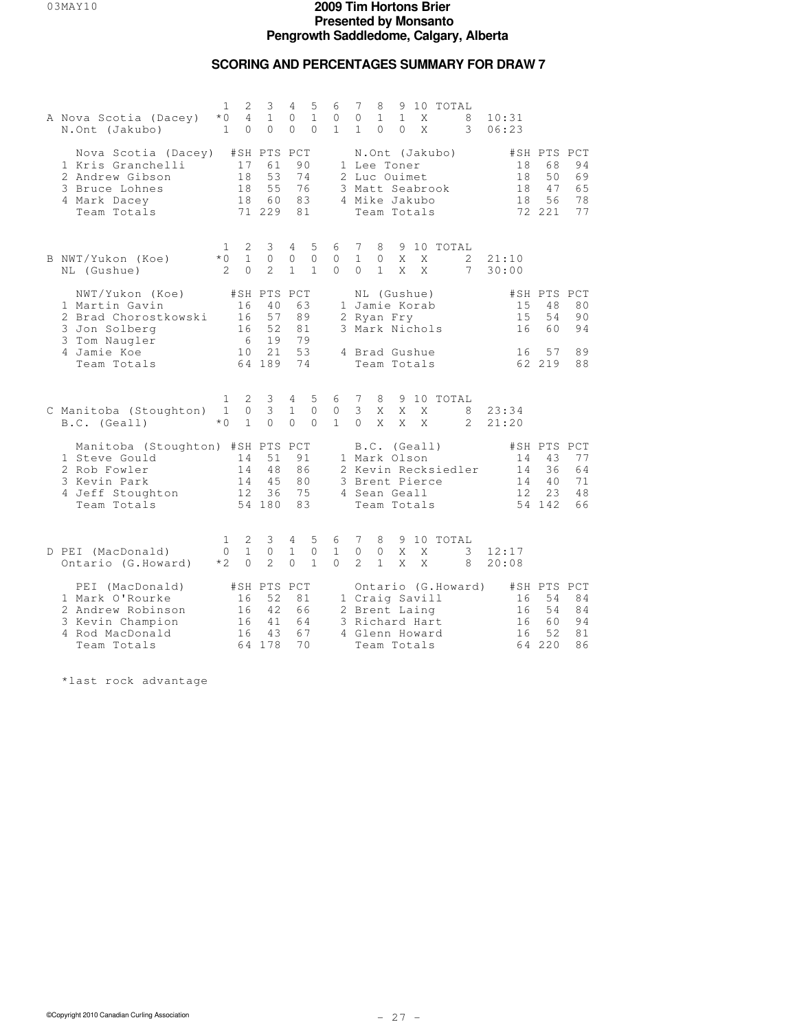# 2009 Tim Hortons Brier
**Presented by Monsanto**
**Pengrowth Saddledome, Calgary, Alberta**

## SCORING AND PERCENTAGES SUMMARY FOR DRAW 7

### A

| | 1 | 2 | 3 | 4 | 5 | 6 | 7 | 8 | 9 | 10 | TOTAL | |
|---|---|---|---|---|---|---|---|---|---|---|---|---|
| Nova Scotia (Dacey) | *0 | 4 | 1 | 0 | 1 | 0 | 0 | 1 | 1 | X | 8 | 10:31 |
| N.Ont (Jakubo) | 1 | 0 | 0 | 0 | 0 | 1 | 1 | 0 | 0 | X | 3 | 06:23 |

| Nova Scotia (Dacey) | #SH | PTS | PCT | N.Ont (Jakubo) | #SH | PTS | PCT |
|---|---|---|---|---|---|---|---|
| 1 Kris Granchelli | 17 | 61 | 90 | 1 Lee Toner | 18 | 68 | 94 |
| 2 Andrew Gibson | 18 | 53 | 74 | 2 Luc Ouimet | 18 | 50 | 69 |
| 3 Bruce Lohnes | 18 | 55 | 76 | 3 Matt Seabrook | 18 | 47 | 65 |
| 4 Mark Dacey | 18 | 60 | 83 | 4 Mike Jakubo | 18 | 56 | 78 |
| Team Totals | 71 | 229 | 81 | Team Totals | 72 | 221 | 77 |

### B

| | 1 | 2 | 3 | 4 | 5 | 6 | 7 | 8 | 9 | 10 | TOTAL | |
|---|---|---|---|---|---|---|---|---|---|---|---|---|
| NWT/Yukon (Koe) | *0 | 1 | 0 | 0 | 0 | 0 | 1 | 0 | X | X | 2 | 21:10 |
| NL (Gushue) | 2 | 0 | 2 | 1 | 1 | 0 | 0 | 1 | X | X | 7 | 30:00 |

| NWT/Yukon (Koe) | #SH | PTS | PCT | NL (Gushue) | #SH | PTS | PCT |
|---|---|---|---|---|---|---|---|
| 1 Martin Gavin | 16 | 40 | 63 | 1 Jamie Korab | 15 | 48 | 80 |
| 2 Brad Chorostkowski | 16 | 57 | 89 | 2 Ryan Fry | 15 | 54 | 90 |
| 3 Jon Solberg | 16 | 52 | 81 | 3 Mark Nichols | 16 | 60 | 94 |
| 3 Tom Naugler | 6 | 19 | 79 | | | | |
| 4 Jamie Koe | 10 | 21 | 53 | 4 Brad Gushue | 16 | 57 | 89 |
| Team Totals | 64 | 189 | 74 | Team Totals | 62 | 219 | 88 |

### C

| | 1 | 2 | 3 | 4 | 5 | 6 | 7 | 8 | 9 | 10 | TOTAL | |
|---|---|---|---|---|---|---|---|---|---|---|---|---|
| Manitoba (Stoughton) | 1 | 0 | 3 | 1 | 0 | 0 | 3 | X | X | X | 8 | 23:34 |
| B.C. (Geall) | *0 | 1 | 0 | 0 | 0 | 1 | 0 | X | X | X | 2 | 21:20 |

| Manitoba (Stoughton) | #SH | PTS | PCT | B.C. (Geall) | #SH | PTS | PCT |
|---|---|---|---|---|---|---|---|
| 1 Steve Gould | 14 | 51 | 91 | 1 Mark Olson | 14 | 43 | 77 |
| 2 Rob Fowler | 14 | 48 | 86 | 2 Kevin Recksiedler | 14 | 36 | 64 |
| 3 Kevin Park | 14 | 45 | 80 | 3 Brent Pierce | 14 | 40 | 71 |
| 4 Jeff Stoughton | 12 | 36 | 75 | 4 Sean Geall | 12 | 23 | 48 |
| Team Totals | 54 | 180 | 83 | Team Totals | 54 | 142 | 66 |

### D

| | 1 | 2 | 3 | 4 | 5 | 6 | 7 | 8 | 9 | 10 | TOTAL | |
|---|---|---|---|---|---|---|---|---|---|---|---|---|
| PEI (MacDonald) | 0 | 1 | 0 | 1 | 0 | 1 | 0 | 0 | X | X | 3 | 12:17 |
| Ontario (G.Howard) | *2 | 0 | 2 | 0 | 1 | 0 | 2 | 1 | X | X | 8 | 20:08 |

| PEI (MacDonald) | #SH | PTS | PCT | Ontario (G.Howard) | #SH | PTS | PCT |
|---|---|---|---|---|---|---|---|
| 1 Mark O'Rourke | 16 | 52 | 81 | 1 Craig Savill | 16 | 54 | 84 |
| 2 Andrew Robinson | 16 | 42 | 66 | 2 Brent Laing | 16 | 54 | 84 |
| 3 Kevin Champion | 16 | 41 | 64 | 3 Richard Hart | 16 | 60 | 94 |
| 4 Rod MacDonald | 16 | 43 | 67 | 4 Glenn Howard | 16 | 52 | 81 |
| Team Totals | 64 | 178 | 70 | Team Totals | 64 | 220 | 86 |

*last rock advantage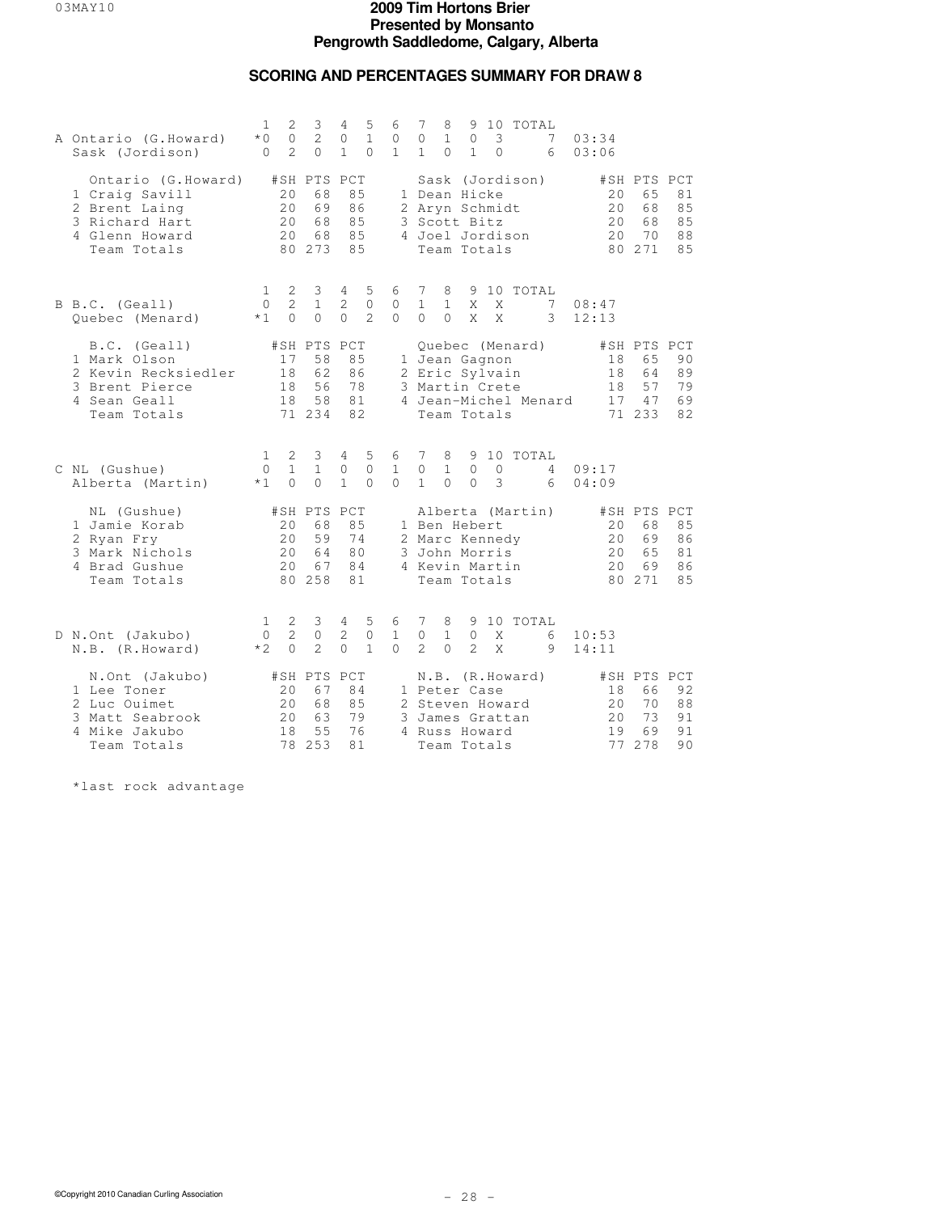# 2009 Tim Hortons Brier
**Presented by Monsanto**
**Pengrowth Saddledome, Calgary, Alberta**

## SCORING AND PERCENTAGES SUMMARY FOR DRAW 8

### A

| | 1 | 2 | 3 | 4 | 5 | 6 | 7 | 8 | 9 | 10 | TOTAL | Time |
|---|---|---|---|---|---|---|---|---|---|---|---|---|
| Ontario (G.Howard) | *0 | 0 | 2 | 0 | 1 | 0 | 0 | 1 | 0 | 3 | 7 | 03:34 |
| Sask (Jordison) | 0 | 2 | 0 | 1 | 0 | 1 | 1 | 0 | 1 | 0 | 6 | 03:06 |

| Ontario (G.Howard) | #SH | PTS | PCT | Sask (Jordison) | #SH | PTS | PCT |
|---|---|---|---|---|---|---|---|
| 1 Craig Savill | 20 | 68 | 85 | 1 Dean Hicke | 20 | 65 | 81 |
| 2 Brent Laing | 20 | 69 | 86 | 2 Aryn Schmidt | 20 | 68 | 85 |
| 3 Richard Hart | 20 | 68 | 85 | 3 Scott Bitz | 20 | 68 | 85 |
| 4 Glenn Howard | 20 | 68 | 85 | 4 Joel Jordison | 20 | 70 | 88 |
| Team Totals | 80 | 273 | 85 | Team Totals | 80 | 271 | 85 |

### B

| | 1 | 2 | 3 | 4 | 5 | 6 | 7 | 8 | 9 | 10 | TOTAL | Time |
|---|---|---|---|---|---|---|---|---|---|---|---|---|
| B.C. (Geall) | 0 | 2 | 1 | 2 | 0 | 0 | 1 | 1 | X | X | 7 | 08:47 |
| Quebec (Menard) | *1 | 0 | 0 | 0 | 2 | 0 | 0 | 0 | X | X | 3 | 12:13 |

| B.C. (Geall) | #SH | PTS | PCT | Quebec (Menard) | #SH | PTS | PCT |
|---|---|---|---|---|---|---|---|
| 1 Mark Olson | 17 | 58 | 85 | 1 Jean Gagnon | 18 | 65 | 90 |
| 2 Kevin Recksiedler | 18 | 62 | 86 | 2 Eric Sylvain | 18 | 64 | 89 |
| 3 Brent Pierce | 18 | 56 | 78 | 3 Martin Crete | 18 | 57 | 79 |
| 4 Sean Geall | 18 | 58 | 81 | 4 Jean-Michel Menard | 17 | 47 | 69 |
| Team Totals | 71 | 234 | 82 | Team Totals | 71 | 233 | 82 |

### C

| | 1 | 2 | 3 | 4 | 5 | 6 | 7 | 8 | 9 | 10 | TOTAL | Time |
|---|---|---|---|---|---|---|---|---|---|---|---|---|
| NL (Gushue) | 0 | 1 | 1 | 0 | 0 | 1 | 0 | 1 | 0 | 0 | 4 | 09:17 |
| Alberta (Martin) | *1 | 0 | 0 | 1 | 0 | 0 | 1 | 0 | 0 | 3 | 6 | 04:09 |

| NL (Gushue) | #SH | PTS | PCT | Alberta (Martin) | #SH | PTS | PCT |
|---|---|---|---|---|---|---|---|
| 1 Jamie Korab | 20 | 68 | 85 | 1 Ben Hebert | 20 | 68 | 85 |
| 2 Ryan Fry | 20 | 59 | 74 | 2 Marc Kennedy | 20 | 69 | 86 |
| 3 Mark Nichols | 20 | 64 | 80 | 3 John Morris | 20 | 65 | 81 |
| 4 Brad Gushue | 20 | 67 | 84 | 4 Kevin Martin | 20 | 69 | 86 |
| Team Totals | 80 | 258 | 81 | Team Totals | 80 | 271 | 85 |

### D

| | 1 | 2 | 3 | 4 | 5 | 6 | 7 | 8 | 9 | 10 | TOTAL | Time |
|---|---|---|---|---|---|---|---|---|---|---|---|---|
| N.Ont (Jakubo) | 0 | 2 | 0 | 2 | 0 | 1 | 0 | 1 | 0 | X | 6 | 10:53 |
| N.B. (R.Howard) | *2 | 0 | 2 | 0 | 1 | 0 | 2 | 0 | 2 | X | 9 | 14:11 |

| N.Ont (Jakubo) | #SH | PTS | PCT | N.B. (R.Howard) | #SH | PTS | PCT |
|---|---|---|---|---|---|---|---|
| 1 Lee Toner | 20 | 67 | 84 | 1 Peter Case | 18 | 66 | 92 |
| 2 Luc Ouimet | 20 | 68 | 85 | 2 Steven Howard | 20 | 70 | 88 |
| 3 Matt Seabrook | 20 | 63 | 79 | 3 James Grattan | 20 | 73 | 91 |
| 4 Mike Jakubo | 18 | 55 | 76 | 4 Russ Howard | 19 | 69 | 91 |
| Team Totals | 78 | 253 | 81 | Team Totals | 77 | 278 | 90 |

*last rock advantage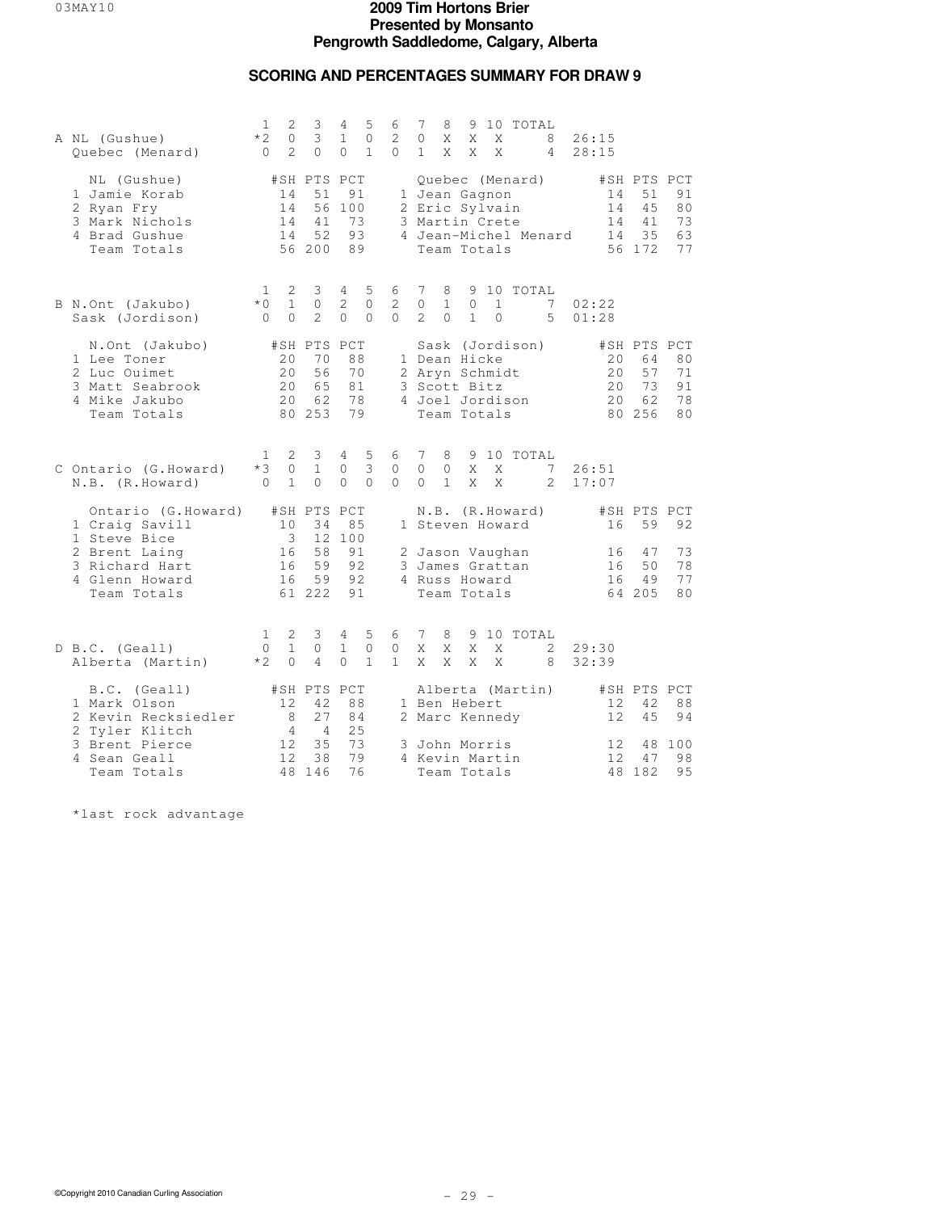# 2009 Tim Hortons Brier
## Presented by Monsanto
## Pengrowth Saddledome, Calgary, Alberta

### SCORING AND PERCENTAGES SUMMARY FOR DRAW 9

**A**

| | 1 | 2 | 3 | 4 | 5 | 6 | 7 | 8 | 9 | 10 | TOTAL | |
|---|---|---|---|---|---|---|---|---|---|---|---|---|
| NL (Gushue) | *2 | 0 | 3 | 1 | 0 | 2 | 0 | X | X | X | 8 | 26:15 |
| Quebec (Menard) | 0 | 2 | 0 | 0 | 1 | 0 | 1 | X | X | X | 4 | 28:15 |

| NL (Gushue) | #SH | PTS | PCT | Quebec (Menard) | #SH | PTS | PCT |
|---|---|---|---|---|---|---|---|
| 1 Jamie Korab | 14 | 51 | 91 | 1 Jean Gagnon | 14 | 51 | 91 |
| 2 Ryan Fry | 14 | 56 | 100 | 2 Eric Sylvain | 14 | 45 | 80 |
| 3 Mark Nichols | 14 | 41 | 73 | 3 Martin Crete | 14 | 41 | 73 |
| 4 Brad Gushue | 14 | 52 | 93 | 4 Jean-Michel Menard | 14 | 35 | 63 |
| Team Totals | 56 | 200 | 89 | Team Totals | 56 | 172 | 77 |

**B**

| | 1 | 2 | 3 | 4 | 5 | 6 | 7 | 8 | 9 | 10 | TOTAL | |
|---|---|---|---|---|---|---|---|---|---|---|---|---|
| N.Ont (Jakubo) | *0 | 1 | 0 | 2 | 0 | 2 | 0 | 1 | 0 | 1 | 7 | 02:22 |
| Sask (Jordison) | 0 | 0 | 2 | 0 | 0 | 0 | 2 | 0 | 1 | 0 | 5 | 01:28 |

| N.Ont (Jakubo) | #SH | PTS | PCT | Sask (Jordison) | #SH | PTS | PCT |
|---|---|---|---|---|---|---|---|
| 1 Lee Toner | 20 | 70 | 88 | 1 Dean Hicke | 20 | 64 | 80 |
| 2 Luc Ouimet | 20 | 56 | 70 | 2 Aryn Schmidt | 20 | 57 | 71 |
| 3 Matt Seabrook | 20 | 65 | 81 | 3 Scott Bitz | 20 | 73 | 91 |
| 4 Mike Jakubo | 20 | 62 | 78 | 4 Joel Jordison | 20 | 62 | 78 |
| Team Totals | 80 | 253 | 79 | Team Totals | 80 | 256 | 80 |

**C**

| | 1 | 2 | 3 | 4 | 5 | 6 | 7 | 8 | 9 | 10 | TOTAL | |
|---|---|---|---|---|---|---|---|---|---|---|---|---|
| Ontario (G.Howard) | *3 | 0 | 1 | 0 | 3 | 0 | 0 | 0 | X | X | 7 | 26:51 |
| N.B. (R.Howard) | 0 | 1 | 0 | 0 | 0 | 0 | 0 | 1 | X | X | 2 | 17:07 |

| Ontario (G.Howard) | #SH | PTS | PCT | N.B. (R.Howard) | #SH | PTS | PCT |
|---|---|---|---|---|---|---|---|
| 1 Craig Savill | 10 | 34 | 85 | 1 Steven Howard | 16 | 59 | 92 |
| 1 Steve Bice | 3 | 12 | 100 | | | | |
| 2 Brent Laing | 16 | 58 | 91 | 2 Jason Vaughan | 16 | 47 | 73 |
| 3 Richard Hart | 16 | 59 | 92 | 3 James Grattan | 16 | 50 | 78 |
| 4 Glenn Howard | 16 | 59 | 92 | 4 Russ Howard | 16 | 49 | 77 |
| Team Totals | 61 | 222 | 91 | Team Totals | 64 | 205 | 80 |

**D**

| | 1 | 2 | 3 | 4 | 5 | 6 | 7 | 8 | 9 | 10 | TOTAL | |
|---|---|---|---|---|---|---|---|---|---|---|---|---|
| B.C. (Geall) | 0 | 1 | 0 | 1 | 0 | 0 | X | X | X | X | 2 | 29:30 |
| Alberta (Martin) | *2 | 0 | 4 | 0 | 1 | 1 | X | X | X | X | 8 | 32:39 |

| B.C. (Geall) | #SH | PTS | PCT | Alberta (Martin) | #SH | PTS | PCT |
|---|---|---|---|---|---|---|---|
| 1 Mark Olson | 12 | 42 | 88 | 1 Ben Hebert | 12 | 42 | 88 |
| 2 Kevin Recksiedler | 8 | 27 | 84 | 2 Marc Kennedy | 12 | 45 | 94 |
| 2 Tyler Klitch | 4 | 4 | 25 | | | | |
| 3 Brent Pierce | 12 | 35 | 73 | 3 John Morris | 12 | 48 | 100 |
| 4 Sean Geall | 12 | 38 | 79 | 4 Kevin Martin | 12 | 47 | 98 |
| Team Totals | 48 | 146 | 76 | Team Totals | 48 | 182 | 95 |

*last rock advantage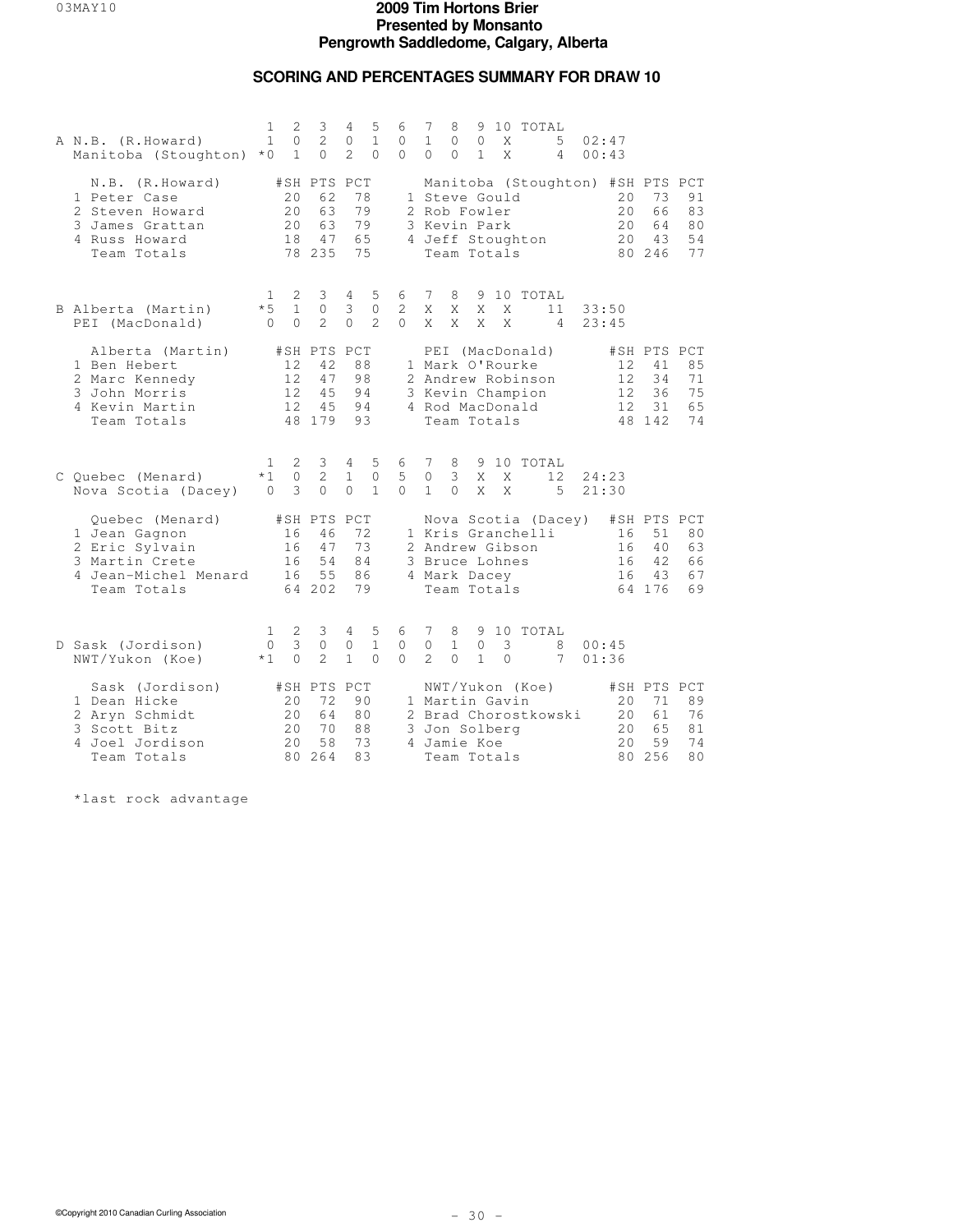# 2009 Tim Hortons Brier
## Presented by Monsanto
## Pengrowth Saddledome, Calgary, Alberta

### SCORING AND PERCENTAGES SUMMARY FOR DRAW 10

**A**

| | 1 | 2 | 3 | 4 | 5 | 6 | 7 | 8 | 9 | 10 | TOTAL | |
|---|---|---|---|---|---|---|---|---|---|---|---|---|
| N.B. (R.Howard) | 1 | 0 | 2 | 0 | 1 | 0 | 1 | 0 | 0 | X | 5 | 02:47 |
| Manitoba (Stoughton) | *0 | 1 | 0 | 2 | 0 | 0 | 0 | 0 | 1 | X | 4 | 00:43 |

| N.B. (R.Howard) | #SH | PTS | PCT | Manitoba (Stoughton) | #SH | PTS | PCT |
|---|---|---|---|---|---|---|---|
| 1 Peter Case | 20 | 62 | 78 | 1 Steve Gould | 20 | 73 | 91 |
| 2 Steven Howard | 20 | 63 | 79 | 2 Rob Fowler | 20 | 66 | 83 |
| 3 James Grattan | 20 | 63 | 79 | 3 Kevin Park | 20 | 64 | 80 |
| 4 Russ Howard | 18 | 47 | 65 | 4 Jeff Stoughton | 20 | 43 | 54 |
| Team Totals | 78 | 235 | 75 | Team Totals | 80 | 246 | 77 |

**B**

| | 1 | 2 | 3 | 4 | 5 | 6 | 7 | 8 | 9 | 10 | TOTAL | |
|---|---|---|---|---|---|---|---|---|---|---|---|---|
| Alberta (Martin) | *5 | 1 | 0 | 3 | 0 | 2 | X | X | X | X | 11 | 33:50 |
| PEI (MacDonald) | 0 | 0 | 2 | 0 | 2 | 0 | X | X | X | X | 4 | 23:45 |

| Alberta (Martin) | #SH | PTS | PCT | PEI (MacDonald) | #SH | PTS | PCT |
|---|---|---|---|---|---|---|---|
| 1 Ben Hebert | 12 | 42 | 88 | 1 Mark O'Rourke | 12 | 41 | 85 |
| 2 Marc Kennedy | 12 | 47 | 98 | 2 Andrew Robinson | 12 | 34 | 71 |
| 3 John Morris | 12 | 45 | 94 | 3 Kevin Champion | 12 | 36 | 75 |
| 4 Kevin Martin | 12 | 45 | 94 | 4 Rod MacDonald | 12 | 31 | 65 |
| Team Totals | 48 | 179 | 93 | Team Totals | 48 | 142 | 74 |

**C**

| | 1 | 2 | 3 | 4 | 5 | 6 | 7 | 8 | 9 | 10 | TOTAL | |
|---|---|---|---|---|---|---|---|---|---|---|---|---|
| Quebec (Menard) | *1 | 0 | 2 | 1 | 0 | 5 | 0 | 3 | X | X | 12 | 24:23 |
| Nova Scotia (Dacey) | 0 | 3 | 0 | 0 | 1 | 0 | 1 | 0 | X | X | 5 | 21:30 |

| Quebec (Menard) | #SH | PTS | PCT | Nova Scotia (Dacey) | #SH | PTS | PCT |
|---|---|---|---|---|---|---|---|
| 1 Jean Gagnon | 16 | 46 | 72 | 1 Kris Granchelli | 16 | 51 | 80 |
| 2 Eric Sylvain | 16 | 47 | 73 | 2 Andrew Gibson | 16 | 40 | 63 |
| 3 Martin Crete | 16 | 54 | 84 | 3 Bruce Lohnes | 16 | 42 | 66 |
| 4 Jean-Michel Menard | 16 | 55 | 86 | 4 Mark Dacey | 16 | 43 | 67 |
| Team Totals | 64 | 202 | 79 | Team Totals | 64 | 176 | 69 |

**D**

| | 1 | 2 | 3 | 4 | 5 | 6 | 7 | 8 | 9 | 10 | TOTAL | |
|---|---|---|---|---|---|---|---|---|---|---|---|---|
| Sask (Jordison) | 0 | 3 | 0 | 0 | 1 | 0 | 0 | 1 | 0 | 3 | 8 | 00:45 |
| NWT/Yukon (Koe) | *1 | 0 | 2 | 1 | 0 | 0 | 2 | 0 | 1 | 0 | 7 | 01:36 |

| Sask (Jordison) | #SH | PTS | PCT | NWT/Yukon (Koe) | #SH | PTS | PCT |
|---|---|---|---|---|---|---|---|
| 1 Dean Hicke | 20 | 72 | 90 | 1 Martin Gavin | 20 | 71 | 89 |
| 2 Aryn Schmidt | 20 | 64 | 80 | 2 Brad Chorostkowski | 20 | 61 | 76 |
| 3 Scott Bitz | 20 | 70 | 88 | 3 Jon Solberg | 20 | 65 | 81 |
| 4 Joel Jordison | 20 | 58 | 73 | 4 Jamie Koe | 20 | 59 | 74 |
| Team Totals | 80 | 264 | 83 | Team Totals | 80 | 256 | 80 |

*last rock advantage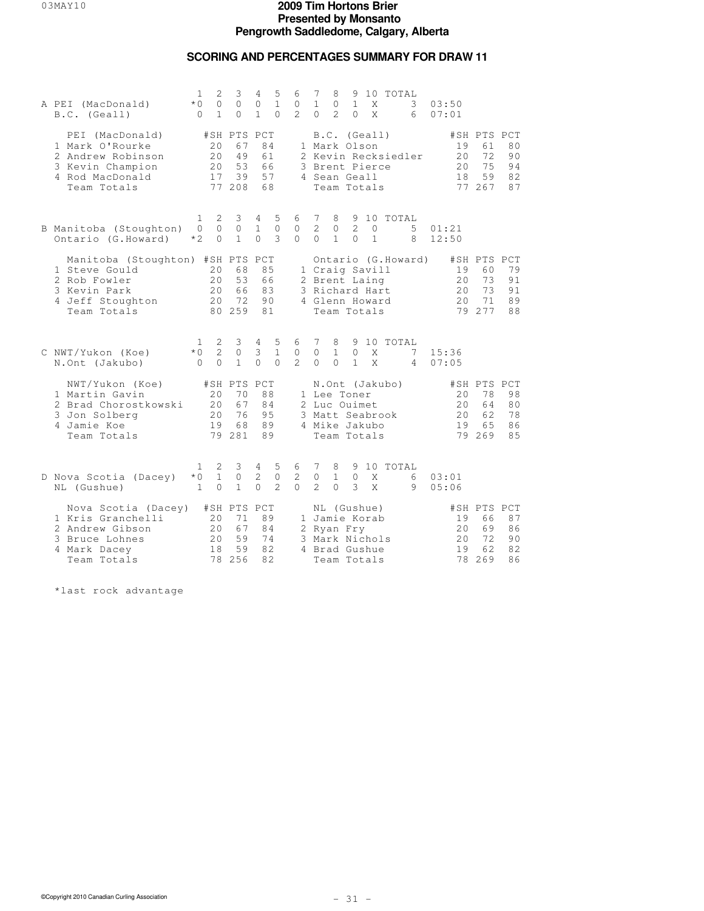# 2009 Tim Hortons Brier
## Presented by Monsanto
## Pengrowth Saddledome, Calgary, Alberta

## SCORING AND PERCENTAGES SUMMARY FOR DRAW 11

**A**

| | 1 | 2 | 3 | 4 | 5 | 6 | 7 | 8 | 9 | 10 | TOTAL | |
|---|---|---|---|---|---|---|---|---|---|---|---|---|
| PEI (MacDonald) | *0 | 0 | 0 | 0 | 1 | 0 | 1 | 0 | 1 | X | 3 | 03:50 |
| B.C. (Geall) | 0 | 1 | 0 | 1 | 0 | 2 | 0 | 2 | 0 | X | 6 | 07:01 |

| PEI (MacDonald) | #SH | PTS | PCT | B.C. (Geall) | #SH | PTS | PCT |
|---|---|---|---|---|---|---|---|
| 1 Mark O'Rourke | 20 | 67 | 84 | 1 Mark Olson | 19 | 61 | 80 |
| 2 Andrew Robinson | 20 | 49 | 61 | 2 Kevin Recksiedler | 20 | 72 | 90 |
| 3 Kevin Champion | 20 | 53 | 66 | 3 Brent Pierce | 20 | 75 | 94 |
| 4 Rod MacDonald | 17 | 39 | 57 | 4 Sean Geall | 18 | 59 | 82 |
| Team Totals | 77 | 208 | 68 | Team Totals | 77 | 267 | 87 |

**B**

| | 1 | 2 | 3 | 4 | 5 | 6 | 7 | 8 | 9 | 10 | TOTAL | |
|---|---|---|---|---|---|---|---|---|---|---|---|---|
| Manitoba (Stoughton) | 0 | 0 | 0 | 1 | 0 | 0 | 2 | 0 | 2 | 0 | 5 | 01:21 |
| Ontario (G.Howard) | *2 | 0 | 1 | 0 | 3 | 0 | 0 | 1 | 0 | 1 | 8 | 12:50 |

| Manitoba (Stoughton) | #SH | PTS | PCT | Ontario (G.Howard) | #SH | PTS | PCT |
|---|---|---|---|---|---|---|---|
| 1 Steve Gould | 20 | 68 | 85 | 1 Craig Savill | 19 | 60 | 79 |
| 2 Rob Fowler | 20 | 53 | 66 | 2 Brent Laing | 20 | 73 | 91 |
| 3 Kevin Park | 20 | 66 | 83 | 3 Richard Hart | 20 | 73 | 91 |
| 4 Jeff Stoughton | 20 | 72 | 90 | 4 Glenn Howard | 20 | 71 | 89 |
| Team Totals | 80 | 259 | 81 | Team Totals | 79 | 277 | 88 |

**C**

| | 1 | 2 | 3 | 4 | 5 | 6 | 7 | 8 | 9 | 10 | TOTAL | |
|---|---|---|---|---|---|---|---|---|---|---|---|---|
| NWT/Yukon (Koe) | *0 | 2 | 0 | 3 | 1 | 0 | 0 | 1 | 0 | X | 7 | 15:36 |
| N.Ont (Jakubo) | 0 | 0 | 1 | 0 | 0 | 2 | 0 | 0 | 1 | X | 4 | 07:05 |

| NWT/Yukon (Koe) | #SH | PTS | PCT | N.Ont (Jakubo) | #SH | PTS | PCT |
|---|---|---|---|---|---|---|---|
| 1 Martin Gavin | 20 | 70 | 88 | 1 Lee Toner | 20 | 78 | 98 |
| 2 Brad Chorostkowski | 20 | 67 | 84 | 2 Luc Ouimet | 20 | 64 | 80 |
| 3 Jon Solberg | 20 | 76 | 95 | 3 Matt Seabrook | 20 | 62 | 78 |
| 4 Jamie Koe | 19 | 68 | 89 | 4 Mike Jakubo | 19 | 65 | 86 |
| Team Totals | 79 | 281 | 89 | Team Totals | 79 | 269 | 85 |

**D**

| | 1 | 2 | 3 | 4 | 5 | 6 | 7 | 8 | 9 | 10 | TOTAL | |
|---|---|---|---|---|---|---|---|---|---|---|---|---|
| Nova Scotia (Dacey) | *0 | 1 | 0 | 2 | 0 | 2 | 0 | 1 | 0 | X | 6 | 03:01 |
| NL (Gushue) | 1 | 0 | 1 | 0 | 2 | 0 | 2 | 0 | 3 | X | 9 | 05:06 |

| Nova Scotia (Dacey) | #SH | PTS | PCT | NL (Gushue) | #SH | PTS | PCT |
|---|---|---|---|---|---|---|---|
| 1 Kris Granchelli | 20 | 71 | 89 | 1 Jamie Korab | 19 | 66 | 87 |
| 2 Andrew Gibson | 20 | 67 | 84 | 2 Ryan Fry | 20 | 69 | 86 |
| 3 Bruce Lohnes | 20 | 59 | 74 | 3 Mark Nichols | 20 | 72 | 90 |
| 4 Mark Dacey | 18 | 59 | 82 | 4 Brad Gushue | 19 | 62 | 82 |
| Team Totals | 78 | 256 | 82 | Team Totals | 78 | 269 | 86 |

*last rock advantage

©Copyright 2010 Canadian Curling Association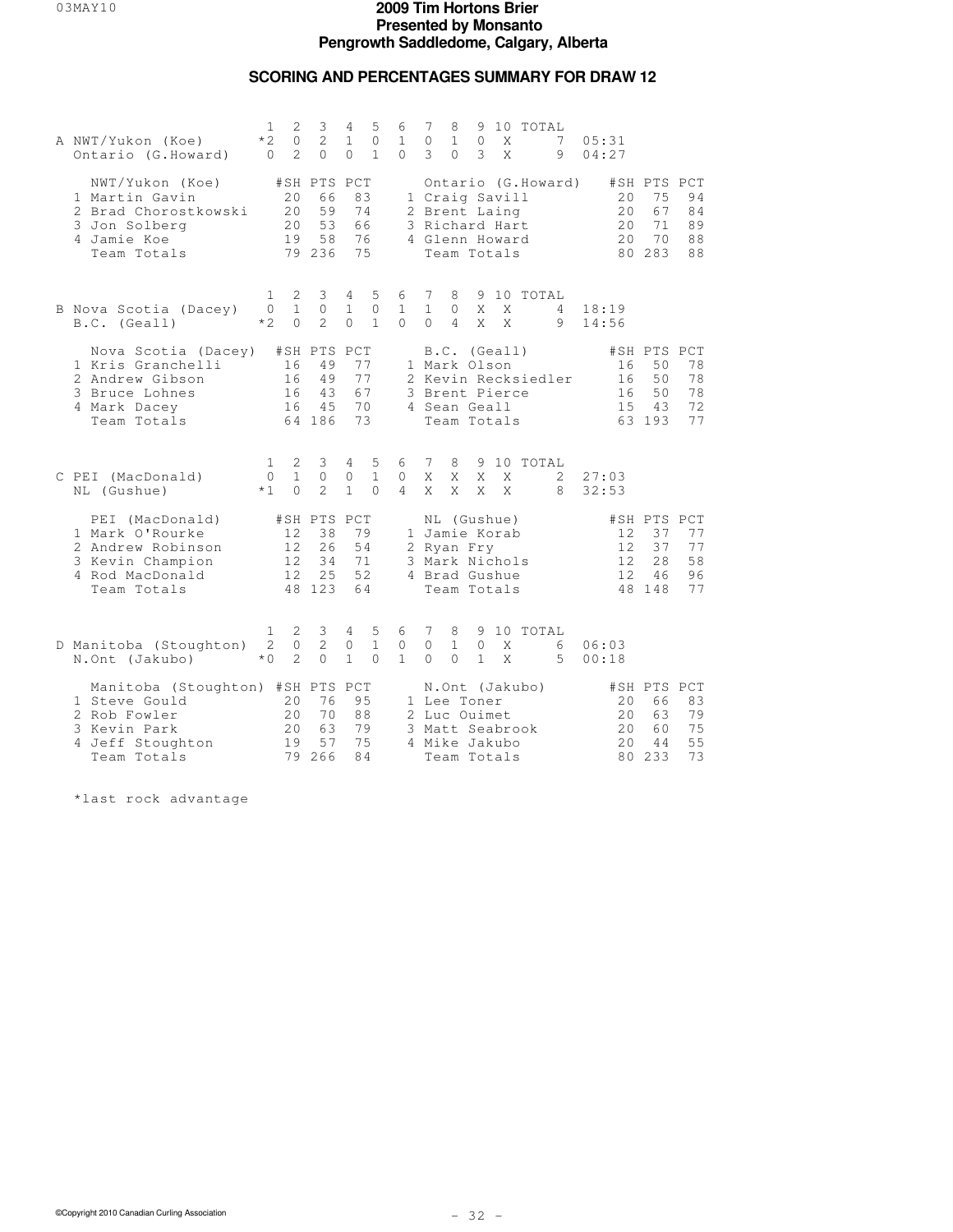# 2009 Tim Hortons Brier
## Presented by Monsanto
## Pengrowth Saddledome, Calgary, Alberta

### SCORING AND PERCENTAGES SUMMARY FOR DRAW 12

**A**

| | 1 | 2 | 3 | 4 | 5 | 6 | 7 | 8 | 9 | 10 | TOTAL | |
|---|---|---|---|---|---|---|---|---|---|---|---|---|
| NWT/Yukon (Koe) | *2 | 0 | 2 | 1 | 0 | 1 | 0 | 1 | 0 | X | 7 | 05:31 |
| Ontario (G.Howard) | 0 | 2 | 0 | 0 | 1 | 0 | 3 | 0 | 3 | X | 9 | 04:27 |

| NWT/Yukon (Koe) | #SH | PTS | PCT | Ontario (G.Howard) | #SH | PTS | PCT |
|---|---|---|---|---|---|---|---|
| 1 Martin Gavin | 20 | 66 | 83 | 1 Craig Savill | 20 | 75 | 94 |
| 2 Brad Chorostkowski | 20 | 59 | 74 | 2 Brent Laing | 20 | 67 | 84 |
| 3 Jon Solberg | 20 | 53 | 66 | 3 Richard Hart | 20 | 71 | 89 |
| 4 Jamie Koe | 19 | 58 | 76 | 4 Glenn Howard | 20 | 70 | 88 |
| Team Totals | 79 | 236 | 75 | Team Totals | 80 | 283 | 88 |

**B**

| | 1 | 2 | 3 | 4 | 5 | 6 | 7 | 8 | 9 | 10 | TOTAL | |
|---|---|---|---|---|---|---|---|---|---|---|---|---|
| Nova Scotia (Dacey) | 0 | 1 | 0 | 1 | 0 | 1 | 1 | 0 | X | X | 4 | 18:19 |
| B.C. (Geall) | *2 | 0 | 2 | 0 | 1 | 0 | 0 | 4 | X | X | 9 | 14:56 |

| Nova Scotia (Dacey) | #SH | PTS | PCT | B.C. (Geall) | #SH | PTS | PCT |
|---|---|---|---|---|---|---|---|
| 1 Kris Granchelli | 16 | 49 | 77 | 1 Mark Olson | 16 | 50 | 78 |
| 2 Andrew Gibson | 16 | 49 | 77 | 2 Kevin Recksiedler | 16 | 50 | 78 |
| 3 Bruce Lohnes | 16 | 43 | 67 | 3 Brent Pierce | 16 | 50 | 78 |
| 4 Mark Dacey | 16 | 45 | 70 | 4 Sean Geall | 15 | 43 | 72 |
| Team Totals | 64 | 186 | 73 | Team Totals | 63 | 193 | 77 |

**C**

| | 1 | 2 | 3 | 4 | 5 | 6 | 7 | 8 | 9 | 10 | TOTAL | |
|---|---|---|---|---|---|---|---|---|---|---|---|---|
| PEI (MacDonald) | 0 | 1 | 0 | 0 | 1 | 0 | X | X | X | X | 2 | 27:03 |
| NL (Gushue) | *1 | 0 | 2 | 1 | 0 | 4 | X | X | X | X | 8 | 32:53 |

| PEI (MacDonald) | #SH | PTS | PCT | NL (Gushue) | #SH | PTS | PCT |
|---|---|---|---|---|---|---|---|
| 1 Mark O'Rourke | 12 | 38 | 79 | 1 Jamie Korab | 12 | 37 | 77 |
| 2 Andrew Robinson | 12 | 26 | 54 | 2 Ryan Fry | 12 | 37 | 77 |
| 3 Kevin Champion | 12 | 34 | 71 | 3 Mark Nichols | 12 | 28 | 58 |
| 4 Rod MacDonald | 12 | 25 | 52 | 4 Brad Gushue | 12 | 46 | 96 |
| Team Totals | 48 | 123 | 64 | Team Totals | 48 | 148 | 77 |

**D**

| | 1 | 2 | 3 | 4 | 5 | 6 | 7 | 8 | 9 | 10 | TOTAL | |
|---|---|---|---|---|---|---|---|---|---|---|---|---|
| Manitoba (Stoughton) | 2 | 0 | 2 | 0 | 1 | 0 | 0 | 1 | 0 | X | 6 | 06:03 |
| N.Ont (Jakubo) | *0 | 2 | 0 | 1 | 0 | 1 | 0 | 0 | 1 | X | 5 | 00:18 |

| Manitoba (Stoughton) | #SH | PTS | PCT | N.Ont (Jakubo) | #SH | PTS | PCT |
|---|---|---|---|---|---|---|---|
| 1 Steve Gould | 20 | 76 | 95 | 1 Lee Toner | 20 | 66 | 83 |
| 2 Rob Fowler | 20 | 70 | 88 | 2 Luc Ouimet | 20 | 63 | 79 |
| 3 Kevin Park | 20 | 63 | 79 | 3 Matt Seabrook | 20 | 60 | 75 |
| 4 Jeff Stoughton | 19 | 57 | 75 | 4 Mike Jakubo | 20 | 44 | 55 |
| Team Totals | 79 | 266 | 84 | Team Totals | 80 | 233 | 73 |

*last rock advantage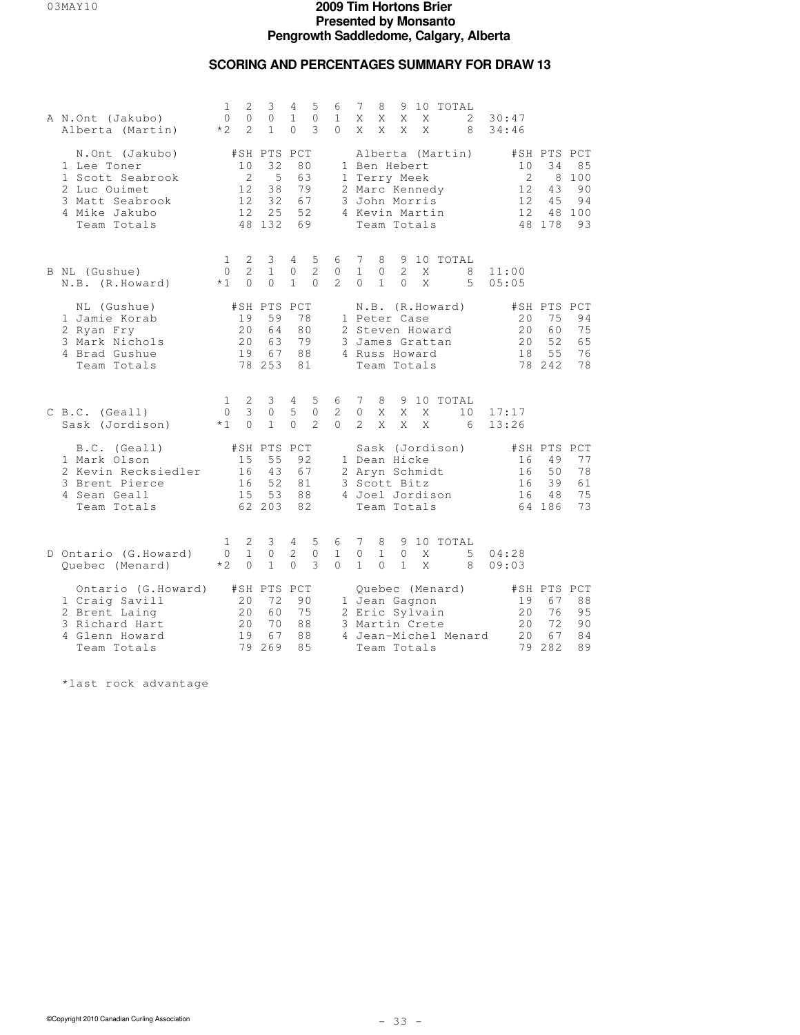# 2009 Tim Hortons Brier
**Presented by Monsanto**
**Pengrowth Saddledome, Calgary, Alberta**

## SCORING AND PERCENTAGES SUMMARY FOR DRAW 13

### A

| | 1 | 2 | 3 | 4 | 5 | 6 | 7 | 8 | 9 | 10 | TOTAL | Time |
|---|---|---|---|---|---|---|---|---|---|---|---|---|
| N.Ont (Jakubo) | 0 | 0 | 0 | 1 | 0 | 1 | X | X | X | X | 2 | 30:47 |
| Alberta (Martin) | *2 | 2 | 1 | 0 | 3 | 0 | X | X | X | X | 8 | 34:46 |

| N.Ont (Jakubo) | #SH | PTS | PCT | Alberta (Martin) | #SH | PTS | PCT |
|---|---|---|---|---|---|---|---|
| 1 Lee Toner | 10 | 32 | 80 | 1 Ben Hebert | 10 | 34 | 85 |
| 1 Scott Seabrook | 2 | 5 | 63 | 1 Terry Meek | 2 | 8 | 100 |
| 2 Luc Ouimet | 12 | 38 | 79 | 2 Marc Kennedy | 12 | 43 | 90 |
| 3 Matt Seabrook | 12 | 32 | 67 | 3 John Morris | 12 | 45 | 94 |
| 4 Mike Jakubo | 12 | 25 | 52 | 4 Kevin Martin | 12 | 48 | 100 |
| Team Totals | 48 | 132 | 69 | Team Totals | 48 | 178 | 93 |

### B

| | 1 | 2 | 3 | 4 | 5 | 6 | 7 | 8 | 9 | 10 | TOTAL | Time |
|---|---|---|---|---|---|---|---|---|---|---|---|---|
| NL (Gushue) | 0 | 2 | 1 | 0 | 2 | 0 | 1 | 0 | 2 | X | 8 | 11:00 |
| N.B. (R.Howard) | *1 | 0 | 0 | 1 | 0 | 2 | 0 | 1 | 0 | X | 5 | 05:05 |

| NL (Gushue) | #SH | PTS | PCT | N.B. (R.Howard) | #SH | PTS | PCT |
|---|---|---|---|---|---|---|---|
| 1 Jamie Korab | 19 | 59 | 78 | 1 Peter Case | 20 | 75 | 94 |
| 2 Ryan Fry | 20 | 64 | 80 | 2 Steven Howard | 20 | 60 | 75 |
| 3 Mark Nichols | 20 | 63 | 79 | 3 James Grattan | 20 | 52 | 65 |
| 4 Brad Gushue | 19 | 67 | 88 | 4 Russ Howard | 18 | 55 | 76 |
| Team Totals | 78 | 253 | 81 | Team Totals | 78 | 242 | 78 |

### C

| | 1 | 2 | 3 | 4 | 5 | 6 | 7 | 8 | 9 | 10 | TOTAL | Time |
|---|---|---|---|---|---|---|---|---|---|---|---|---|
| B.C. (Geall) | 0 | 3 | 0 | 5 | 0 | 2 | 0 | X | X | X | 10 | 17:17 |
| Sask (Jordison) | *1 | 0 | 1 | 0 | 2 | 0 | 2 | X | X | X | 6 | 13:26 |

| B.C. (Geall) | #SH | PTS | PCT | Sask (Jordison) | #SH | PTS | PCT |
|---|---|---|---|---|---|---|---|
| 1 Mark Olson | 15 | 55 | 92 | 1 Dean Hicke | 16 | 49 | 77 |
| 2 Kevin Recksiedler | 16 | 43 | 67 | 2 Aryn Schmidt | 16 | 50 | 78 |
| 3 Brent Pierce | 16 | 52 | 81 | 3 Scott Bitz | 16 | 39 | 61 |
| 4 Sean Geall | 15 | 53 | 88 | 4 Joel Jordison | 16 | 48 | 75 |
| Team Totals | 62 | 203 | 82 | Team Totals | 64 | 186 | 73 |

### D

| | 1 | 2 | 3 | 4 | 5 | 6 | 7 | 8 | 9 | 10 | TOTAL | Time |
|---|---|---|---|---|---|---|---|---|---|---|---|---|
| Ontario (G.Howard) | 0 | 1 | 0 | 2 | 0 | 1 | 0 | 1 | 0 | X | 5 | 04:28 |
| Quebec (Menard) | *2 | 0 | 1 | 0 | 3 | 0 | 1 | 0 | 1 | X | 8 | 09:03 |

| Ontario (G.Howard) | #SH | PTS | PCT | Quebec (Menard) | #SH | PTS | PCT |
|---|---|---|---|---|---|---|---|
| 1 Craig Savill | 20 | 72 | 90 | 1 Jean Gagnon | 19 | 67 | 88 |
| 2 Brent Laing | 20 | 60 | 75 | 2 Eric Sylvain | 20 | 76 | 95 |
| 3 Richard Hart | 20 | 70 | 88 | 3 Martin Crete | 20 | 72 | 90 |
| 4 Glenn Howard | 19 | 67 | 88 | 4 Jean-Michel Menard | 20 | 67 | 84 |
| Team Totals | 79 | 269 | 85 | Team Totals | 79 | 282 | 89 |

*last rock advantage

©Copyright 2010 Canadian Curling Association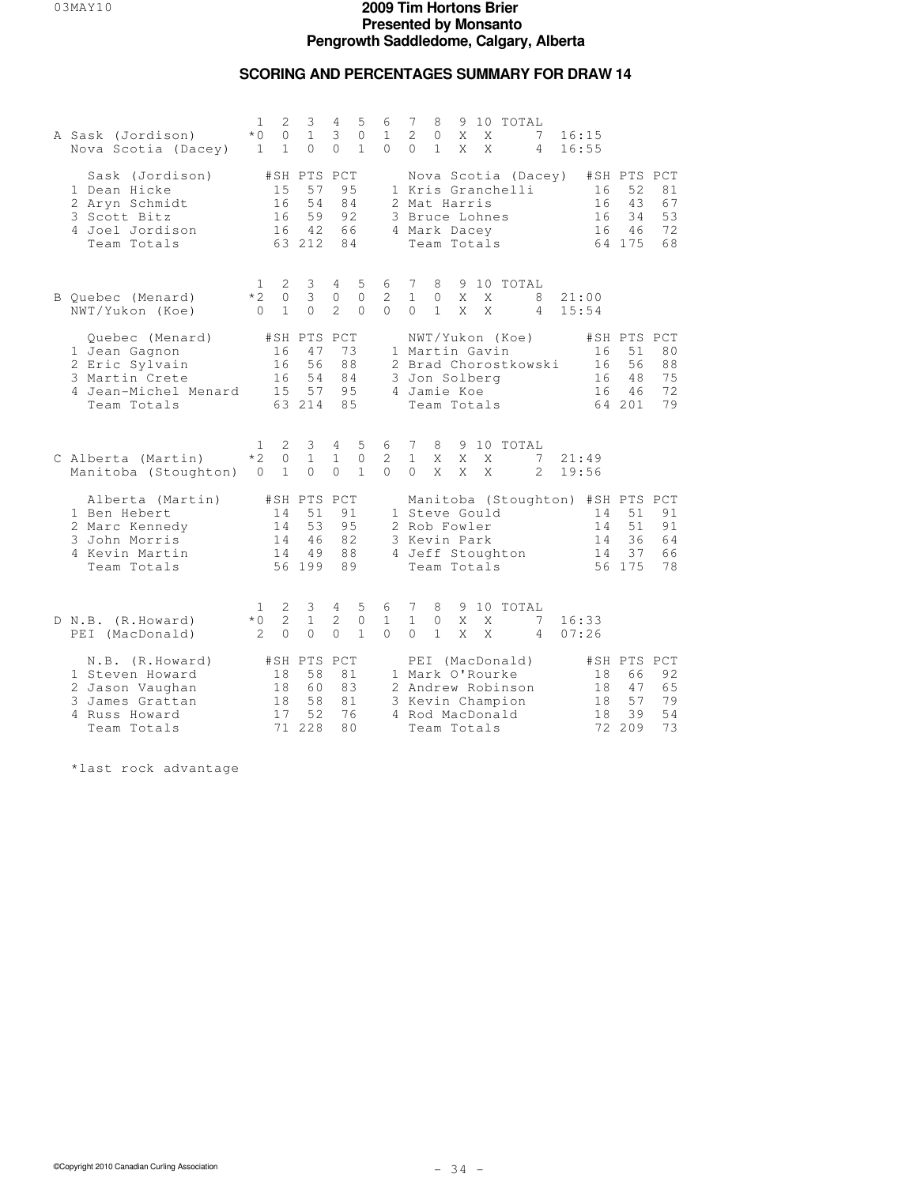# 2009 Tim Hortons Brier
## Presented by Monsanto
## Pengrowth Saddledome, Calgary, Alberta

### SCORING AND PERCENTAGES SUMMARY FOR DRAW 14

**A**

| | 1 | 2 | 3 | 4 | 5 | 6 | 7 | 8 | 9 | 10 | TOTAL | |
|---|---|---|---|---|---|---|---|---|---|---|---|---|
| Sask (Jordison) | *0 | 0 | 1 | 3 | 0 | 1 | 2 | 0 | X | X | 7 | 16:15 |
| Nova Scotia (Dacey) | 1 | 1 | 0 | 0 | 1 | 0 | 0 | 1 | X | X | 4 | 16:55 |

| Sask (Jordison) | #SH | PTS | PCT | Nova Scotia (Dacey) | #SH | PTS | PCT |
|---|---|---|---|---|---|---|---|
| 1 Dean Hicke | 15 | 57 | 95 | 1 Kris Granchelli | 16 | 52 | 81 |
| 2 Aryn Schmidt | 16 | 54 | 84 | 2 Mat Harris | 16 | 43 | 67 |
| 3 Scott Bitz | 16 | 59 | 92 | 3 Bruce Lohnes | 16 | 34 | 53 |
| 4 Joel Jordison | 16 | 42 | 66 | 4 Mark Dacey | 16 | 46 | 72 |
| Team Totals | 63 | 212 | 84 | Team Totals | 64 | 175 | 68 |

**B**

| | 1 | 2 | 3 | 4 | 5 | 6 | 7 | 8 | 9 | 10 | TOTAL | |
|---|---|---|---|---|---|---|---|---|---|---|---|---|
| Quebec (Menard) | *2 | 0 | 3 | 0 | 0 | 2 | 1 | 0 | X | X | 8 | 21:00 |
| NWT/Yukon (Koe) | 0 | 1 | 0 | 2 | 0 | 0 | 0 | 1 | X | X | 4 | 15:54 |

| Quebec (Menard) | #SH | PTS | PCT | NWT/Yukon (Koe) | #SH | PTS | PCT |
|---|---|---|---|---|---|---|---|
| 1 Jean Gagnon | 16 | 47 | 73 | 1 Martin Gavin | 16 | 51 | 80 |
| 2 Eric Sylvain | 16 | 56 | 88 | 2 Brad Chorostkowski | 16 | 56 | 88 |
| 3 Martin Crete | 16 | 54 | 84 | 3 Jon Solberg | 16 | 48 | 75 |
| 4 Jean-Michel Menard | 15 | 57 | 95 | 4 Jamie Koe | 16 | 46 | 72 |
| Team Totals | 63 | 214 | 85 | Team Totals | 64 | 201 | 79 |

**C**

| | 1 | 2 | 3 | 4 | 5 | 6 | 7 | 8 | 9 | 10 | TOTAL | |
|---|---|---|---|---|---|---|---|---|---|---|---|---|
| Alberta (Martin) | *2 | 0 | 1 | 1 | 0 | 2 | 1 | X | X | X | 7 | 21:49 |
| Manitoba (Stoughton) | 0 | 1 | 0 | 0 | 1 | 0 | 0 | X | X | X | 2 | 19:56 |

| Alberta (Martin) | #SH | PTS | PCT | Manitoba (Stoughton) | #SH | PTS | PCT |
|---|---|---|---|---|---|---|---|
| 1 Ben Hebert | 14 | 51 | 91 | 1 Steve Gould | 14 | 51 | 91 |
| 2 Marc Kennedy | 14 | 53 | 95 | 2 Rob Fowler | 14 | 51 | 91 |
| 3 John Morris | 14 | 46 | 82 | 3 Kevin Park | 14 | 36 | 64 |
| 4 Kevin Martin | 14 | 49 | 88 | 4 Jeff Stoughton | 14 | 37 | 66 |
| Team Totals | 56 | 199 | 89 | Team Totals | 56 | 175 | 78 |

**D**

| | 1 | 2 | 3 | 4 | 5 | 6 | 7 | 8 | 9 | 10 | TOTAL | |
|---|---|---|---|---|---|---|---|---|---|---|---|---|
| N.B. (R.Howard) | *0 | 2 | 1 | 2 | 0 | 1 | 1 | 0 | X | X | 7 | 16:33 |
| PEI (MacDonald) | 2 | 0 | 0 | 0 | 1 | 0 | 0 | 1 | X | X | 4 | 07:26 |

| N.B. (R.Howard) | #SH | PTS | PCT | PEI (MacDonald) | #SH | PTS | PCT |
|---|---|---|---|---|---|---|---|
| 1 Steven Howard | 18 | 58 | 81 | 1 Mark O'Rourke | 18 | 66 | 92 |
| 2 Jason Vaughan | 18 | 60 | 83 | 2 Andrew Robinson | 18 | 47 | 65 |
| 3 James Grattan | 18 | 58 | 81 | 3 Kevin Champion | 18 | 57 | 79 |
| 4 Russ Howard | 17 | 52 | 76 | 4 Rod MacDonald | 18 | 39 | 54 |
| Team Totals | 71 | 228 | 80 | Team Totals | 72 | 209 | 73 |

*last rock advantage

©Copyright 2010 Canadian Curling Association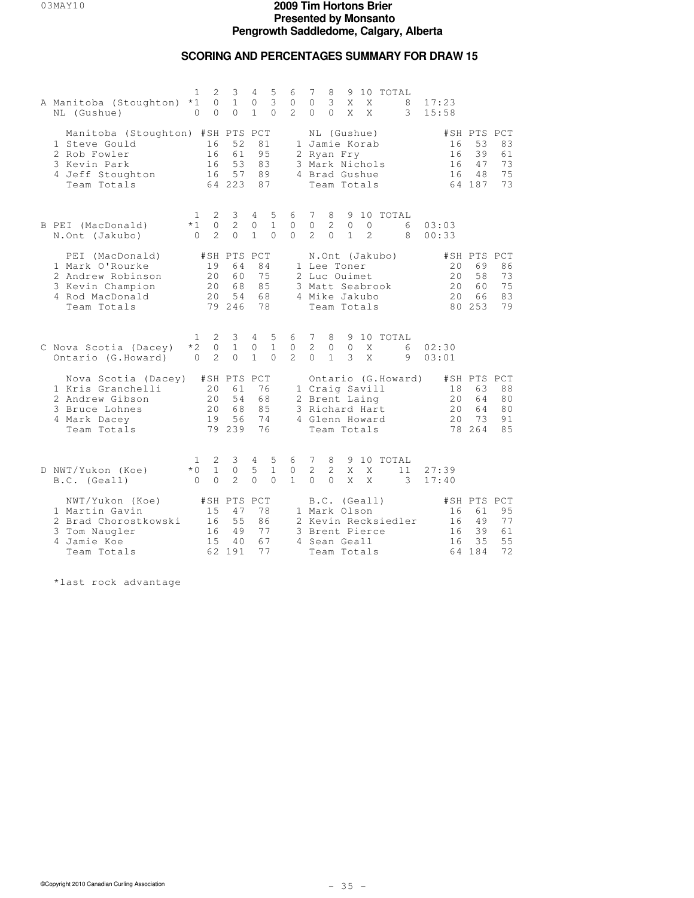# 2009 Tim Hortons Brier
## Presented by Monsanto
## Pengrowth Saddledome, Calgary, Alberta

### SCORING AND PERCENTAGES SUMMARY FOR DRAW 15

**A**

| | 1 | 2 | 3 | 4 | 5 | 6 | 7 | 8 | 9 | 10 | TOTAL | |
|---|---|---|---|---|---|---|---|---|---|---|---|---|
| Manitoba (Stoughton) | *1 | 0 | 1 | 0 | 3 | 0 | 0 | 3 | X | X | 8 | 17:23 |
| NL (Gushue) | 0 | 0 | 0 | 1 | 0 | 2 | 0 | 0 | X | X | 3 | 15:58 |

| Manitoba (Stoughton) | #SH | PTS | PCT | NL (Gushue) | #SH | PTS | PCT |
|---|---|---|---|---|---|---|---|
| 1 Steve Gould | 16 | 52 | 81 | 1 Jamie Korab | 16 | 53 | 83 |
| 2 Rob Fowler | 16 | 61 | 95 | 2 Ryan Fry | 16 | 39 | 61 |
| 3 Kevin Park | 16 | 53 | 83 | 3 Mark Nichols | 16 | 47 | 73 |
| 4 Jeff Stoughton | 16 | 57 | 89 | 4 Brad Gushue | 16 | 48 | 75 |
| Team Totals | 64 | 223 | 87 | Team Totals | 64 | 187 | 73 |

**B**

| | 1 | 2 | 3 | 4 | 5 | 6 | 7 | 8 | 9 | 10 | TOTAL | |
|---|---|---|---|---|---|---|---|---|---|---|---|---|
| PEI (MacDonald) | *1 | 0 | 2 | 0 | 1 | 0 | 0 | 2 | 0 | 0 | 6 | 03:03 |
| N.Ont (Jakubo) | 0 | 2 | 0 | 1 | 0 | 0 | 2 | 0 | 1 | 2 | 8 | 00:33 |

| PEI (MacDonald) | #SH | PTS | PCT | N.Ont (Jakubo) | #SH | PTS | PCT |
|---|---|---|---|---|---|---|---|
| 1 Mark O'Rourke | 19 | 64 | 84 | 1 Lee Toner | 20 | 69 | 86 |
| 2 Andrew Robinson | 20 | 60 | 75 | 2 Luc Ouimet | 20 | 58 | 73 |
| 3 Kevin Champion | 20 | 68 | 85 | 3 Matt Seabrook | 20 | 60 | 75 |
| 4 Rod MacDonald | 20 | 54 | 68 | 4 Mike Jakubo | 20 | 66 | 83 |
| Team Totals | 79 | 246 | 78 | Team Totals | 80 | 253 | 79 |

**C**

| | 1 | 2 | 3 | 4 | 5 | 6 | 7 | 8 | 9 | 10 | TOTAL | |
|---|---|---|---|---|---|---|---|---|---|---|---|---|
| Nova Scotia (Dacey) | *2 | 0 | 1 | 0 | 1 | 0 | 2 | 0 | 0 | X | 6 | 02:30 |
| Ontario (G.Howard) | 0 | 2 | 0 | 1 | 0 | 2 | 0 | 1 | 3 | X | 9 | 03:01 |

| Nova Scotia (Dacey) | #SH | PTS | PCT | Ontario (G.Howard) | #SH | PTS | PCT |
|---|---|---|---|---|---|---|---|
| 1 Kris Granchelli | 20 | 61 | 76 | 1 Craig Savill | 18 | 63 | 88 |
| 2 Andrew Gibson | 20 | 54 | 68 | 2 Brent Laing | 20 | 64 | 80 |
| 3 Bruce Lohnes | 20 | 68 | 85 | 3 Richard Hart | 20 | 64 | 80 |
| 4 Mark Dacey | 19 | 56 | 74 | 4 Glenn Howard | 20 | 73 | 91 |
| Team Totals | 79 | 239 | 76 | Team Totals | 78 | 264 | 85 |

**D**

| | 1 | 2 | 3 | 4 | 5 | 6 | 7 | 8 | 9 | 10 | TOTAL | |
|---|---|---|---|---|---|---|---|---|---|---|---|---|
| NWT/Yukon (Koe) | *0 | 1 | 0 | 5 | 1 | 0 | 2 | 2 | X | X | 11 | 27:39 |
| B.C. (Geall) | 0 | 0 | 2 | 0 | 0 | 1 | 0 | 0 | X | X | 3 | 17:40 |

| NWT/Yukon (Koe) | #SH | PTS | PCT | B.C. (Geall) | #SH | PTS | PCT |
|---|---|---|---|---|---|---|---|
| 1 Martin Gavin | 15 | 47 | 78 | 1 Mark Olson | 16 | 61 | 95 |
| 2 Brad Chorostkowski | 16 | 55 | 86 | 2 Kevin Recksiedler | 16 | 49 | 77 |
| 3 Tom Naugler | 16 | 49 | 77 | 3 Brent Pierce | 16 | 39 | 61 |
| 4 Jamie Koe | 15 | 40 | 67 | 4 Sean Geall | 16 | 35 | 55 |
| Team Totals | 62 | 191 | 77 | Team Totals | 64 | 184 | 72 |

*last rock advantage

©Copyright 2010 Canadian Curling Association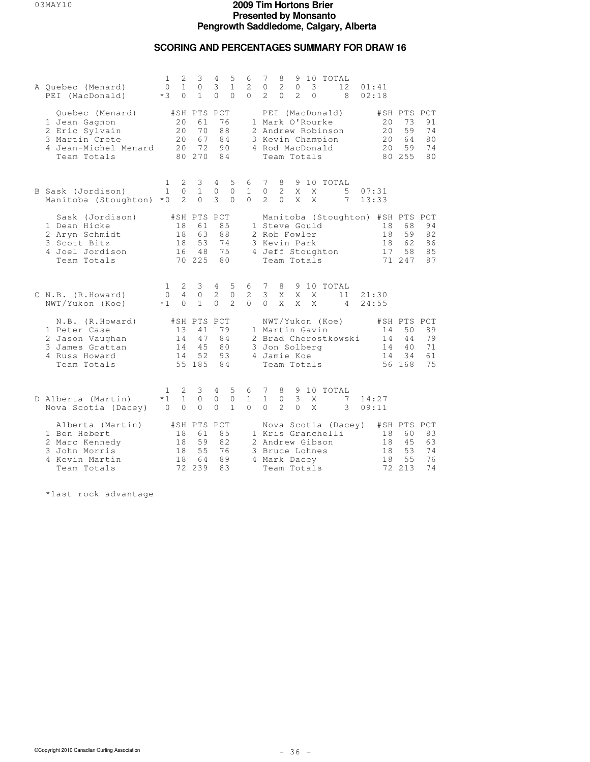# 2009 Tim Hortons Brier
## Presented by Monsanto
## Pengrowth Saddledome, Calgary, Alberta

### SCORING AND PERCENTAGES SUMMARY FOR DRAW 16

**A**

| Team | 1 | 2 | 3 | 4 | 5 | 6 | 7 | 8 | 9 | 10 | TOTAL | Time |
|---|---|---|---|---|---|---|---|---|---|---|---|---|
| Quebec (Menard) | 0 | 1 | 0 | 3 | 1 | 2 | 0 | 2 | 0 | 3 | 12 | 01:41 |
| PEI (MacDonald) | *3 | 0 | 1 | 0 | 0 | 0 | 2 | 0 | 2 | 0 | 8 | 02:18 |

| Quebec (Menard) | #SH | PTS | PCT | PEI (MacDonald) | #SH | PTS | PCT |
|---|---|---|---|---|---|---|---|
| 1 Jean Gagnon | 20 | 61 | 76 | 1 Mark O'Rourke | 20 | 73 | 91 |
| 2 Eric Sylvain | 20 | 70 | 88 | 2 Andrew Robinson | 20 | 59 | 74 |
| 3 Martin Crete | 20 | 67 | 84 | 3 Kevin Champion | 20 | 64 | 80 |
| 4 Jean-Michel Menard | 20 | 72 | 90 | 4 Rod MacDonald | 20 | 59 | 74 |
| Team Totals | 80 | 270 | 84 | Team Totals | 80 | 255 | 80 |

**B**

| Team | 1 | 2 | 3 | 4 | 5 | 6 | 7 | 8 | 9 | 10 | TOTAL | Time |
|---|---|---|---|---|---|---|---|---|---|---|---|---|
| Sask (Jordison) | 1 | 0 | 1 | 0 | 0 | 1 | 0 | 2 | X | X | 5 | 07:31 |
| Manitoba (Stoughton) | *0 | 2 | 0 | 3 | 0 | 0 | 2 | 0 | X | X | 7 | 13:33 |

| Sask (Jordison) | #SH | PTS | PCT | Manitoba (Stoughton) | #SH | PTS | PCT |
|---|---|---|---|---|---|---|---|
| 1 Dean Hicke | 18 | 61 | 85 | 1 Steve Gould | 18 | 68 | 94 |
| 2 Aryn Schmidt | 18 | 63 | 88 | 2 Rob Fowler | 18 | 59 | 82 |
| 3 Scott Bitz | 18 | 53 | 74 | 3 Kevin Park | 18 | 62 | 86 |
| 4 Joel Jordison | 16 | 48 | 75 | 4 Jeff Stoughton | 17 | 58 | 85 |
| Team Totals | 70 | 225 | 80 | Team Totals | 71 | 247 | 87 |

**C**

| Team | 1 | 2 | 3 | 4 | 5 | 6 | 7 | 8 | 9 | 10 | TOTAL | Time |
|---|---|---|---|---|---|---|---|---|---|---|---|---|
| N.B. (R.Howard) | 0 | 4 | 0 | 2 | 0 | 2 | 3 | X | X | X | 11 | 21:30 |
| NWT/Yukon (Koe) | *1 | 0 | 1 | 0 | 2 | 0 | 0 | X | X | X | 4 | 24:55 |

| N.B. (R.Howard) | #SH | PTS | PCT | NWT/Yukon (Koe) | #SH | PTS | PCT |
|---|---|---|---|---|---|---|---|
| 1 Peter Case | 13 | 41 | 79 | 1 Martin Gavin | 14 | 50 | 89 |
| 2 Jason Vaughan | 14 | 47 | 84 | 2 Brad Chorostkowski | 14 | 44 | 79 |
| 3 James Grattan | 14 | 45 | 80 | 3 Jon Solberg | 14 | 40 | 71 |
| 4 Russ Howard | 14 | 52 | 93 | 4 Jamie Koe | 14 | 34 | 61 |
| Team Totals | 55 | 185 | 84 | Team Totals | 56 | 168 | 75 |

**D**

| Team | 1 | 2 | 3 | 4 | 5 | 6 | 7 | 8 | 9 | 10 | TOTAL | Time |
|---|---|---|---|---|---|---|---|---|---|---|---|---|
| Alberta (Martin) | *1 | 1 | 0 | 0 | 0 | 1 | 1 | 0 | 3 | X | 7 | 14:27 |
| Nova Scotia (Dacey) | 0 | 0 | 0 | 0 | 1 | 0 | 0 | 2 | 0 | X | 3 | 09:11 |

| Alberta (Martin) | #SH | PTS | PCT | Nova Scotia (Dacey) | #SH | PTS | PCT |
|---|---|---|---|---|---|---|---|
| 1 Ben Hebert | 18 | 61 | 85 | 1 Kris Granchelli | 18 | 60 | 83 |
| 2 Marc Kennedy | 18 | 59 | 82 | 2 Andrew Gibson | 18 | 45 | 63 |
| 3 John Morris | 18 | 55 | 76 | 3 Bruce Lohnes | 18 | 53 | 74 |
| 4 Kevin Martin | 18 | 64 | 89 | 4 Mark Dacey | 18 | 55 | 76 |
| Team Totals | 72 | 239 | 83 | Team Totals | 72 | 213 | 74 |

*last rock advantage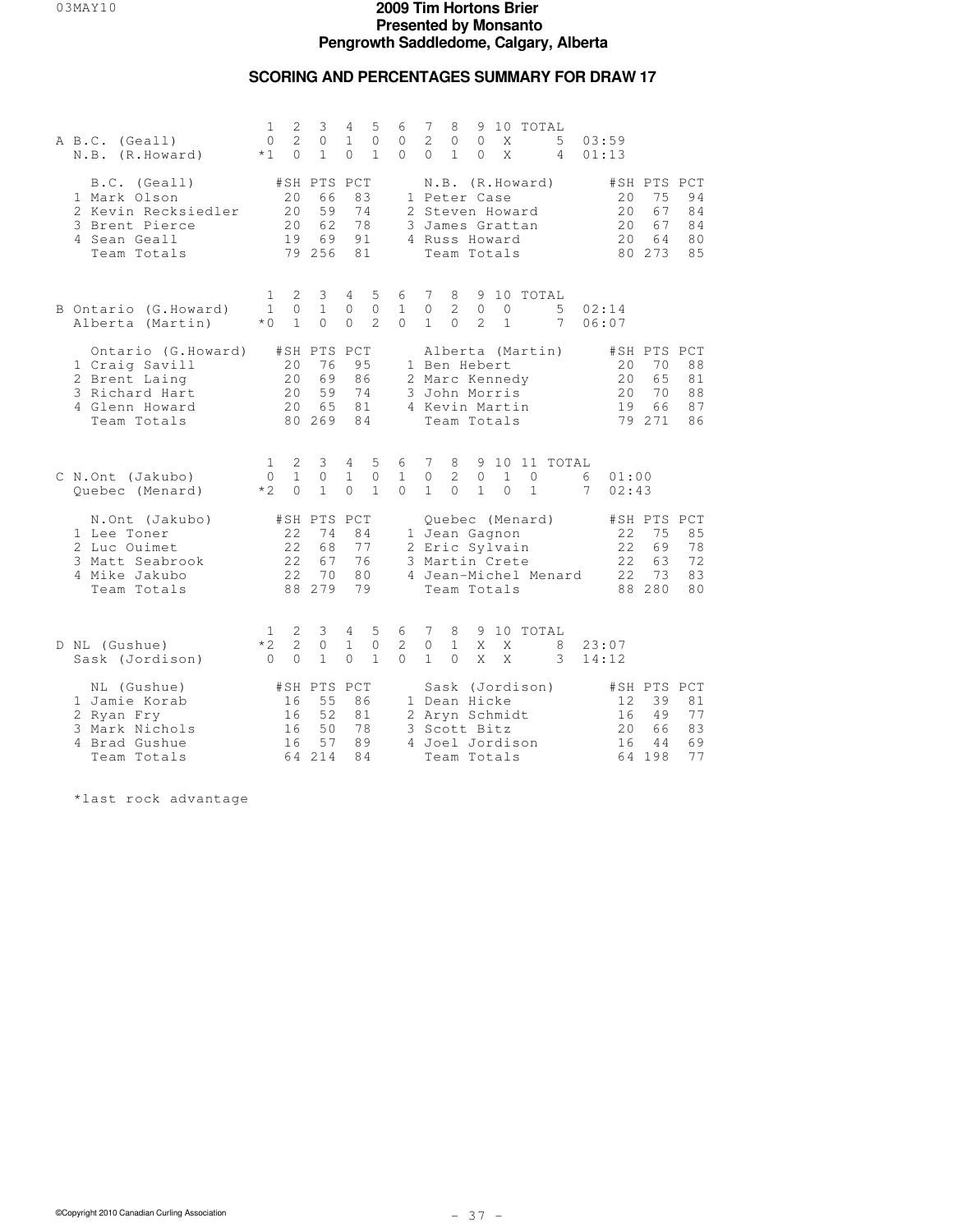# 2009 Tim Hortons Brier
**Presented by Monsanto**
**Pengrowth Saddledome, Calgary, Alberta**

## SCORING AND PERCENTAGES SUMMARY FOR DRAW 17

### A

| | 1 | 2 | 3 | 4 | 5 | 6 | 7 | 8 | 9 | 10 | TOTAL | |
|---|---|---|---|---|---|---|---|---|---|---|---|---|
| B.C. (Geall) | 0 | 2 | 0 | 1 | 0 | 0 | 2 | 0 | 0 | X | 5 | 03:59 |
| N.B. (R.Howard) | *1 | 0 | 1 | 0 | 1 | 0 | 0 | 1 | 0 | X | 4 | 01:13 |

| B.C. (Geall) | #SH | PTS | PCT | N.B. (R.Howard) | #SH | PTS | PCT |
|---|---|---|---|---|---|---|---|
| 1 Mark Olson | 20 | 66 | 83 | 1 Peter Case | 20 | 75 | 94 |
| 2 Kevin Recksiedler | 20 | 59 | 74 | 2 Steven Howard | 20 | 67 | 84 |
| 3 Brent Pierce | 20 | 62 | 78 | 3 James Grattan | 20 | 67 | 84 |
| 4 Sean Geall | 19 | 69 | 91 | 4 Russ Howard | 20 | 64 | 80 |
| Team Totals | 79 | 256 | 81 | Team Totals | 80 | 273 | 85 |

### B

| | 1 | 2 | 3 | 4 | 5 | 6 | 7 | 8 | 9 | 10 | TOTAL | |
|---|---|---|---|---|---|---|---|---|---|---|---|---|
| Ontario (G.Howard) | 1 | 0 | 1 | 0 | 0 | 1 | 0 | 2 | 0 | 0 | 5 | 02:14 |
| Alberta (Martin) | *0 | 1 | 0 | 0 | 2 | 0 | 1 | 0 | 2 | 1 | 7 | 06:07 |

| Ontario (G.Howard) | #SH | PTS | PCT | Alberta (Martin) | #SH | PTS | PCT |
|---|---|---|---|---|---|---|---|
| 1 Craig Savill | 20 | 76 | 95 | 1 Ben Hebert | 20 | 70 | 88 |
| 2 Brent Laing | 20 | 69 | 86 | 2 Marc Kennedy | 20 | 65 | 81 |
| 3 Richard Hart | 20 | 59 | 74 | 3 John Morris | 20 | 70 | 88 |
| 4 Glenn Howard | 20 | 65 | 81 | 4 Kevin Martin | 19 | 66 | 87 |
| Team Totals | 80 | 269 | 84 | Team Totals | 79 | 271 | 86 |

### C

| | 1 | 2 | 3 | 4 | 5 | 6 | 7 | 8 | 9 | 10 | 11 | TOTAL | |
|---|---|---|---|---|---|---|---|---|---|---|---|---|---|
| N.Ont (Jakubo) | 0 | 1 | 0 | 1 | 0 | 1 | 0 | 2 | 0 | 1 | 0 | 6 | 01:00 |
| Quebec (Menard) | *2 | 0 | 1 | 0 | 1 | 0 | 1 | 0 | 1 | 0 | 1 | 7 | 02:43 |

| N.Ont (Jakubo) | #SH | PTS | PCT | Quebec (Menard) | #SH | PTS | PCT |
|---|---|---|---|---|---|---|---|
| 1 Lee Toner | 22 | 74 | 84 | 1 Jean Gagnon | 22 | 75 | 85 |
| 2 Luc Ouimet | 22 | 68 | 77 | 2 Eric Sylvain | 22 | 69 | 78 |
| 3 Matt Seabrook | 22 | 67 | 76 | 3 Martin Crete | 22 | 63 | 72 |
| 4 Mike Jakubo | 22 | 70 | 80 | 4 Jean-Michel Menard | 22 | 73 | 83 |
| Team Totals | 88 | 279 | 79 | Team Totals | 88 | 280 | 80 |

### D

| | 1 | 2 | 3 | 4 | 5 | 6 | 7 | 8 | 9 | 10 | TOTAL | |
|---|---|---|---|---|---|---|---|---|---|---|---|---|
| NL (Gushue) | *2 | 2 | 0 | 1 | 0 | 2 | 0 | 1 | X | X | 8 | 23:07 |
| Sask (Jordison) | 0 | 0 | 1 | 0 | 1 | 0 | 1 | 0 | X | X | 3 | 14:12 |

| NL (Gushue) | #SH | PTS | PCT | Sask (Jordison) | #SH | PTS | PCT |
|---|---|---|---|---|---|---|---|
| 1 Jamie Korab | 16 | 55 | 86 | 1 Dean Hicke | 12 | 39 | 81 |
| 2 Ryan Fry | 16 | 52 | 81 | 2 Aryn Schmidt | 16 | 49 | 77 |
| 3 Mark Nichols | 16 | 50 | 78 | 3 Scott Bitz | 20 | 66 | 83 |
| 4 Brad Gushue | 16 | 57 | 89 | 4 Joel Jordison | 16 | 44 | 69 |
| Team Totals | 64 | 214 | 84 | Team Totals | 64 | 198 | 77 |

*last rock advantage

©Copyright 2010 Canadian Curling Association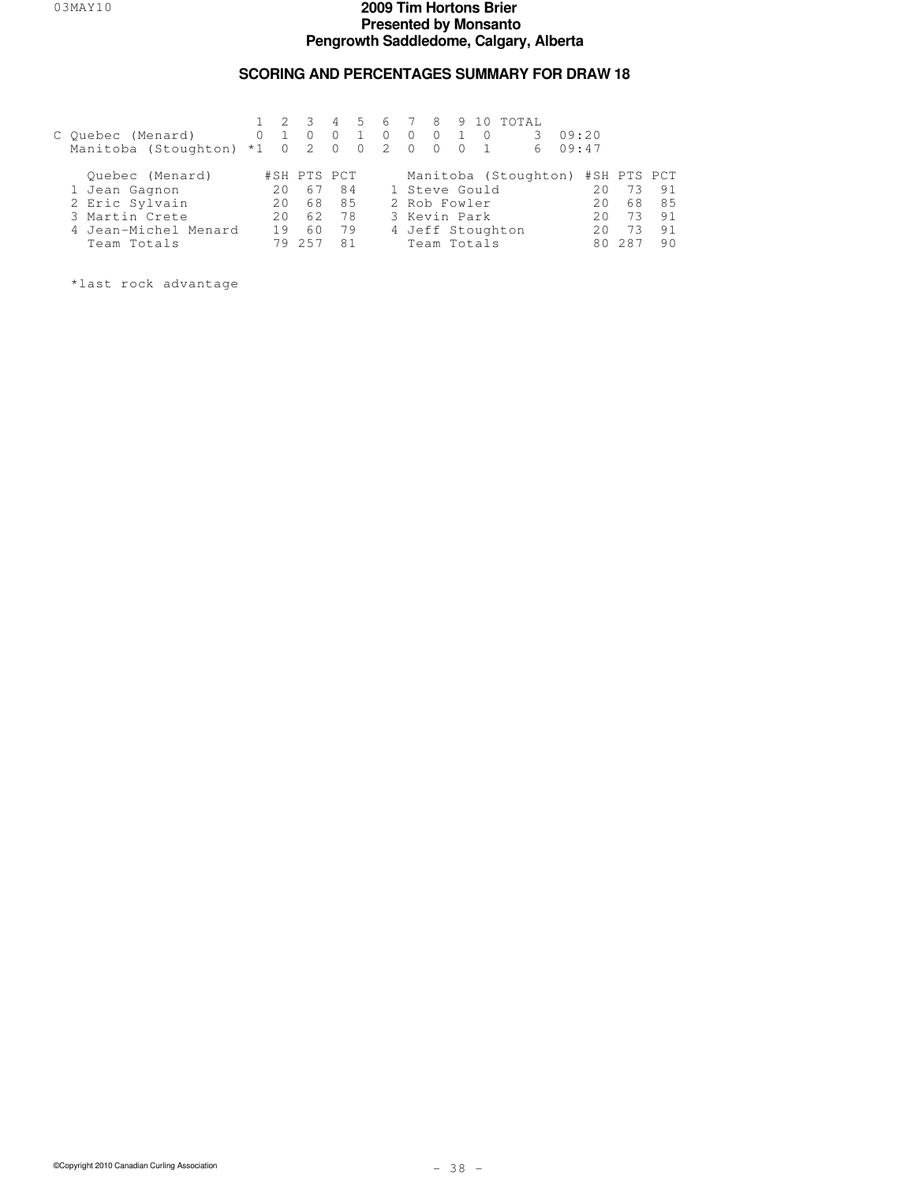# 2009 Tim Hortons Brier
## Presented by Monsanto
## Pengrowth Saddledome, Calgary, Alberta

## SCORING AND PERCENTAGES SUMMARY FOR DRAW 18

| | 1 | 2 | 3 | 4 | 5 | 6 | 7 | 8 | 9 | 10 | TOTAL | |
|---|---|---|---|---|---|---|---|---|---|---|---|---|
| C Quebec (Menard) | 0 | 1 | 0 | 0 | 1 | 0 | 0 | 0 | 1 | 0 | 3 | 09:20 |
| Manitoba (Stoughton) | *1 | 0 | 2 | 0 | 0 | 2 | 0 | 0 | 0 | 1 | 6 | 09:47 |

| Quebec (Menard) | #SH | PTS | PCT | Manitoba (Stoughton) | #SH | PTS | PCT |
|---|---|---|---|---|---|---|---|
| 1 Jean Gagnon | 20 | 67 | 84 | 1 Steve Gould | 20 | 73 | 91 |
| 2 Eric Sylvain | 20 | 68 | 85 | 2 Rob Fowler | 20 | 68 | 85 |
| 3 Martin Crete | 20 | 62 | 78 | 3 Kevin Park | 20 | 73 | 91 |
| 4 Jean-Michel Menard | 19 | 60 | 79 | 4 Jeff Stoughton | 20 | 73 | 91 |
| Team Totals | 79 | 257 | 81 | Team Totals | 80 | 287 | 90 |

*last rock advantage

©Copyright 2010 Canadian Curling Association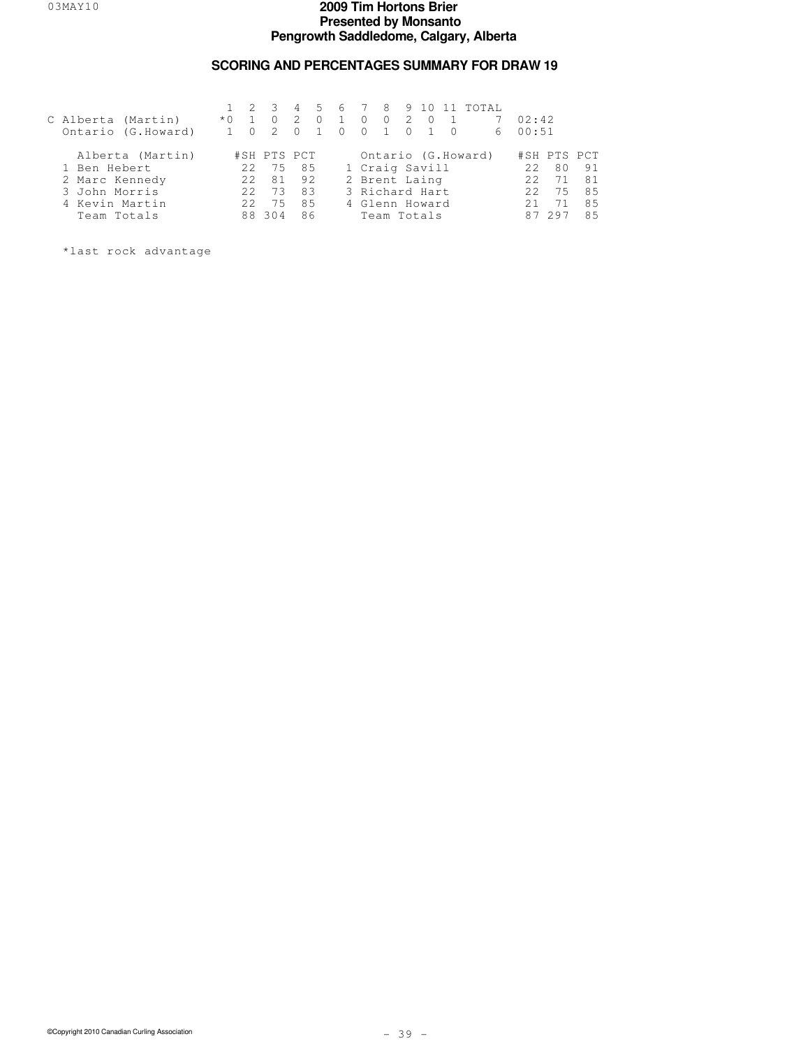# 2009 Tim Hortons Brier
## Presented by Monsanto
## Pengrowth Saddledome, Calgary, Alberta

### SCORING AND PERCENTAGES SUMMARY FOR DRAW 19

| | 1 | 2 | 3 | 4 | 5 | 6 | 7 | 8 | 9 | 10 | 11 | TOTAL | |
|---|---|---|---|---|---|---|---|---|---|---|---|---|---|
| C Alberta (Martin) | *0 | 1 | 0 | 2 | 0 | 1 | 0 | 0 | 2 | 0 | 1 | 7 | 02:42 |
| Ontario (G.Howard) | 1 | 0 | 2 | 0 | 1 | 0 | 0 | 1 | 0 | 1 | 0 | 6 | 00:51 |

| Alberta (Martin) | #SH | PTS | PCT | Ontario (G.Howard) | #SH | PTS | PCT |
|---|---|---|---|---|---|---|---|
| 1 Ben Hebert | 22 | 75 | 85 | 1 Craig Savill | 22 | 80 | 91 |
| 2 Marc Kennedy | 22 | 81 | 92 | 2 Brent Laing | 22 | 71 | 81 |
| 3 John Morris | 22 | 73 | 83 | 3 Richard Hart | 22 | 75 | 85 |
| 4 Kevin Martin | 22 | 75 | 85 | 4 Glenn Howard | 21 | 71 | 85 |
| Team Totals | 88 | 304 | 86 | Team Totals | 87 | 297 | 85 |

*last rock advantage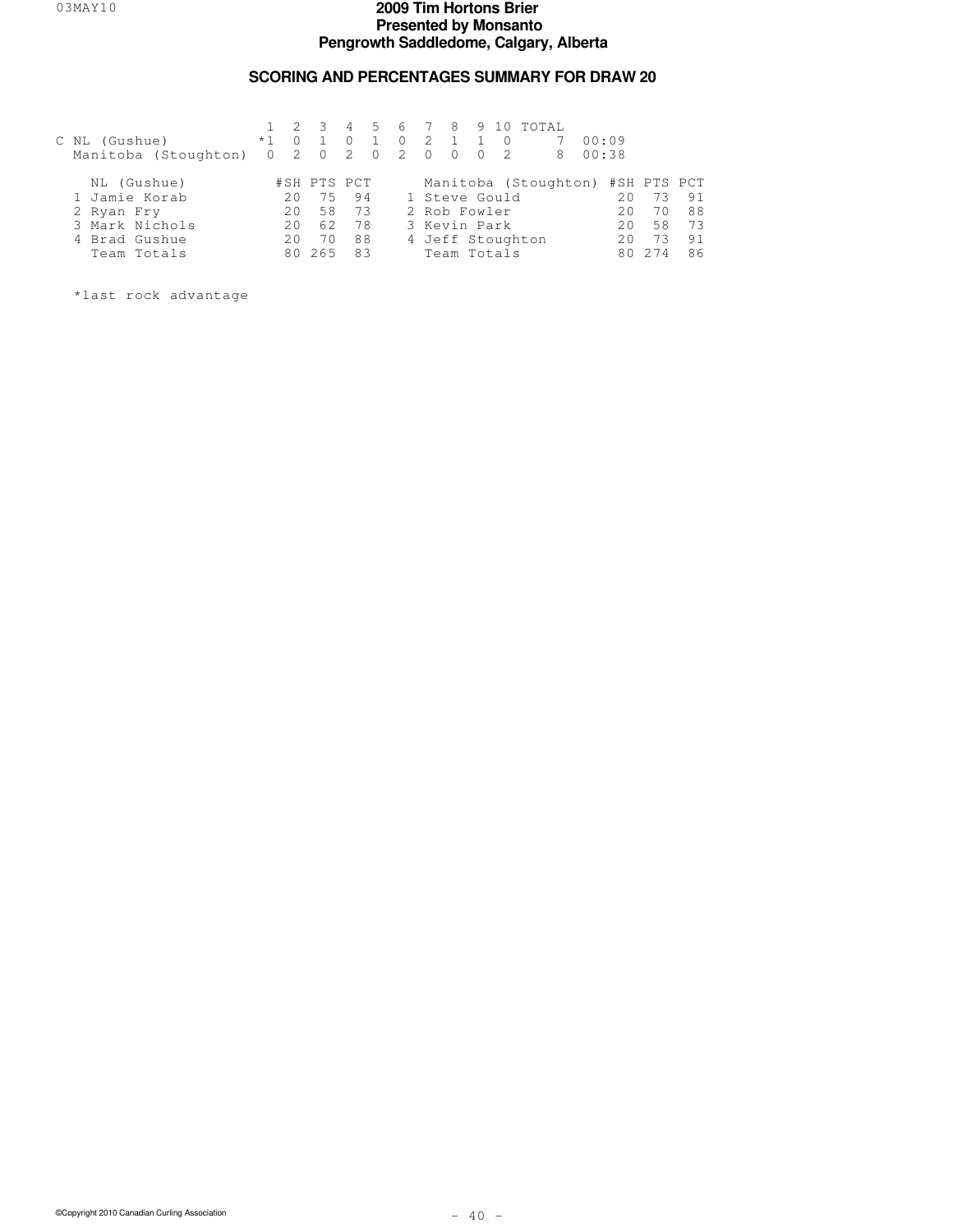# 2009 Tim Hortons Brier
## Presented by Monsanto
## Pengrowth Saddledome, Calgary, Alberta

### SCORING AND PERCENTAGES SUMMARY FOR DRAW 20

| | 1 | 2 | 3 | 4 | 5 | 6 | 7 | 8 | 9 | 10 | TOTAL | |
|---|---|---|---|---|---|---|---|---|---|---|---|---|
| C NL (Gushue) | *1 | 0 | 1 | 0 | 1 | 0 | 2 | 1 | 1 | 0 | 7 | 00:09 |
| Manitoba (Stoughton) | 0 | 2 | 0 | 2 | 0 | 2 | 0 | 0 | 0 | 2 | 8 | 00:38 |

| NL (Gushue) | #SH | PTS | PCT |
|---|---|---|---|
| 1 Jamie Korab | 20 | 75 | 94 |
| 2 Ryan Fry | 20 | 58 | 73 |
| 3 Mark Nichols | 20 | 62 | 78 |
| 4 Brad Gushue | 20 | 70 | 88 |
| Team Totals | 80 | 265 | 83 |

| Manitoba (Stoughton) | #SH | PTS | PCT |
|---|---|---|---|
| 1 Steve Gould | 20 | 73 | 91 |
| 2 Rob Fowler | 20 | 70 | 88 |
| 3 Kevin Park | 20 | 58 | 73 |
| 4 Jeff Stoughton | 20 | 73 | 91 |
| Team Totals | 80 | 274 | 86 |

*last rock advantage

©Copyright 2010 Canadian Curling Association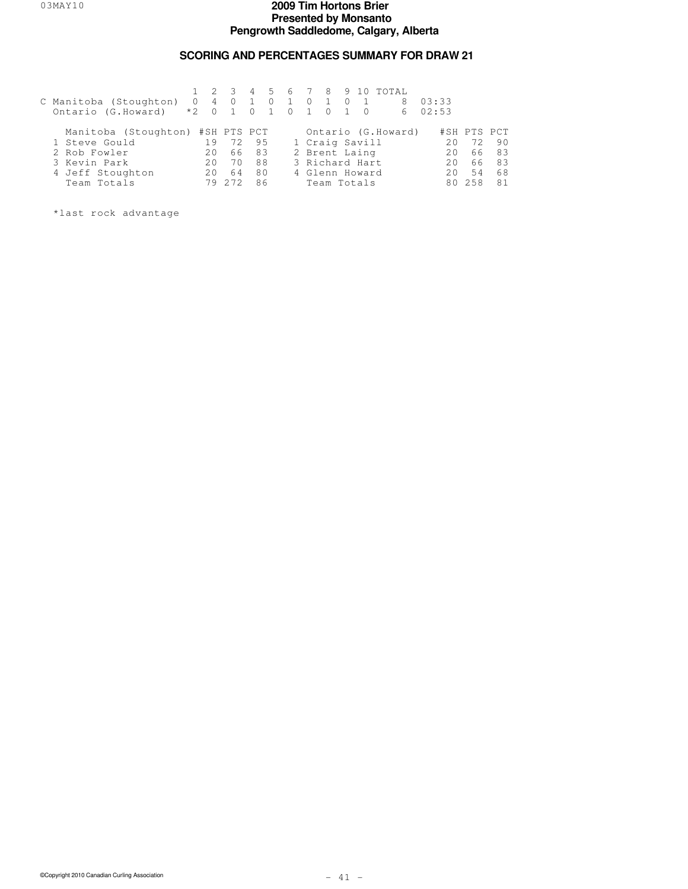# 2009 Tim Hortons Brier
## Presented by Monsanto
### Pengrowth Saddledome, Calgary, Alberta

## SCORING AND PERCENTAGES SUMMARY FOR DRAW 21

| | 1 | 2 | 3 | 4 | 5 | 6 | 7 | 8 | 9 | 10 | TOTAL | |
|---|---|---|---|---|---|---|---|---|---|---|---|---|
| C Manitoba (Stoughton) | 0 | 4 | 0 | 1 | 0 | 1 | 0 | 1 | 0 | 1 | 8 | 03:33 |
| Ontario (G.Howard) | *2 | 0 | 1 | 0 | 1 | 0 | 1 | 0 | 1 | 0 | 6 | 02:53 |

| Manitoba (Stoughton) | #SH | PTS | PCT | Ontario (G.Howard) | #SH | PTS | PCT |
|---|---|---|---|---|---|---|---|
| 1 Steve Gould | 19 | 72 | 95 | 1 Craig Savill | 20 | 72 | 90 |
| 2 Rob Fowler | 20 | 66 | 83 | 2 Brent Laing | 20 | 66 | 83 |
| 3 Kevin Park | 20 | 70 | 88 | 3 Richard Hart | 20 | 66 | 83 |
| 4 Jeff Stoughton | 20 | 64 | 80 | 4 Glenn Howard | 20 | 54 | 68 |
| Team Totals | 79 | 272 | 86 | Team Totals | 80 | 258 | 81 |

*last rock advantage

©Copyright 2010 Canadian Curling Association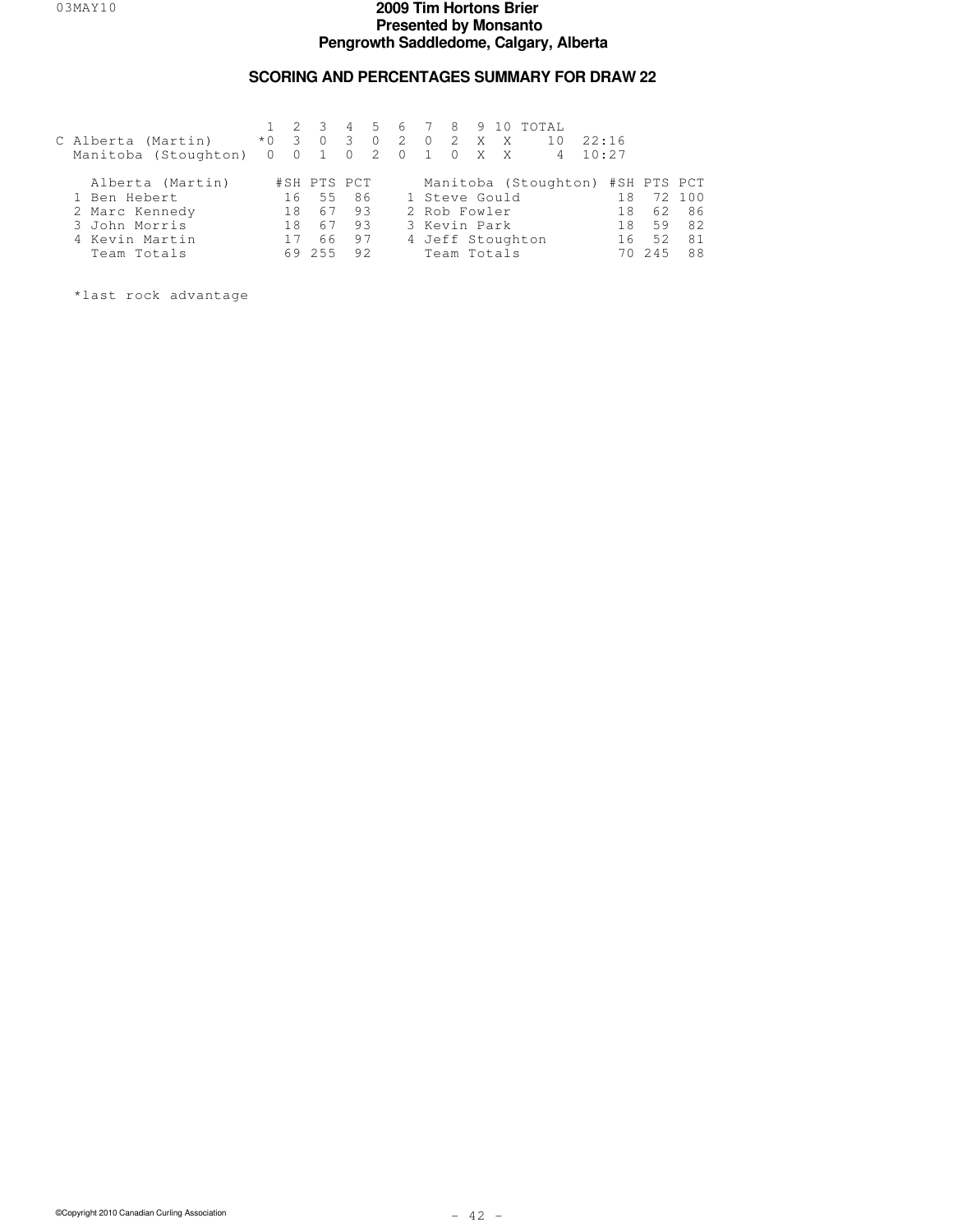# 2009 Tim Hortons Brier
## Presented by Monsanto
## Pengrowth Saddledome, Calgary, Alberta

### SCORING AND PERCENTAGES SUMMARY FOR DRAW 22

| | 1 | 2 | 3 | 4 | 5 | 6 | 7 | 8 | 9 | 10 | TOTAL | |
|---|---|---|---|---|---|---|---|---|---|---|---|---|
| C Alberta (Martin) | *0 | 3 | 0 | 3 | 0 | 2 | 0 | 2 | X | X | 10 | 22:16 |
| Manitoba (Stoughton) | 0 | 0 | 1 | 0 | 2 | 0 | 1 | 0 | X | X | 4 | 10:27 |

| Alberta (Martin) | #SH | PTS | PCT | Manitoba (Stoughton) | #SH | PTS | PCT |
|---|---|---|---|---|---|---|---|
| 1 Ben Hebert | 16 | 55 | 86 | 1 Steve Gould | 18 | 72 | 100 |
| 2 Marc Kennedy | 18 | 67 | 93 | 2 Rob Fowler | 18 | 62 | 86 |
| 3 John Morris | 18 | 67 | 93 | 3 Kevin Park | 18 | 59 | 82 |
| 4 Kevin Martin | 17 | 66 | 97 | 4 Jeff Stoughton | 16 | 52 | 81 |
| Team Totals | 69 | 255 | 92 | Team Totals | 70 | 245 | 88 |

*last rock advantage

©Copyright 2010 Canadian Curling Association